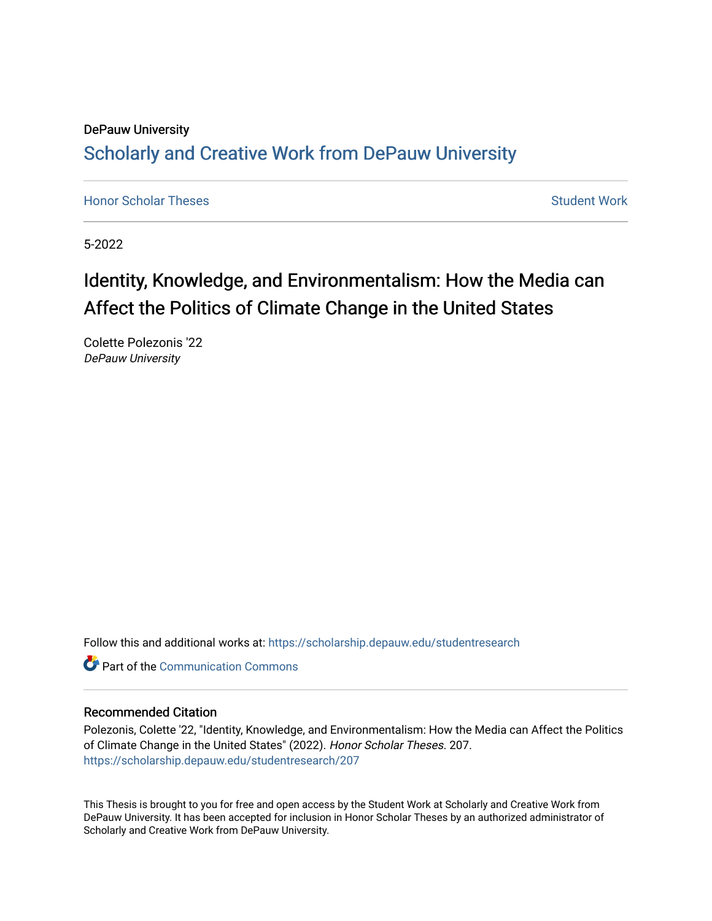DePauw University

# Scholarly and Creative Work from DePauw University

Honor Scholar Theses | Student Work

5-2022

## Identity, Knowledge, and Environmentalism: How the Media can Affect the Politics of Climate Change in the United States

Colette Polezonis '22
*DePauw University*

Follow this and additional works at: https://scholarship.depauw.edu/studentresearch

Part of the Communication Commons

### Recommended Citation

Polezonis, Colette '22, "Identity, Knowledge, and Environmentalism: How the Media can Affect the Politics of Climate Change in the United States" (2022). *Honor Scholar Theses*. 207.
https://scholarship.depauw.edu/studentresearch/207

This Thesis is brought to you for free and open access by the Student Work at Scholarly and Creative Work from DePauw University. It has been accepted for inclusion in Honor Scholar Theses by an authorized administrator of Scholarly and Creative Work from DePauw University.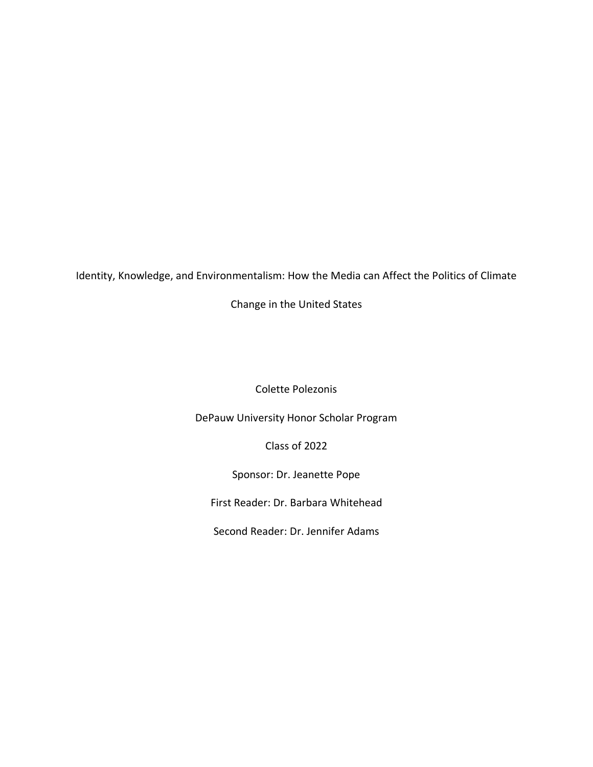Identity, Knowledge, and Environmentalism: How the Media can Affect the Politics of Climate Change in the United States

Colette Polezonis

DePauw University Honor Scholar Program

Class of 2022

Sponsor: Dr. Jeanette Pope

First Reader: Dr. Barbara Whitehead

Second Reader: Dr. Jennifer Adams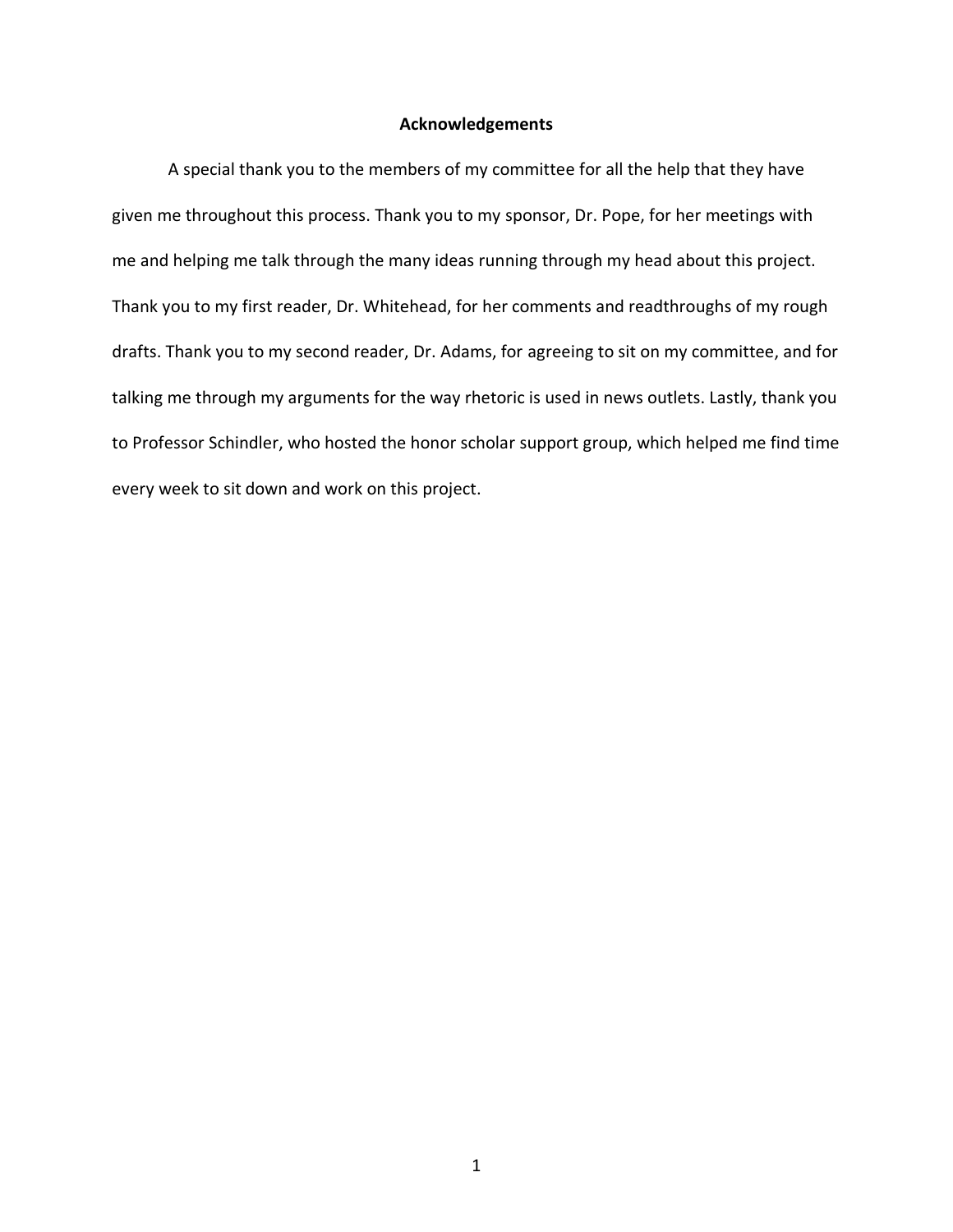## Acknowledgements

A special thank you to the members of my committee for all the help that they have given me throughout this process. Thank you to my sponsor, Dr. Pope, for her meetings with me and helping me talk through the many ideas running through my head about this project. Thank you to my first reader, Dr. Whitehead, for her comments and readthroughs of my rough drafts. Thank you to my second reader, Dr. Adams, for agreeing to sit on my committee, and for talking me through my arguments for the way rhetoric is used in news outlets. Lastly, thank you to Professor Schindler, who hosted the honor scholar support group, which helped me find time every week to sit down and work on this project.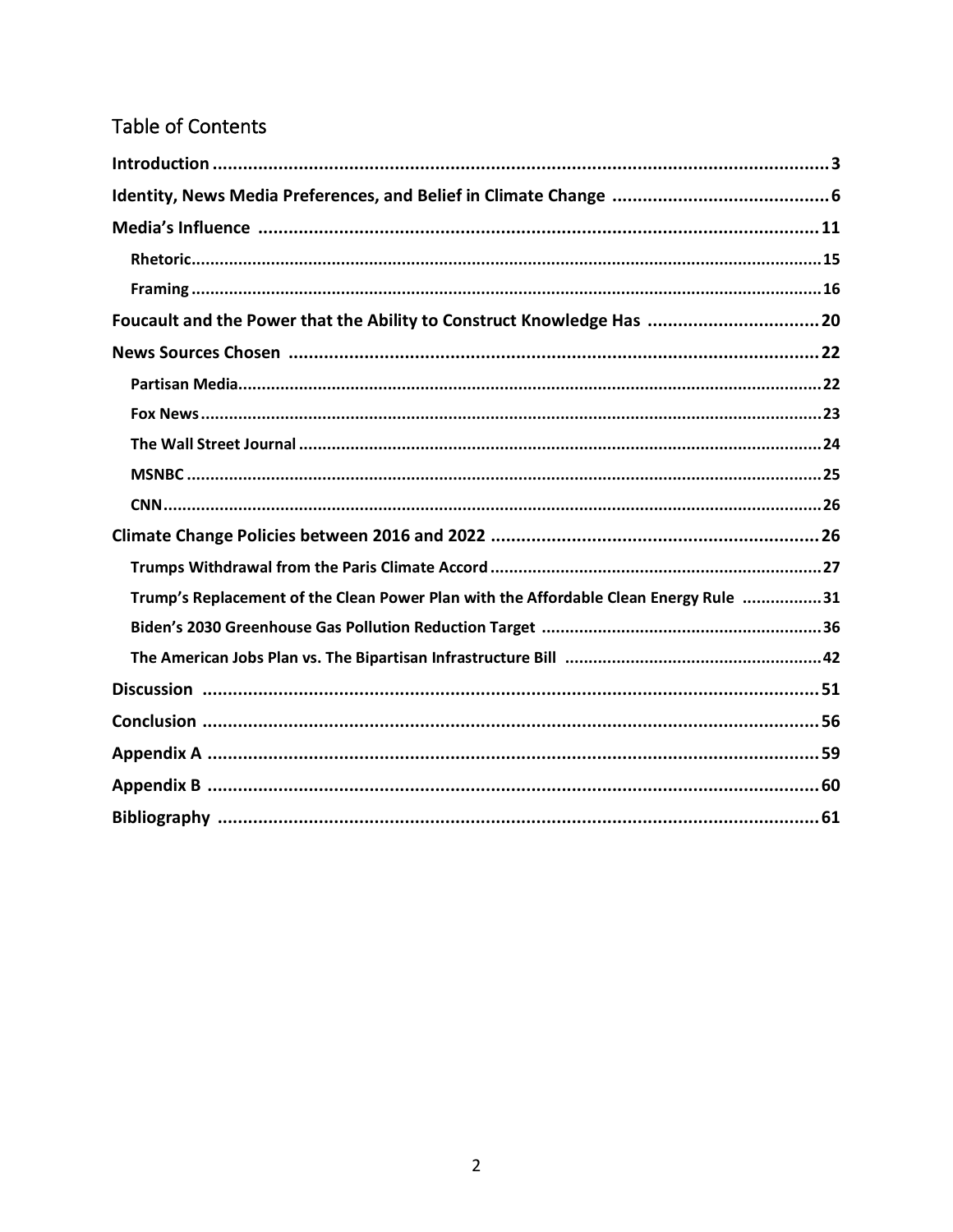## Table of Contents

**Introduction** .......... 3

**Identity, News Media Preferences, and Belief in Climate Change** .......... 6

**Media's Influence** .......... 11

- **Rhetoric** .......... 15
- **Framing** .......... 16

**Foucault and the Power that the Ability to Construct Knowledge Has** .......... 20

**News Sources Chosen** .......... 22

- **Partisan Media** .......... 22
- **Fox News** .......... 23
- **The Wall Street Journal** .......... 24
- **MSNBC** .......... 25
- **CNN** .......... 26

**Climate Change Policies between 2016 and 2022** .......... 26

- **Trumps Withdrawal from the Paris Climate Accord** .......... 27
- **Trump's Replacement of the Clean Power Plan with the Affordable Clean Energy Rule** .......... 31
- **Biden's 2030 Greenhouse Gas Pollution Reduction Target** .......... 36
- **The American Jobs Plan vs. The Bipartisan Infrastructure Bill** .......... 42

**Discussion** .......... 51

**Conclusion** .......... 56

**Appendix A** .......... 59

**Appendix B** .......... 60

**Bibliography** .......... 61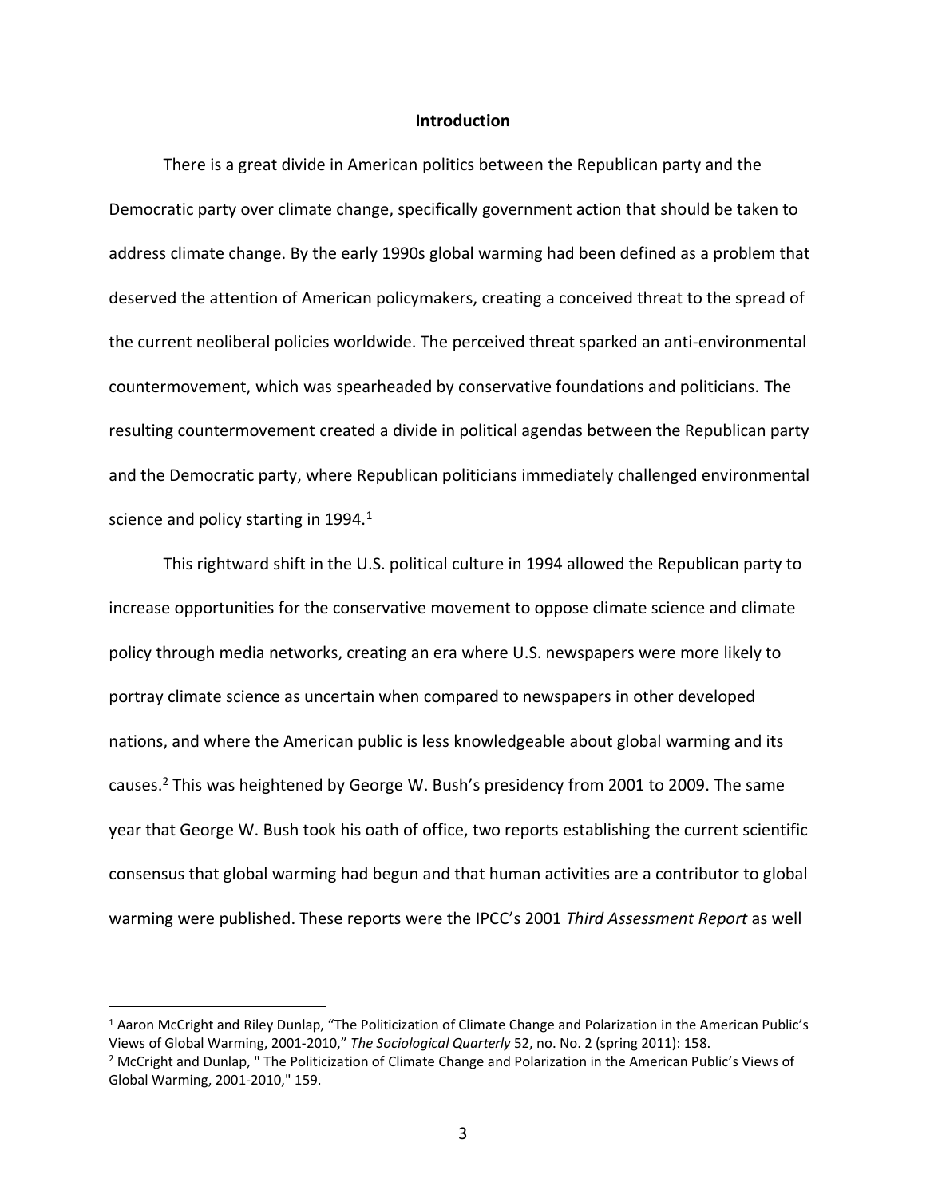## Introduction

There is a great divide in American politics between the Republican party and the Democratic party over climate change, specifically government action that should be taken to address climate change. By the early 1990s global warming had been defined as a problem that deserved the attention of American policymakers, creating a conceived threat to the spread of the current neoliberal policies worldwide. The perceived threat sparked an anti-environmental countermovement, which was spearheaded by conservative foundations and politicians. The resulting countermovement created a divide in political agendas between the Republican party and the Democratic party, where Republican politicians immediately challenged environmental science and policy starting in 1994.[1]

This rightward shift in the U.S. political culture in 1994 allowed the Republican party to increase opportunities for the conservative movement to oppose climate science and climate policy through media networks, creating an era where U.S. newspapers were more likely to portray climate science as uncertain when compared to newspapers in other developed nations, and where the American public is less knowledgeable about global warming and its causes.[2] This was heightened by George W. Bush's presidency from 2001 to 2009. The same year that George W. Bush took his oath of office, two reports establishing the current scientific consensus that global warming had begun and that human activities are a contributor to global warming were published. These reports were the IPCC's 2001 *Third Assessment Report* as well

---

[1] Aaron McCright and Riley Dunlap, "The Politicization of Climate Change and Polarization in the American Public's Views of Global Warming, 2001-2010," *The Sociological Quarterly* 52, no. No. 2 (spring 2011): 158.

[2] McCright and Dunlap, " The Politicization of Climate Change and Polarization in the American Public's Views of Global Warming, 2001-2010," 159.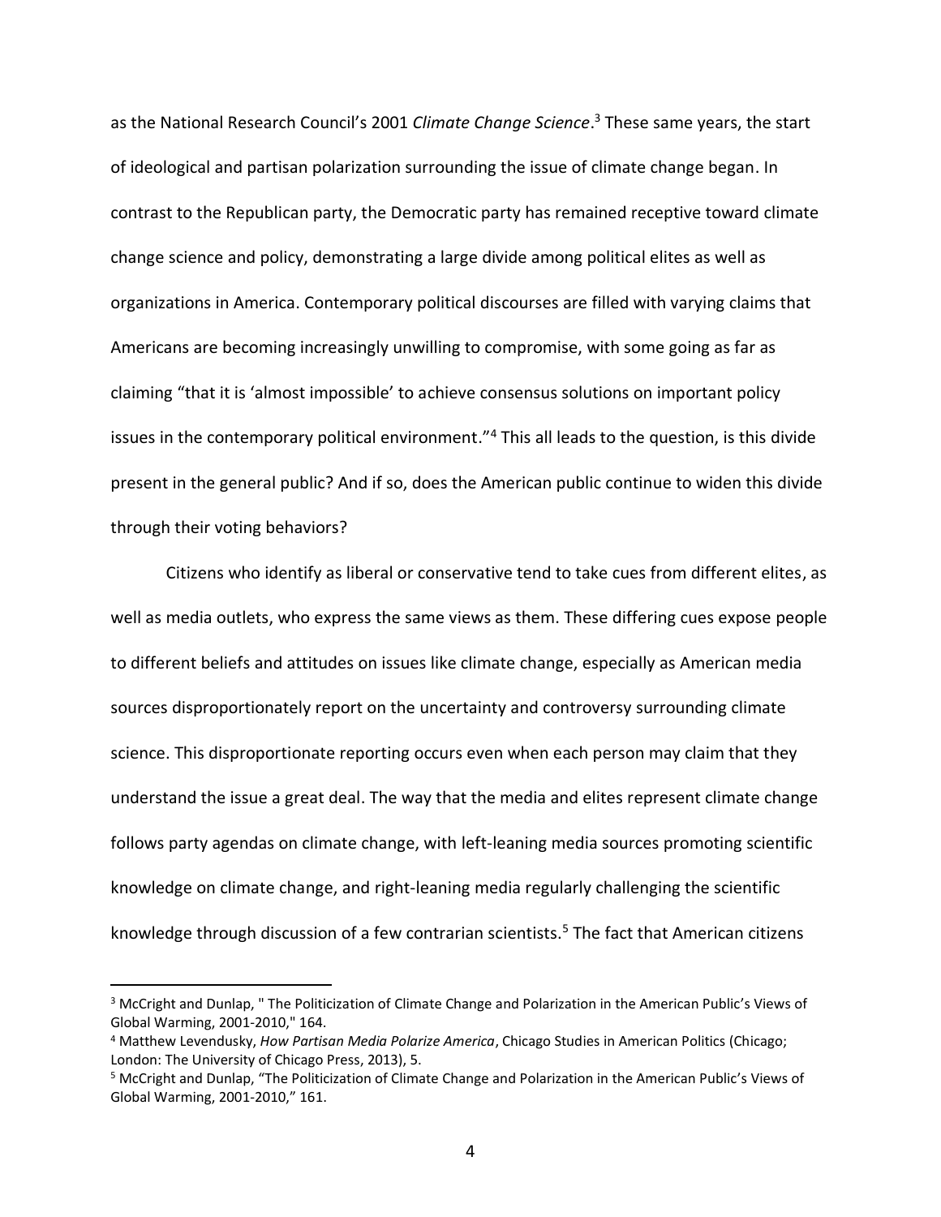as the National Research Council's 2001 *Climate Change Science*.[3] These same years, the start of ideological and partisan polarization surrounding the issue of climate change began. In contrast to the Republican party, the Democratic party has remained receptive toward climate change science and policy, demonstrating a large divide among political elites as well as organizations in America. Contemporary political discourses are filled with varying claims that Americans are becoming increasingly unwilling to compromise, with some going as far as claiming "that it is 'almost impossible' to achieve consensus solutions on important policy issues in the contemporary political environment."[4] This all leads to the question, is this divide present in the general public? And if so, does the American public continue to widen this divide through their voting behaviors?

Citizens who identify as liberal or conservative tend to take cues from different elites, as well as media outlets, who express the same views as them. These differing cues expose people to different beliefs and attitudes on issues like climate change, especially as American media sources disproportionately report on the uncertainty and controversy surrounding climate science. This disproportionate reporting occurs even when each person may claim that they understand the issue a great deal. The way that the media and elites represent climate change follows party agendas on climate change, with left-leaning media sources promoting scientific knowledge on climate change, and right-leaning media regularly challenging the scientific knowledge through discussion of a few contrarian scientists.[5] The fact that American citizens

---

[3] McCright and Dunlap, " The Politicization of Climate Change and Polarization in the American Public's Views of Global Warming, 2001-2010," 164.

[4] Matthew Levendusky, *How Partisan Media Polarize America*, Chicago Studies in American Politics (Chicago; London: The University of Chicago Press, 2013), 5.

[5] McCright and Dunlap, "The Politicization of Climate Change and Polarization in the American Public's Views of Global Warming, 2001-2010," 161.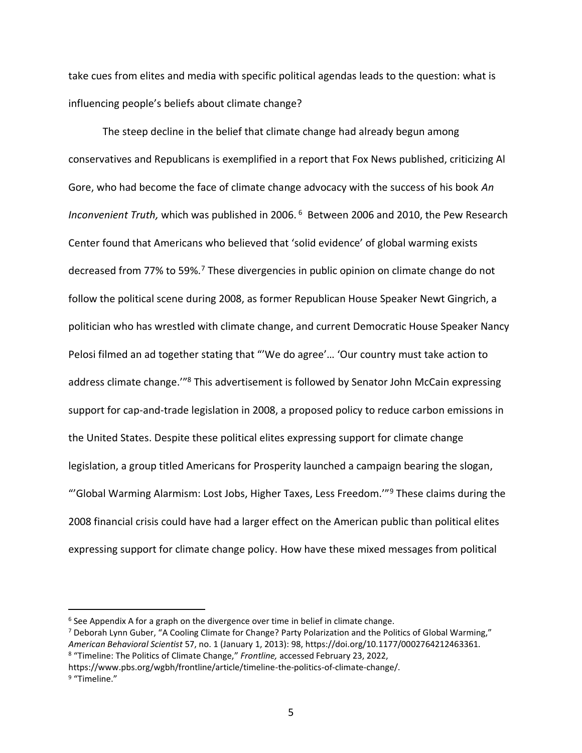take cues from elites and media with specific political agendas leads to the question: what is influencing people's beliefs about climate change?

The steep decline in the belief that climate change had already begun among conservatives and Republicans is exemplified in a report that Fox News published, criticizing Al Gore, who had become the face of climate change advocacy with the success of his book *An Inconvenient Truth,* which was published in 2006.[6] Between 2006 and 2010, the Pew Research Center found that Americans who believed that 'solid evidence' of global warming exists decreased from 77% to 59%.[7] These divergencies in public opinion on climate change do not follow the political scene during 2008, as former Republican House Speaker Newt Gingrich, a politician who has wrestled with climate change, and current Democratic House Speaker Nancy Pelosi filmed an ad together stating that "'We do agree'… 'Our country must take action to address climate change.'"[8] This advertisement is followed by Senator John McCain expressing support for cap-and-trade legislation in 2008, a proposed policy to reduce carbon emissions in the United States. Despite these political elites expressing support for climate change legislation, a group titled Americans for Prosperity launched a campaign bearing the slogan, "'Global Warming Alarmism: Lost Jobs, Higher Taxes, Less Freedom.'"[9] These claims during the 2008 financial crisis could have had a larger effect on the American public than political elites expressing support for climate change policy. How have these mixed messages from political

---

[6] See Appendix A for a graph on the divergence over time in belief in climate change.

[7] Deborah Lynn Guber, "A Cooling Climate for Change? Party Polarization and the Politics of Global Warming," *American Behavioral Scientist* 57, no. 1 (January 1, 2013): 98, https://doi.org/10.1177/0002764212463361.

[8] "Timeline: The Politics of Climate Change," *Frontline,* accessed February 23, 2022, https://www.pbs.org/wgbh/frontline/article/timeline-the-politics-of-climate-change/.

[9] "Timeline."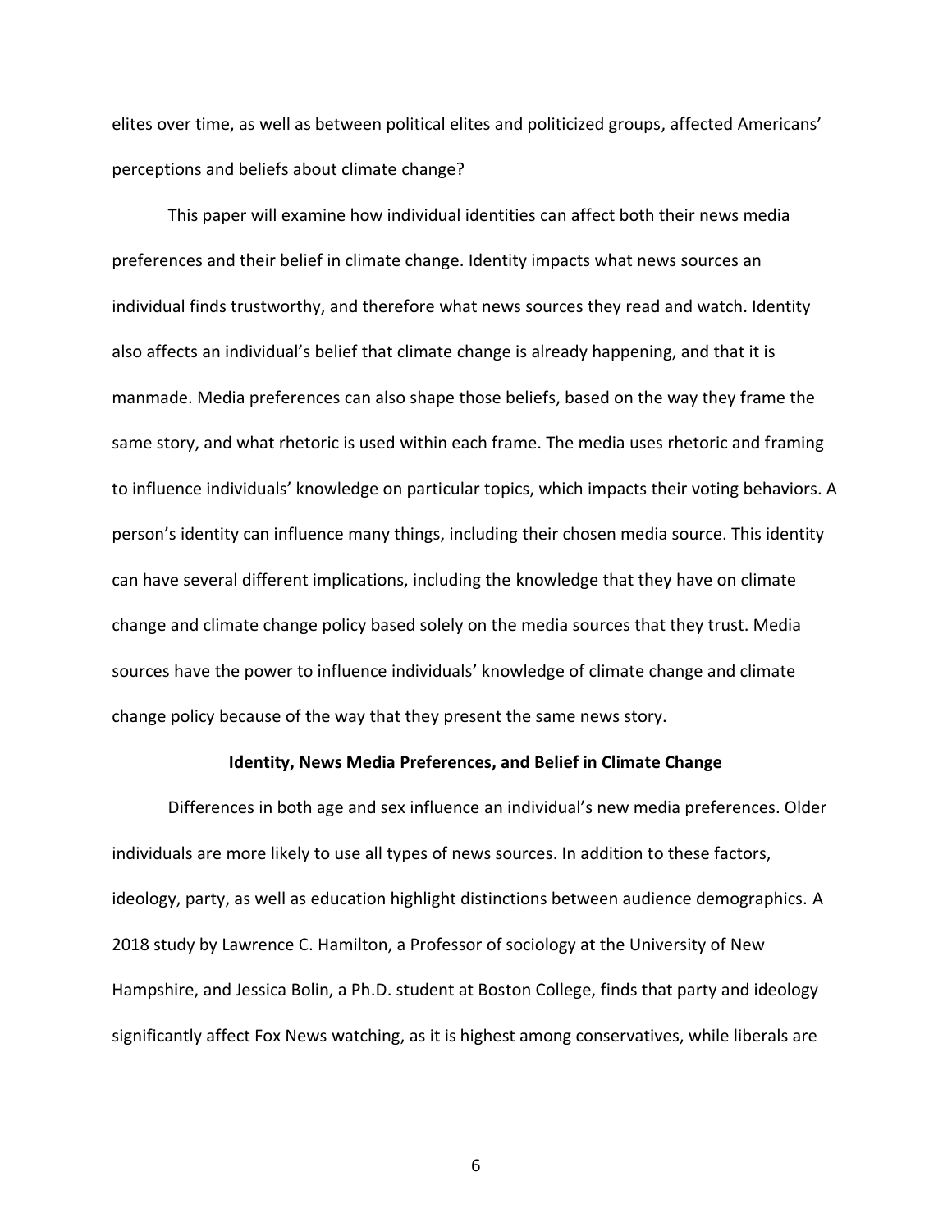elites over time, as well as between political elites and politicized groups, affected Americans' perceptions and beliefs about climate change?

This paper will examine how individual identities can affect both their news media preferences and their belief in climate change. Identity impacts what news sources an individual finds trustworthy, and therefore what news sources they read and watch. Identity also affects an individual's belief that climate change is already happening, and that it is manmade. Media preferences can also shape those beliefs, based on the way they frame the same story, and what rhetoric is used within each frame. The media uses rhetoric and framing to influence individuals' knowledge on particular topics, which impacts their voting behaviors. A person's identity can influence many things, including their chosen media source. This identity can have several different implications, including the knowledge that they have on climate change and climate change policy based solely on the media sources that they trust. Media sources have the power to influence individuals' knowledge of climate change and climate change policy because of the way that they present the same news story.

**Identity, News Media Preferences, and Belief in Climate Change**

Differences in both age and sex influence an individual's new media preferences. Older individuals are more likely to use all types of news sources. In addition to these factors, ideology, party, as well as education highlight distinctions between audience demographics. A 2018 study by Lawrence C. Hamilton, a Professor of sociology at the University of New Hampshire, and Jessica Bolin, a Ph.D. student at Boston College, finds that party and ideology significantly affect Fox News watching, as it is highest among conservatives, while liberals are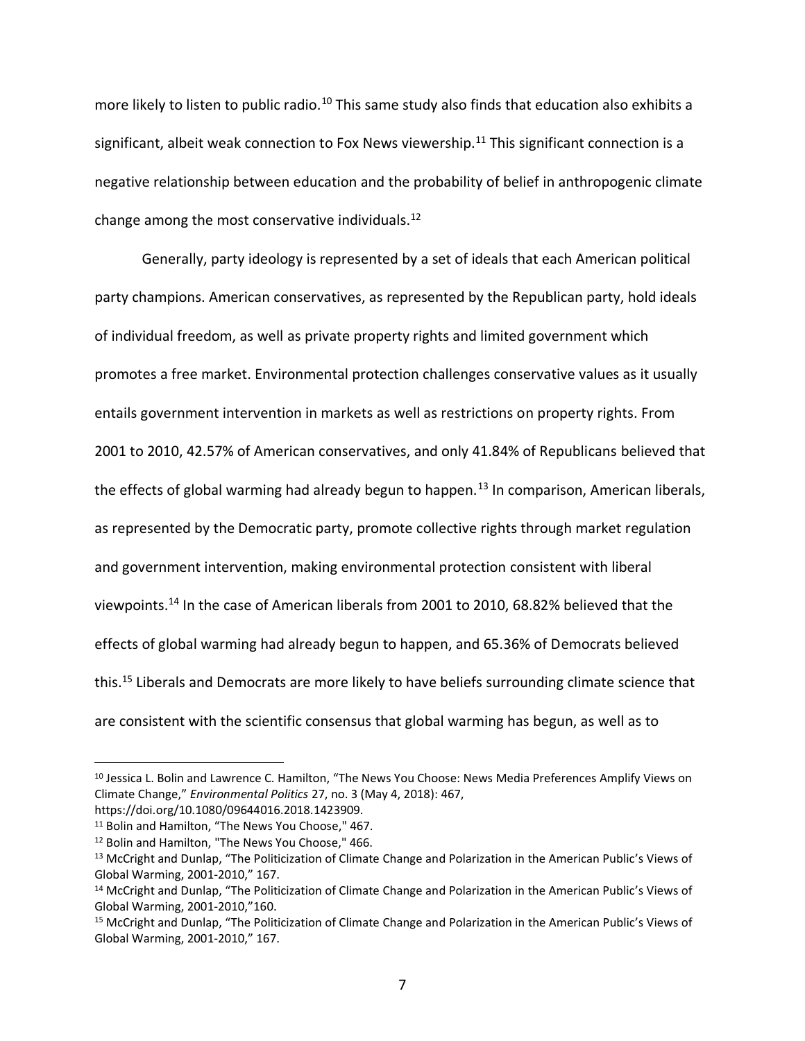more likely to listen to public radio.[10] This same study also finds that education also exhibits a significant, albeit weak connection to Fox News viewership.[11] This significant connection is a negative relationship between education and the probability of belief in anthropogenic climate change among the most conservative individuals.[12]

Generally, party ideology is represented by a set of ideals that each American political party champions. American conservatives, as represented by the Republican party, hold ideals of individual freedom, as well as private property rights and limited government which promotes a free market. Environmental protection challenges conservative values as it usually entails government intervention in markets as well as restrictions on property rights. From 2001 to 2010, 42.57% of American conservatives, and only 41.84% of Republicans believed that the effects of global warming had already begun to happen.[13] In comparison, American liberals, as represented by the Democratic party, promote collective rights through market regulation and government intervention, making environmental protection consistent with liberal viewpoints.[14] In the case of American liberals from 2001 to 2010, 68.82% believed that the effects of global warming had already begun to happen, and 65.36% of Democrats believed this.[15] Liberals and Democrats are more likely to have beliefs surrounding climate science that are consistent with the scientific consensus that global warming has begun, as well as to

---

[10] Jessica L. Bolin and Lawrence C. Hamilton, "The News You Choose: News Media Preferences Amplify Views on Climate Change," *Environmental Politics* 27, no. 3 (May 4, 2018): 467, https://doi.org/10.1080/09644016.2018.1423909.

[11] Bolin and Hamilton, "The News You Choose," 467.

[12] Bolin and Hamilton, "The News You Choose," 466.

[13] McCright and Dunlap, "The Politicization of Climate Change and Polarization in the American Public's Views of Global Warming, 2001-2010," 167.

[14] McCright and Dunlap, "The Politicization of Climate Change and Polarization in the American Public's Views of Global Warming, 2001-2010,"160.

[15] McCright and Dunlap, "The Politicization of Climate Change and Polarization in the American Public's Views of Global Warming, 2001-2010," 167.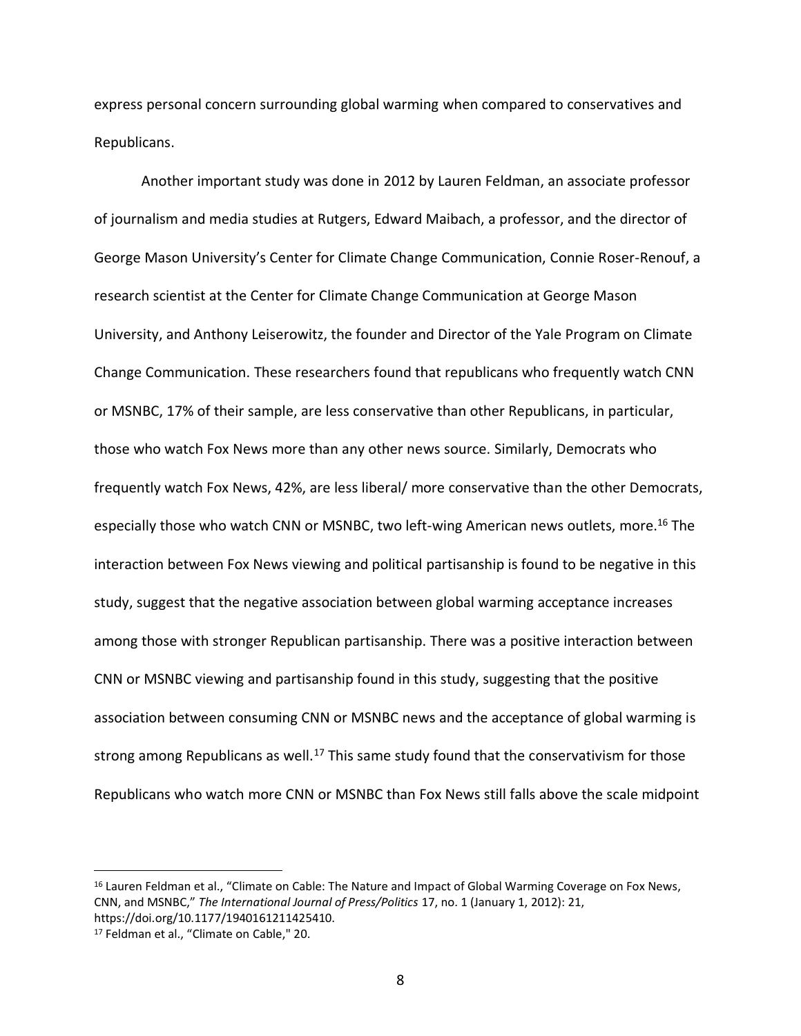express personal concern surrounding global warming when compared to conservatives and Republicans.

Another important study was done in 2012 by Lauren Feldman, an associate professor of journalism and media studies at Rutgers, Edward Maibach, a professor, and the director of George Mason University's Center for Climate Change Communication, Connie Roser-Renouf, a research scientist at the Center for Climate Change Communication at George Mason University, and Anthony Leiserowitz, the founder and Director of the Yale Program on Climate Change Communication. These researchers found that republicans who frequently watch CNN or MSNBC, 17% of their sample, are less conservative than other Republicans, in particular, those who watch Fox News more than any other news source. Similarly, Democrats who frequently watch Fox News, 42%, are less liberal/ more conservative than the other Democrats, especially those who watch CNN or MSNBC, two left-wing American news outlets, more.[16] The interaction between Fox News viewing and political partisanship is found to be negative in this study, suggest that the negative association between global warming acceptance increases among those with stronger Republican partisanship. There was a positive interaction between CNN or MSNBC viewing and partisanship found in this study, suggesting that the positive association between consuming CNN or MSNBC news and the acceptance of global warming is strong among Republicans as well.[17] This same study found that the conservativism for those Republicans who watch more CNN or MSNBC than Fox News still falls above the scale midpoint

---

[16] Lauren Feldman et al., "Climate on Cable: The Nature and Impact of Global Warming Coverage on Fox News, CNN, and MSNBC," *The International Journal of Press/Politics* 17, no. 1 (January 1, 2012): 21, https://doi.org/10.1177/1940161211425410.

[17] Feldman et al., "Climate on Cable," 20.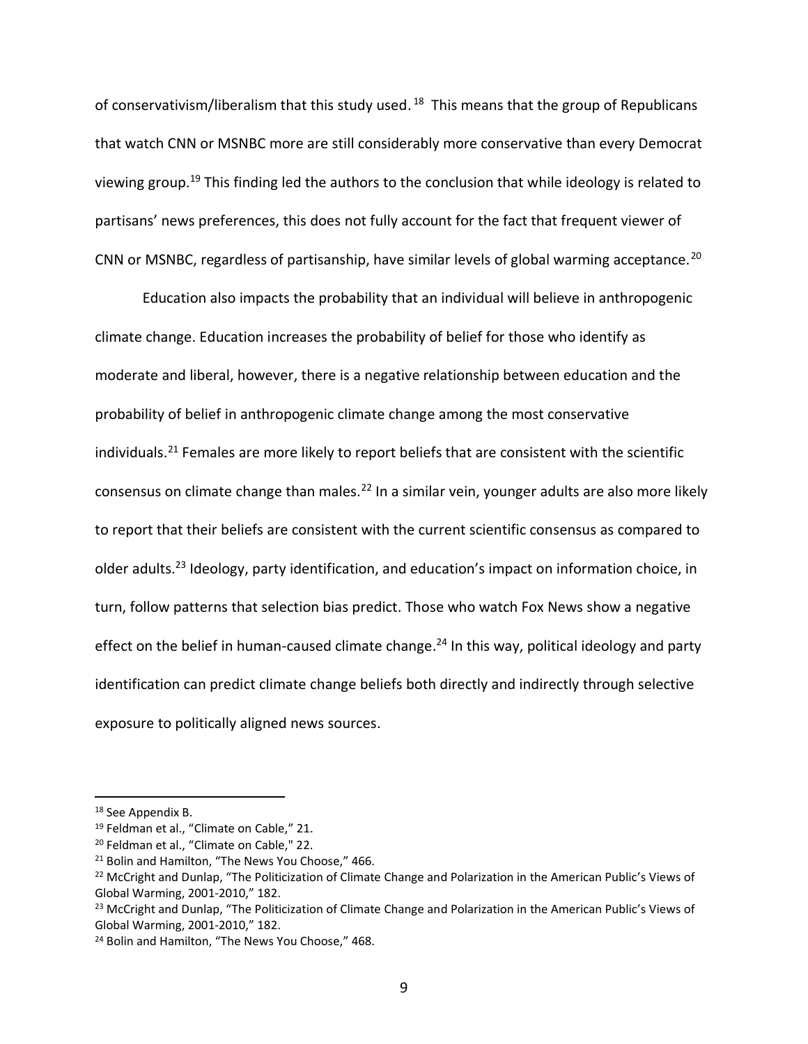of conservativism/liberalism that this study used.[18] This means that the group of Republicans that watch CNN or MSNBC more are still considerably more conservative than every Democrat viewing group.[19] This finding led the authors to the conclusion that while ideology is related to partisans' news preferences, this does not fully account for the fact that frequent viewer of CNN or MSNBC, regardless of partisanship, have similar levels of global warming acceptance.[20]

Education also impacts the probability that an individual will believe in anthropogenic climate change. Education increases the probability of belief for those who identify as moderate and liberal, however, there is a negative relationship between education and the probability of belief in anthropogenic climate change among the most conservative individuals.[21] Females are more likely to report beliefs that are consistent with the scientific consensus on climate change than males.[22] In a similar vein, younger adults are also more likely to report that their beliefs are consistent with the current scientific consensus as compared to older adults.[23] Ideology, party identification, and education's impact on information choice, in turn, follow patterns that selection bias predict. Those who watch Fox News show a negative effect on the belief in human-caused climate change.[24] In this way, political ideology and party identification can predict climate change beliefs both directly and indirectly through selective exposure to politically aligned news sources.

---

[18] See Appendix B.

[19] Feldman et al., "Climate on Cable," 21.

[20] Feldman et al., "Climate on Cable," 22.

[21] Bolin and Hamilton, "The News You Choose," 466.

[22] McCright and Dunlap, "The Politicization of Climate Change and Polarization in the American Public's Views of Global Warming, 2001-2010," 182.

[23] McCright and Dunlap, "The Politicization of Climate Change and Polarization in the American Public's Views of Global Warming, 2001-2010," 182.

[24] Bolin and Hamilton, "The News You Choose," 468.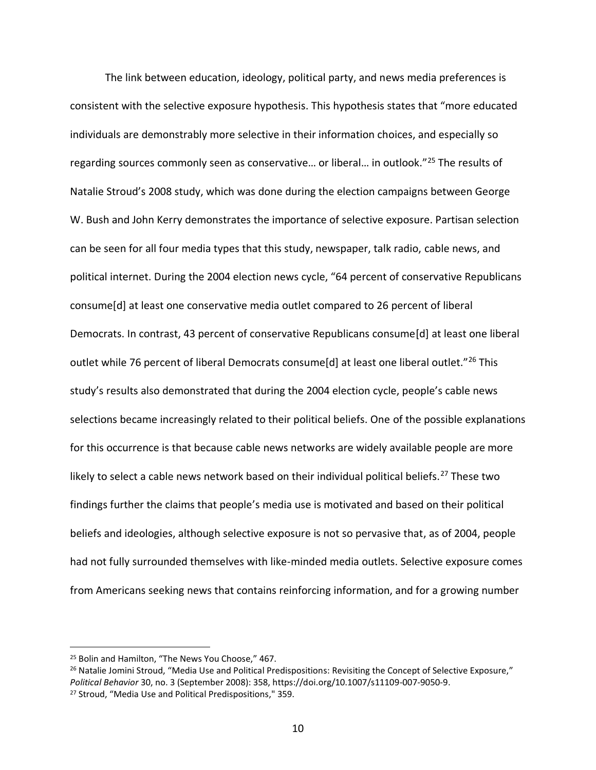The link between education, ideology, political party, and news media preferences is consistent with the selective exposure hypothesis. This hypothesis states that "more educated individuals are demonstrably more selective in their information choices, and especially so regarding sources commonly seen as conservative… or liberal… in outlook."[25] The results of Natalie Stroud's 2008 study, which was done during the election campaigns between George W. Bush and John Kerry demonstrates the importance of selective exposure. Partisan selection can be seen for all four media types that this study, newspaper, talk radio, cable news, and political internet. During the 2004 election news cycle, "64 percent of conservative Republicans consume[d] at least one conservative media outlet compared to 26 percent of liberal Democrats. In contrast, 43 percent of conservative Republicans consume[d] at least one liberal outlet while 76 percent of liberal Democrats consume[d] at least one liberal outlet."[26] This study's results also demonstrated that during the 2004 election cycle, people's cable news selections became increasingly related to their political beliefs. One of the possible explanations for this occurrence is that because cable news networks are widely available people are more likely to select a cable news network based on their individual political beliefs.[27] These two findings further the claims that people's media use is motivated and based on their political beliefs and ideologies, although selective exposure is not so pervasive that, as of 2004, people had not fully surrounded themselves with like-minded media outlets. Selective exposure comes from Americans seeking news that contains reinforcing information, and for a growing number

---

[25] Bolin and Hamilton, "The News You Choose," 467.

[26] Natalie Jomini Stroud, "Media Use and Political Predispositions: Revisiting the Concept of Selective Exposure," *Political Behavior* 30, no. 3 (September 2008): 358, https://doi.org/10.1007/s11109-007-9050-9.

[27] Stroud, "Media Use and Political Predispositions," 359.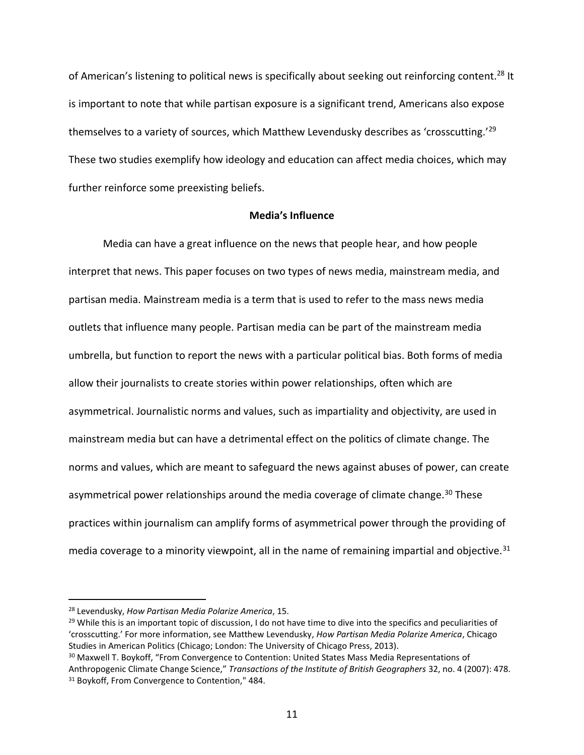of American's listening to political news is specifically about seeking out reinforcing content.[28] It is important to note that while partisan exposure is a significant trend, Americans also expose themselves to a variety of sources, which Matthew Levendusky describes as 'crosscutting.'[29] These two studies exemplify how ideology and education can affect media choices, which may further reinforce some preexisting beliefs.

**Media's Influence**

Media can have a great influence on the news that people hear, and how people interpret that news. This paper focuses on two types of news media, mainstream media, and partisan media. Mainstream media is a term that is used to refer to the mass news media outlets that influence many people. Partisan media can be part of the mainstream media umbrella, but function to report the news with a particular political bias. Both forms of media allow their journalists to create stories within power relationships, often which are asymmetrical. Journalistic norms and values, such as impartiality and objectivity, are used in mainstream media but can have a detrimental effect on the politics of climate change. The norms and values, which are meant to safeguard the news against abuses of power, can create asymmetrical power relationships around the media coverage of climate change.[30] These practices within journalism can amplify forms of asymmetrical power through the providing of media coverage to a minority viewpoint, all in the name of remaining impartial and objective.[31]

---

[28] Levendusky, *How Partisan Media Polarize America*, 15.

[29] While this is an important topic of discussion, I do not have time to dive into the specifics and peculiarities of 'crosscutting.' For more information, see Matthew Levendusky, *How Partisan Media Polarize America*, Chicago Studies in American Politics (Chicago; London: The University of Chicago Press, 2013).

[30] Maxwell T. Boykoff, "From Convergence to Contention: United States Mass Media Representations of Anthropogenic Climate Change Science," *Transactions of the Institute of British Geographers* 32, no. 4 (2007): 478.

[31] Boykoff, From Convergence to Contention," 484.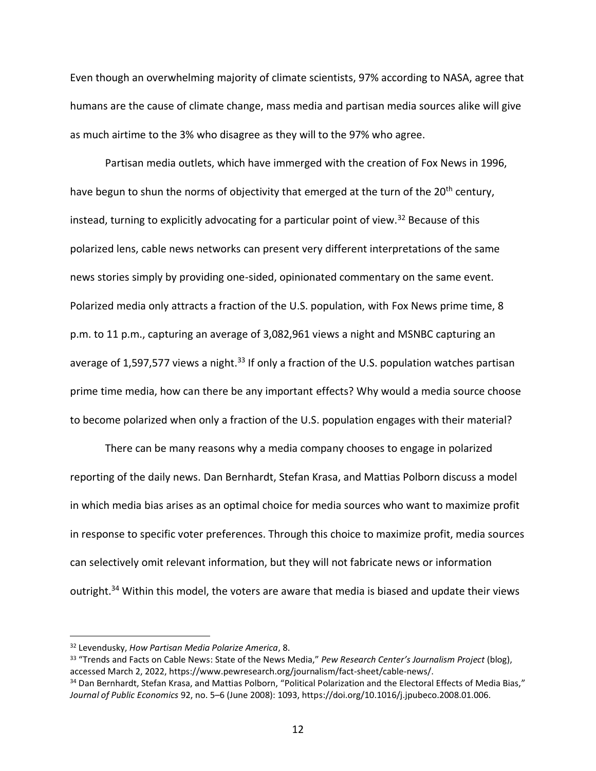Even though an overwhelming majority of climate scientists, 97% according to NASA, agree that humans are the cause of climate change, mass media and partisan media sources alike will give as much airtime to the 3% who disagree as they will to the 97% who agree.

Partisan media outlets, which have immerged with the creation of Fox News in 1996, have begun to shun the norms of objectivity that emerged at the turn of the 20th century, instead, turning to explicitly advocating for a particular point of view.[32] Because of this polarized lens, cable news networks can present very different interpretations of the same news stories simply by providing one-sided, opinionated commentary on the same event. Polarized media only attracts a fraction of the U.S. population, with Fox News prime time, 8 p.m. to 11 p.m., capturing an average of 3,082,961 views a night and MSNBC capturing an average of 1,597,577 views a night.[33] If only a fraction of the U.S. population watches partisan prime time media, how can there be any important effects? Why would a media source choose to become polarized when only a fraction of the U.S. population engages with their material?

There can be many reasons why a media company chooses to engage in polarized reporting of the daily news. Dan Bernhardt, Stefan Krasa, and Mattias Polborn discuss a model in which media bias arises as an optimal choice for media sources who want to maximize profit in response to specific voter preferences. Through this choice to maximize profit, media sources can selectively omit relevant information, but they will not fabricate news or information outright.[34] Within this model, the voters are aware that media is biased and update their views

---

[32] Levendusky, *How Partisan Media Polarize America*, 8.

[33] "Trends and Facts on Cable News: State of the News Media," *Pew Research Center's Journalism Project* (blog), accessed March 2, 2022, https://www.pewresearch.org/journalism/fact-sheet/cable-news/.

[34] Dan Bernhardt, Stefan Krasa, and Mattias Polborn, "Political Polarization and the Electoral Effects of Media Bias," *Journal of Public Economics* 92, no. 5–6 (June 2008): 1093, https://doi.org/10.1016/j.jpubeco.2008.01.006.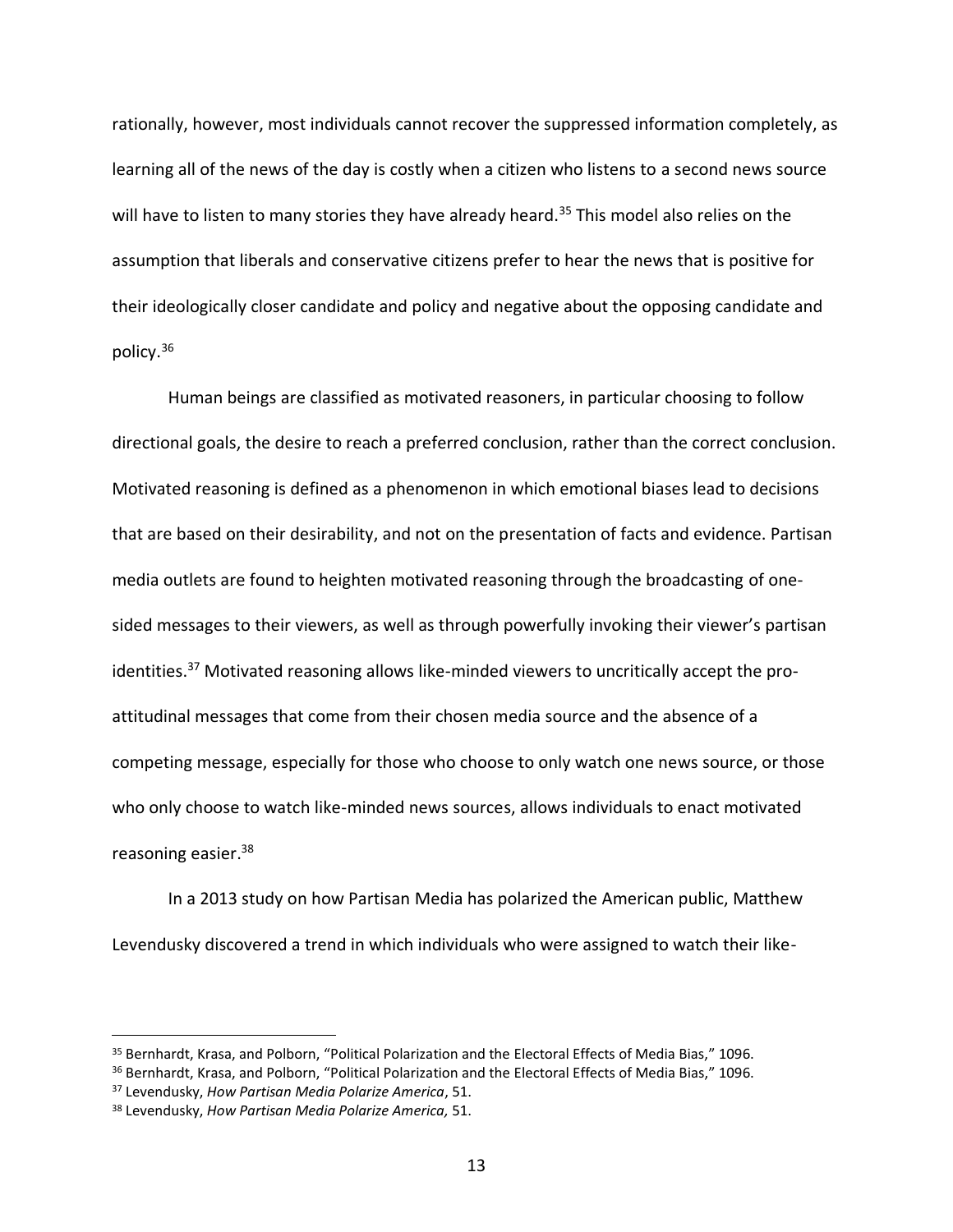rationally, however, most individuals cannot recover the suppressed information completely, as learning all of the news of the day is costly when a citizen who listens to a second news source will have to listen to many stories they have already heard.[35] This model also relies on the assumption that liberals and conservative citizens prefer to hear the news that is positive for their ideologically closer candidate and policy and negative about the opposing candidate and policy.[36]

Human beings are classified as motivated reasoners, in particular choosing to follow directional goals, the desire to reach a preferred conclusion, rather than the correct conclusion. Motivated reasoning is defined as a phenomenon in which emotional biases lead to decisions that are based on their desirability, and not on the presentation of facts and evidence. Partisan media outlets are found to heighten motivated reasoning through the broadcasting of one-sided messages to their viewers, as well as through powerfully invoking their viewer's partisan identities.[37] Motivated reasoning allows like-minded viewers to uncritically accept the pro-attitudinal messages that come from their chosen media source and the absence of a competing message, especially for those who choose to only watch one news source, or those who only choose to watch like-minded news sources, allows individuals to enact motivated reasoning easier.[38]

In a 2013 study on how Partisan Media has polarized the American public, Matthew Levendusky discovered a trend in which individuals who were assigned to watch their like-

---

[35] Bernhardt, Krasa, and Polborn, "Political Polarization and the Electoral Effects of Media Bias," 1096.

[36] Bernhardt, Krasa, and Polborn, "Political Polarization and the Electoral Effects of Media Bias," 1096.

[37] Levendusky, *How Partisan Media Polarize America*, 51.

[38] Levendusky, *How Partisan Media Polarize America,* 51.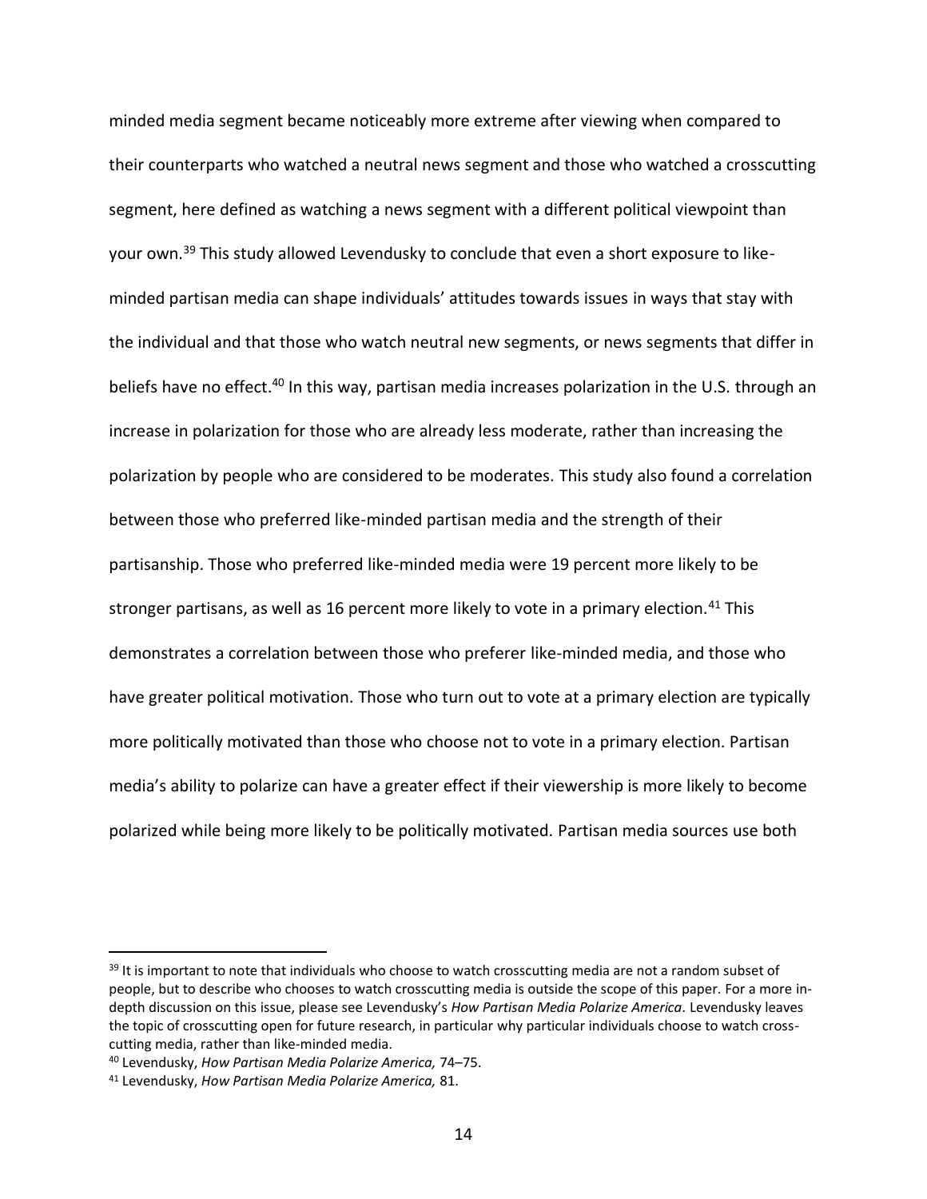minded media segment became noticeably more extreme after viewing when compared to their counterparts who watched a neutral news segment and those who watched a crosscutting segment, here defined as watching a news segment with a different political viewpoint than your own.[39] This study allowed Levendusky to conclude that even a short exposure to like-minded partisan media can shape individuals' attitudes towards issues in ways that stay with the individual and that those who watch neutral new segments, or news segments that differ in beliefs have no effect.[40] In this way, partisan media increases polarization in the U.S. through an increase in polarization for those who are already less moderate, rather than increasing the polarization by people who are considered to be moderates. This study also found a correlation between those who preferred like-minded partisan media and the strength of their partisanship. Those who preferred like-minded media were 19 percent more likely to be stronger partisans, as well as 16 percent more likely to vote in a primary election.[41] This demonstrates a correlation between those who preferer like-minded media, and those who have greater political motivation. Those who turn out to vote at a primary election are typically more politically motivated than those who choose not to vote in a primary election. Partisan media's ability to polarize can have a greater effect if their viewership is more likely to become polarized while being more likely to be politically motivated. Partisan media sources use both

---

[39] It is important to note that individuals who choose to watch crosscutting media are not a random subset of people, but to describe who chooses to watch crosscutting media is outside the scope of this paper. For a more in-depth discussion on this issue, please see Levendusky's *How Partisan Media Polarize America*. Levendusky leaves the topic of crosscutting open for future research, in particular why particular individuals choose to watch cross-cutting media, rather than like-minded media.

[40] Levendusky, *How Partisan Media Polarize America,* 74–75.

[41] Levendusky, *How Partisan Media Polarize America,* 81.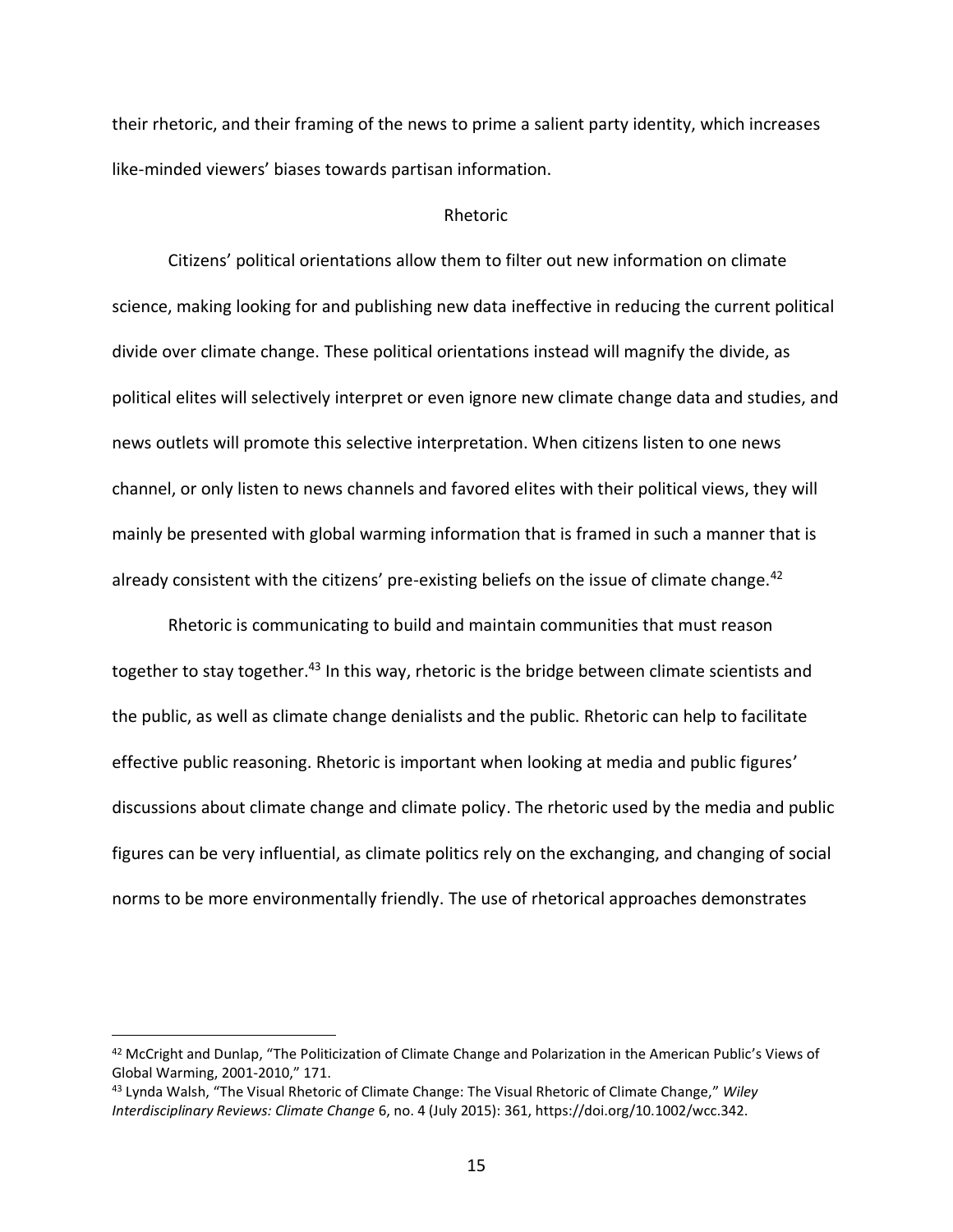their rhetoric, and their framing of the news to prime a salient party identity, which increases like-minded viewers' biases towards partisan information.

## Rhetoric

Citizens' political orientations allow them to filter out new information on climate science, making looking for and publishing new data ineffective in reducing the current political divide over climate change. These political orientations instead will magnify the divide, as political elites will selectively interpret or even ignore new climate change data and studies, and news outlets will promote this selective interpretation. When citizens listen to one news channel, or only listen to news channels and favored elites with their political views, they will mainly be presented with global warming information that is framed in such a manner that is already consistent with the citizens' pre-existing beliefs on the issue of climate change.[42]

Rhetoric is communicating to build and maintain communities that must reason together to stay together.[43] In this way, rhetoric is the bridge between climate scientists and the public, as well as climate change denialists and the public. Rhetoric can help to facilitate effective public reasoning. Rhetoric is important when looking at media and public figures' discussions about climate change and climate policy. The rhetoric used by the media and public figures can be very influential, as climate politics rely on the exchanging, and changing of social norms to be more environmentally friendly. The use of rhetorical approaches demonstrates

---

[42] McCright and Dunlap, "The Politicization of Climate Change and Polarization in the American Public's Views of Global Warming, 2001-2010," 171.

[43] Lynda Walsh, "The Visual Rhetoric of Climate Change: The Visual Rhetoric of Climate Change," *Wiley Interdisciplinary Reviews: Climate Change* 6, no. 4 (July 2015): 361, https://doi.org/10.1002/wcc.342.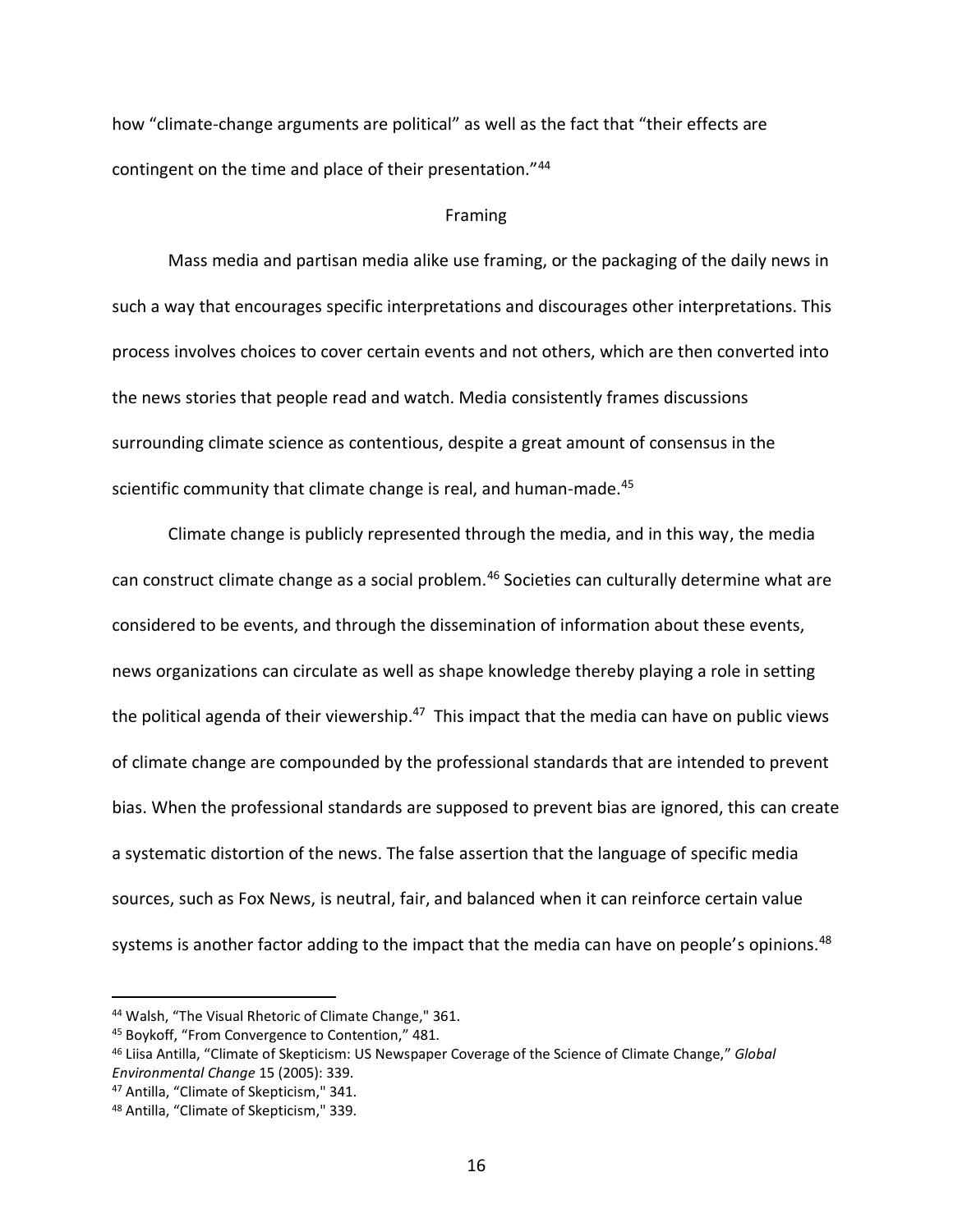how "climate-change arguments are political" as well as the fact that "their effects are contingent on the time and place of their presentation."[44]

## Framing

Mass media and partisan media alike use framing, or the packaging of the daily news in such a way that encourages specific interpretations and discourages other interpretations. This process involves choices to cover certain events and not others, which are then converted into the news stories that people read and watch. Media consistently frames discussions surrounding climate science as contentious, despite a great amount of consensus in the scientific community that climate change is real, and human-made.[45]

Climate change is publicly represented through the media, and in this way, the media can construct climate change as a social problem.[46] Societies can culturally determine what are considered to be events, and through the dissemination of information about these events, news organizations can circulate as well as shape knowledge thereby playing a role in setting the political agenda of their viewership.[47] This impact that the media can have on public views of climate change are compounded by the professional standards that are intended to prevent bias. When the professional standards are supposed to prevent bias are ignored, this can create a systematic distortion of the news. The false assertion that the language of specific media sources, such as Fox News, is neutral, fair, and balanced when it can reinforce certain value systems is another factor adding to the impact that the media can have on people's opinions.[48]

---

[44] Walsh, "The Visual Rhetoric of Climate Change," 361.

[45] Boykoff, "From Convergence to Contention," 481.

[46] Liisa Antilla, "Climate of Skepticism: US Newspaper Coverage of the Science of Climate Change," *Global Environmental Change* 15 (2005): 339.

[47] Antilla, "Climate of Skepticism," 341.

[48] Antilla, "Climate of Skepticism," 339.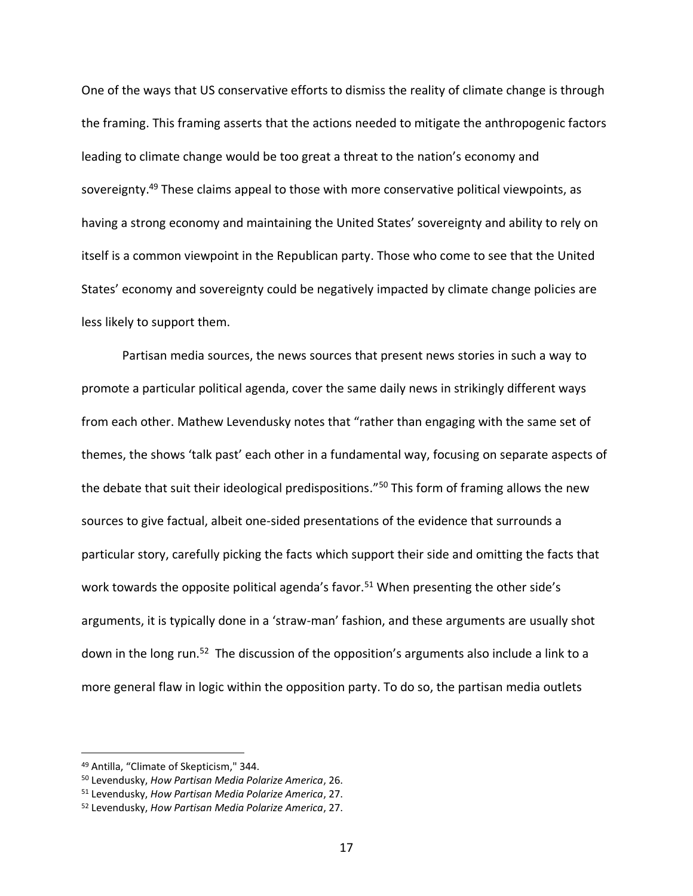One of the ways that US conservative efforts to dismiss the reality of climate change is through the framing. This framing asserts that the actions needed to mitigate the anthropogenic factors leading to climate change would be too great a threat to the nation's economy and sovereignty.[49] These claims appeal to those with more conservative political viewpoints, as having a strong economy and maintaining the United States' sovereignty and ability to rely on itself is a common viewpoint in the Republican party. Those who come to see that the United States' economy and sovereignty could be negatively impacted by climate change policies are less likely to support them.

Partisan media sources, the news sources that present news stories in such a way to promote a particular political agenda, cover the same daily news in strikingly different ways from each other. Mathew Levendusky notes that "rather than engaging with the same set of themes, the shows 'talk past' each other in a fundamental way, focusing on separate aspects of the debate that suit their ideological predispositions."[50] This form of framing allows the new sources to give factual, albeit one-sided presentations of the evidence that surrounds a particular story, carefully picking the facts which support their side and omitting the facts that work towards the opposite political agenda's favor.[51] When presenting the other side's arguments, it is typically done in a 'straw-man' fashion, and these arguments are usually shot down in the long run.[52] The discussion of the opposition's arguments also include a link to a more general flaw in logic within the opposition party. To do so, the partisan media outlets

---

[49] Antilla, "Climate of Skepticism," 344.

[50] Levendusky, *How Partisan Media Polarize America*, 26.

[51] Levendusky, *How Partisan Media Polarize America*, 27.

[52] Levendusky, *How Partisan Media Polarize America*, 27.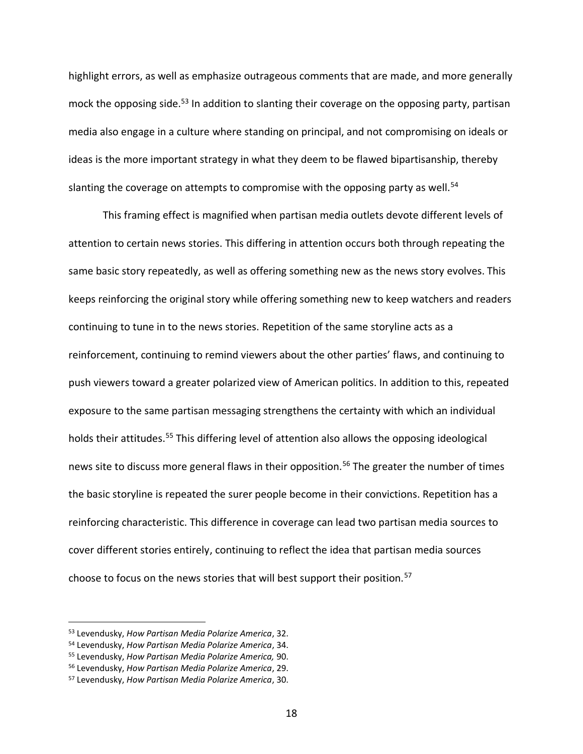highlight errors, as well as emphasize outrageous comments that are made, and more generally mock the opposing side.[53] In addition to slanting their coverage on the opposing party, partisan media also engage in a culture where standing on principal, and not compromising on ideals or ideas is the more important strategy in what they deem to be flawed bipartisanship, thereby slanting the coverage on attempts to compromise with the opposing party as well.[54]

This framing effect is magnified when partisan media outlets devote different levels of attention to certain news stories. This differing in attention occurs both through repeating the same basic story repeatedly, as well as offering something new as the news story evolves. This keeps reinforcing the original story while offering something new to keep watchers and readers continuing to tune in to the news stories. Repetition of the same storyline acts as a reinforcement, continuing to remind viewers about the other parties' flaws, and continuing to push viewers toward a greater polarized view of American politics. In addition to this, repeated exposure to the same partisan messaging strengthens the certainty with which an individual holds their attitudes.[55] This differing level of attention also allows the opposing ideological news site to discuss more general flaws in their opposition.[56] The greater the number of times the basic storyline is repeated the surer people become in their convictions. Repetition has a reinforcing characteristic. This difference in coverage can lead two partisan media sources to cover different stories entirely, continuing to reflect the idea that partisan media sources choose to focus on the news stories that will best support their position.[57]

---

[53] Levendusky, *How Partisan Media Polarize America*, 32.
[54] Levendusky, *How Partisan Media Polarize America*, 34.
[55] Levendusky, *How Partisan Media Polarize America,* 90.
[56] Levendusky, *How Partisan Media Polarize America*, 29.
[57] Levendusky, *How Partisan Media Polarize America*, 30.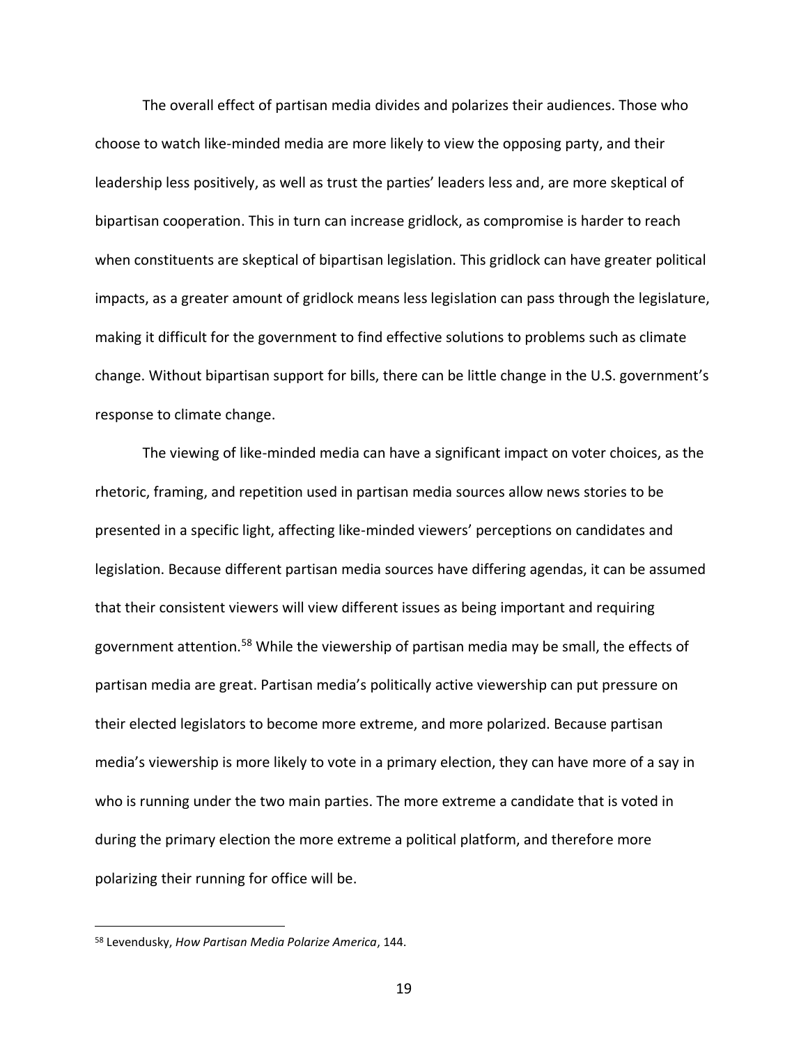The overall effect of partisan media divides and polarizes their audiences. Those who choose to watch like-minded media are more likely to view the opposing party, and their leadership less positively, as well as trust the parties' leaders less and, are more skeptical of bipartisan cooperation. This in turn can increase gridlock, as compromise is harder to reach when constituents are skeptical of bipartisan legislation. This gridlock can have greater political impacts, as a greater amount of gridlock means less legislation can pass through the legislature, making it difficult for the government to find effective solutions to problems such as climate change. Without bipartisan support for bills, there can be little change in the U.S. government's response to climate change.

The viewing of like-minded media can have a significant impact on voter choices, as the rhetoric, framing, and repetition used in partisan media sources allow news stories to be presented in a specific light, affecting like-minded viewers' perceptions on candidates and legislation. Because different partisan media sources have differing agendas, it can be assumed that their consistent viewers will view different issues as being important and requiring government attention.[58] While the viewership of partisan media may be small, the effects of partisan media are great. Partisan media's politically active viewership can put pressure on their elected legislators to become more extreme, and more polarized. Because partisan media's viewership is more likely to vote in a primary election, they can have more of a say in who is running under the two main parties. The more extreme a candidate that is voted in during the primary election the more extreme a political platform, and therefore more polarizing their running for office will be.

---

[58] Levendusky, *How Partisan Media Polarize America*, 144.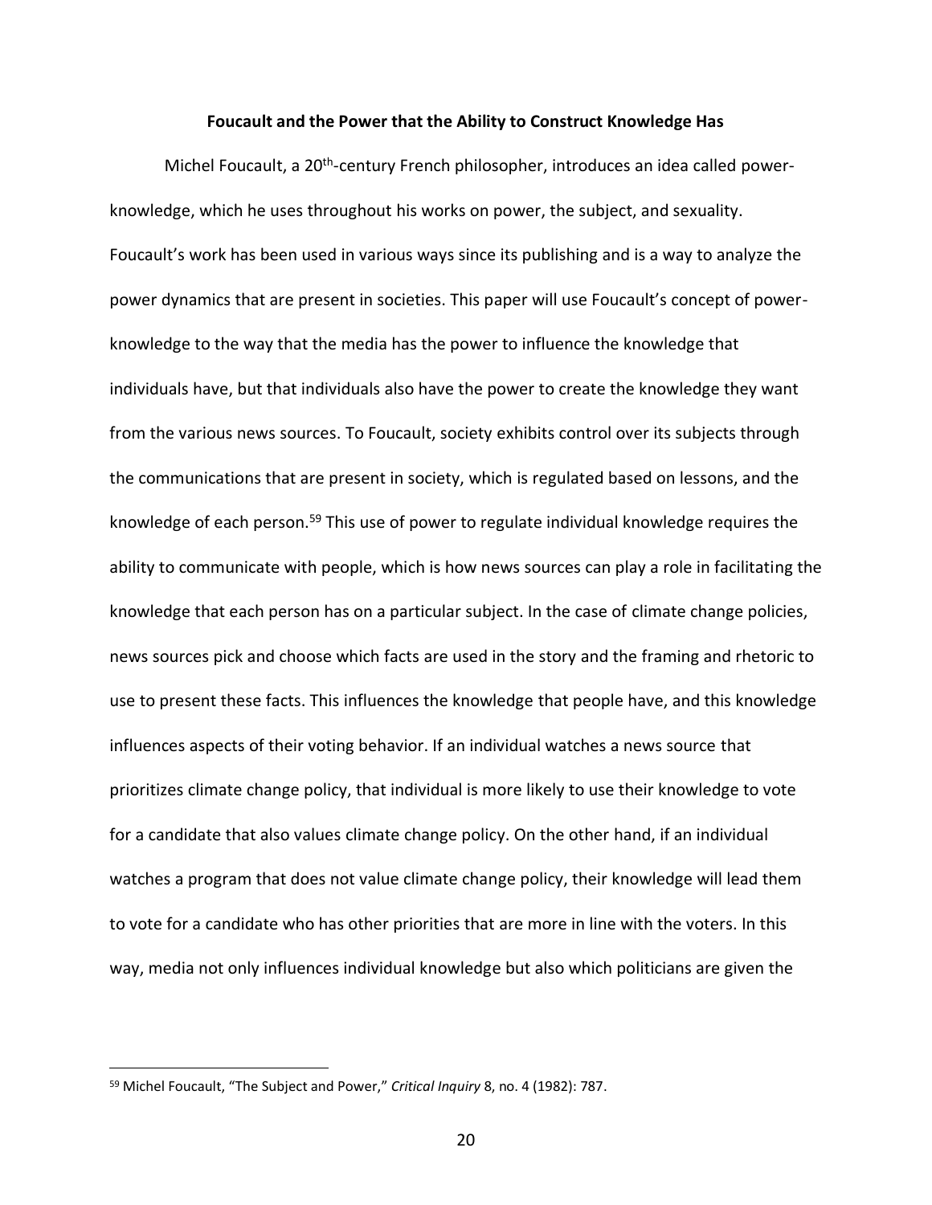## Foucault and the Power that the Ability to Construct Knowledge Has

Michel Foucault, a 20th-century French philosopher, introduces an idea called power-knowledge, which he uses throughout his works on power, the subject, and sexuality. Foucault's work has been used in various ways since its publishing and is a way to analyze the power dynamics that are present in societies. This paper will use Foucault's concept of power-knowledge to the way that the media has the power to influence the knowledge that individuals have, but that individuals also have the power to create the knowledge they want from the various news sources. To Foucault, society exhibits control over its subjects through the communications that are present in society, which is regulated based on lessons, and the knowledge of each person.[59] This use of power to regulate individual knowledge requires the ability to communicate with people, which is how news sources can play a role in facilitating the knowledge that each person has on a particular subject. In the case of climate change policies, news sources pick and choose which facts are used in the story and the framing and rhetoric to use to present these facts. This influences the knowledge that people have, and this knowledge influences aspects of their voting behavior. If an individual watches a news source that prioritizes climate change policy, that individual is more likely to use their knowledge to vote for a candidate that also values climate change policy. On the other hand, if an individual watches a program that does not value climate change policy, their knowledge will lead them to vote for a candidate who has other priorities that are more in line with the voters. In this way, media not only influences individual knowledge but also which politicians are given the

---

[59] Michel Foucault, "The Subject and Power," *Critical Inquiry* 8, no. 4 (1982): 787.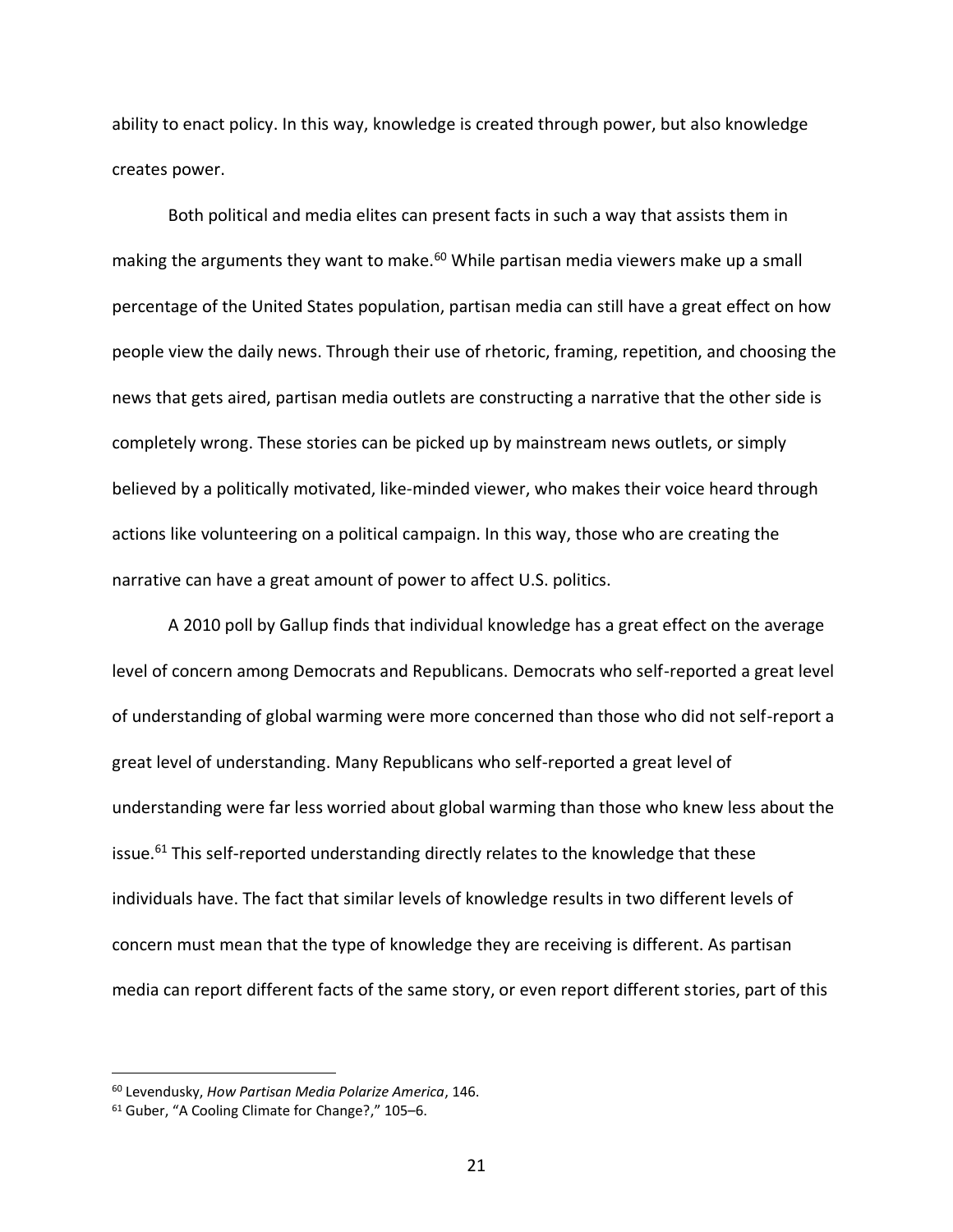ability to enact policy. In this way, knowledge is created through power, but also knowledge creates power.

Both political and media elites can present facts in such a way that assists them in making the arguments they want to make.[60] While partisan media viewers make up a small percentage of the United States population, partisan media can still have a great effect on how people view the daily news. Through their use of rhetoric, framing, repetition, and choosing the news that gets aired, partisan media outlets are constructing a narrative that the other side is completely wrong. These stories can be picked up by mainstream news outlets, or simply believed by a politically motivated, like-minded viewer, who makes their voice heard through actions like volunteering on a political campaign. In this way, those who are creating the narrative can have a great amount of power to affect U.S. politics.

A 2010 poll by Gallup finds that individual knowledge has a great effect on the average level of concern among Democrats and Republicans. Democrats who self-reported a great level of understanding of global warming were more concerned than those who did not self-report a great level of understanding. Many Republicans who self-reported a great level of understanding were far less worried about global warming than those who knew less about the issue.[61] This self-reported understanding directly relates to the knowledge that these individuals have. The fact that similar levels of knowledge results in two different levels of concern must mean that the type of knowledge they are receiving is different. As partisan media can report different facts of the same story, or even report different stories, part of this

---

[60] Levendusky, *How Partisan Media Polarize America*, 146.

[61] Guber, "A Cooling Climate for Change?," 105–6.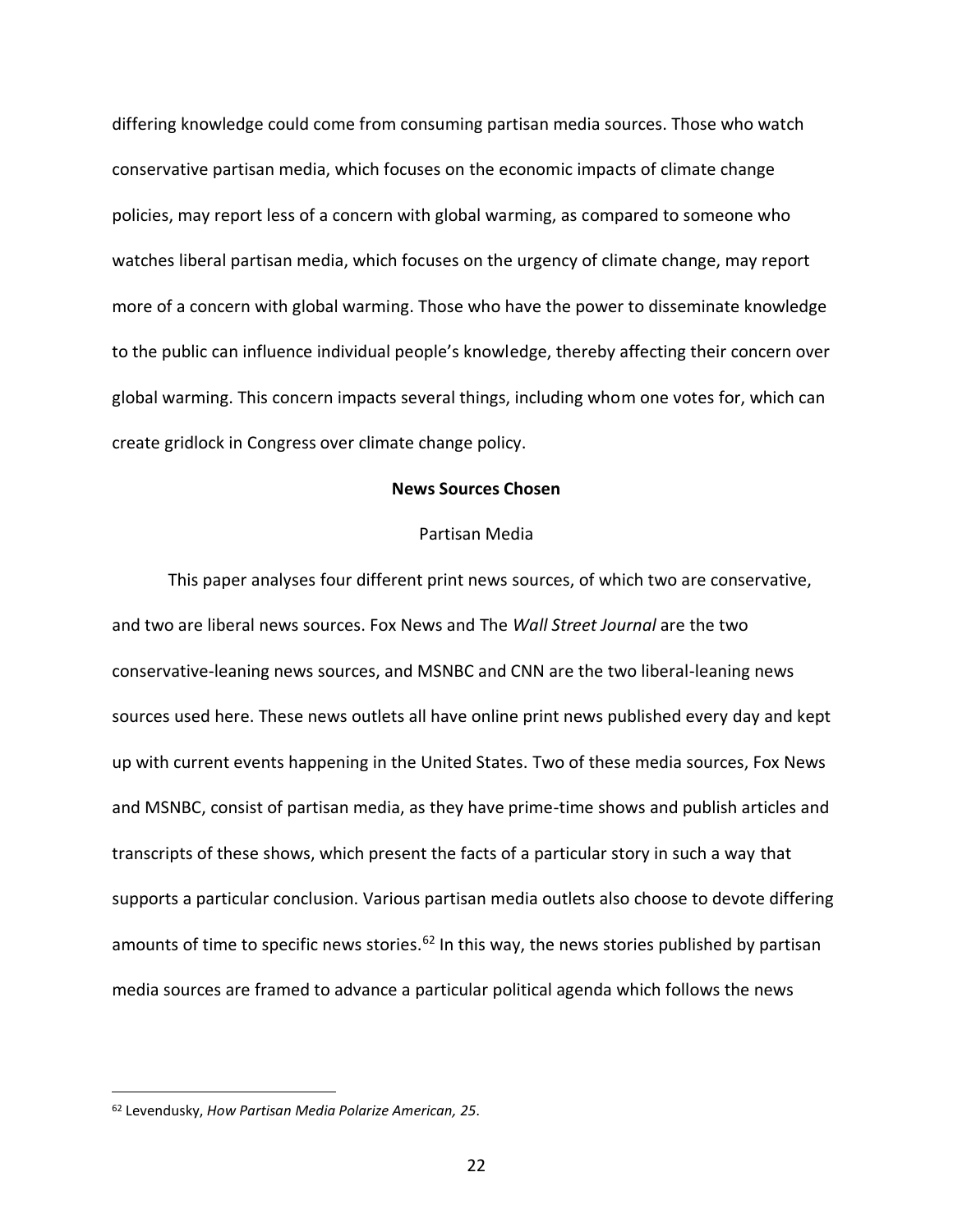differing knowledge could come from consuming partisan media sources. Those who watch conservative partisan media, which focuses on the economic impacts of climate change policies, may report less of a concern with global warming, as compared to someone who watches liberal partisan media, which focuses on the urgency of climate change, may report more of a concern with global warming. Those who have the power to disseminate knowledge to the public can influence individual people's knowledge, thereby affecting their concern over global warming. This concern impacts several things, including whom one votes for, which can create gridlock in Congress over climate change policy.

## News Sources Chosen

### Partisan Media

This paper analyses four different print news sources, of which two are conservative, and two are liberal news sources. Fox News and The *Wall Street Journal* are the two conservative-leaning news sources, and MSNBC and CNN are the two liberal-leaning news sources used here. These news outlets all have online print news published every day and kept up with current events happening in the United States. Two of these media sources, Fox News and MSNBC, consist of partisan media, as they have prime-time shows and publish articles and transcripts of these shows, which present the facts of a particular story in such a way that supports a particular conclusion. Various partisan media outlets also choose to devote differing amounts of time to specific news stories.[62] In this way, the news stories published by partisan media sources are framed to advance a particular political agenda which follows the news

---

[62] Levendusky, *How Partisan Media Polarize American, 25*.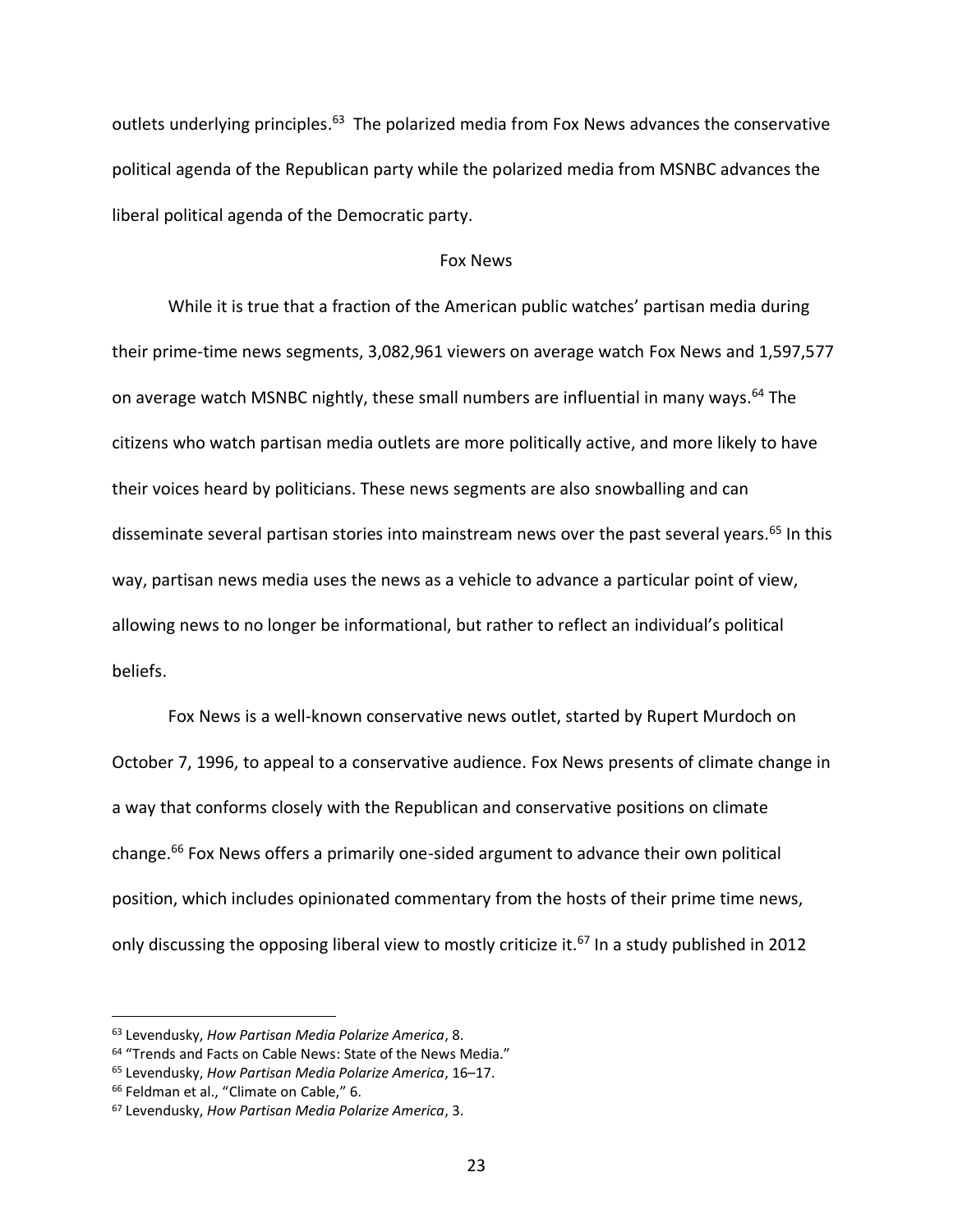outlets underlying principles.[63] The polarized media from Fox News advances the conservative political agenda of the Republican party while the polarized media from MSNBC advances the liberal political agenda of the Democratic party.

## Fox News

While it is true that a fraction of the American public watches' partisan media during their prime-time news segments, 3,082,961 viewers on average watch Fox News and 1,597,577 on average watch MSNBC nightly, these small numbers are influential in many ways.[64] The citizens who watch partisan media outlets are more politically active, and more likely to have their voices heard by politicians. These news segments are also snowballing and can disseminate several partisan stories into mainstream news over the past several years.[65] In this way, partisan news media uses the news as a vehicle to advance a particular point of view, allowing news to no longer be informational, but rather to reflect an individual's political beliefs.

Fox News is a well-known conservative news outlet, started by Rupert Murdoch on October 7, 1996, to appeal to a conservative audience. Fox News presents of climate change in a way that conforms closely with the Republican and conservative positions on climate change.[66] Fox News offers a primarily one-sided argument to advance their own political position, which includes opinionated commentary from the hosts of their prime time news, only discussing the opposing liberal view to mostly criticize it.[67] In a study published in 2012

---

[63] Levendusky, *How Partisan Media Polarize America*, 8.

[64] "Trends and Facts on Cable News: State of the News Media."

[65] Levendusky, *How Partisan Media Polarize America*, 16–17.

[66] Feldman et al., "Climate on Cable," 6.

[67] Levendusky, *How Partisan Media Polarize America*, 3.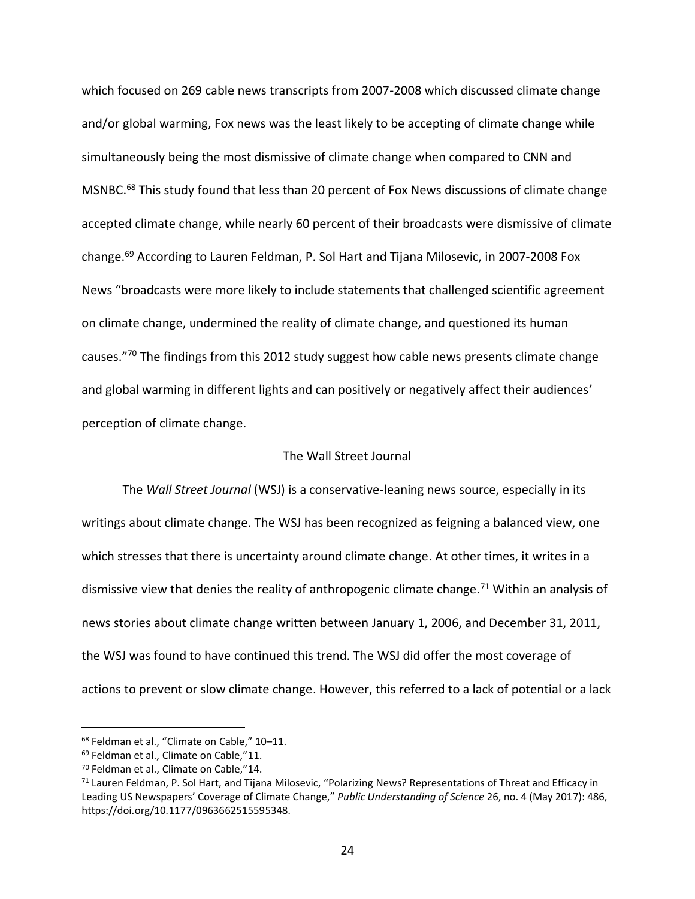which focused on 269 cable news transcripts from 2007-2008 which discussed climate change and/or global warming, Fox news was the least likely to be accepting of climate change while simultaneously being the most dismissive of climate change when compared to CNN and MSNBC.[68] This study found that less than 20 percent of Fox News discussions of climate change accepted climate change, while nearly 60 percent of their broadcasts were dismissive of climate change.[69] According to Lauren Feldman, P. Sol Hart and Tijana Milosevic, in 2007-2008 Fox News "broadcasts were more likely to include statements that challenged scientific agreement on climate change, undermined the reality of climate change, and questioned its human causes."[70] The findings from this 2012 study suggest how cable news presents climate change and global warming in different lights and can positively or negatively affect their audiences' perception of climate change.

### The Wall Street Journal

The *Wall Street Journal* (WSJ) is a conservative-leaning news source, especially in its writings about climate change. The WSJ has been recognized as feigning a balanced view, one which stresses that there is uncertainty around climate change. At other times, it writes in a dismissive view that denies the reality of anthropogenic climate change.[71] Within an analysis of news stories about climate change written between January 1, 2006, and December 31, 2011, the WSJ was found to have continued this trend. The WSJ did offer the most coverage of actions to prevent or slow climate change. However, this referred to a lack of potential or a lack

---

[68] Feldman et al., "Climate on Cable," 10–11.
[69] Feldman et al., Climate on Cable,"11.
[70] Feldman et al., Climate on Cable,"14.
[71] Lauren Feldman, P. Sol Hart, and Tijana Milosevic, "Polarizing News? Representations of Threat and Efficacy in Leading US Newspapers' Coverage of Climate Change," *Public Understanding of Science* 26, no. 4 (May 2017): 486, https://doi.org/10.1177/0963662515595348.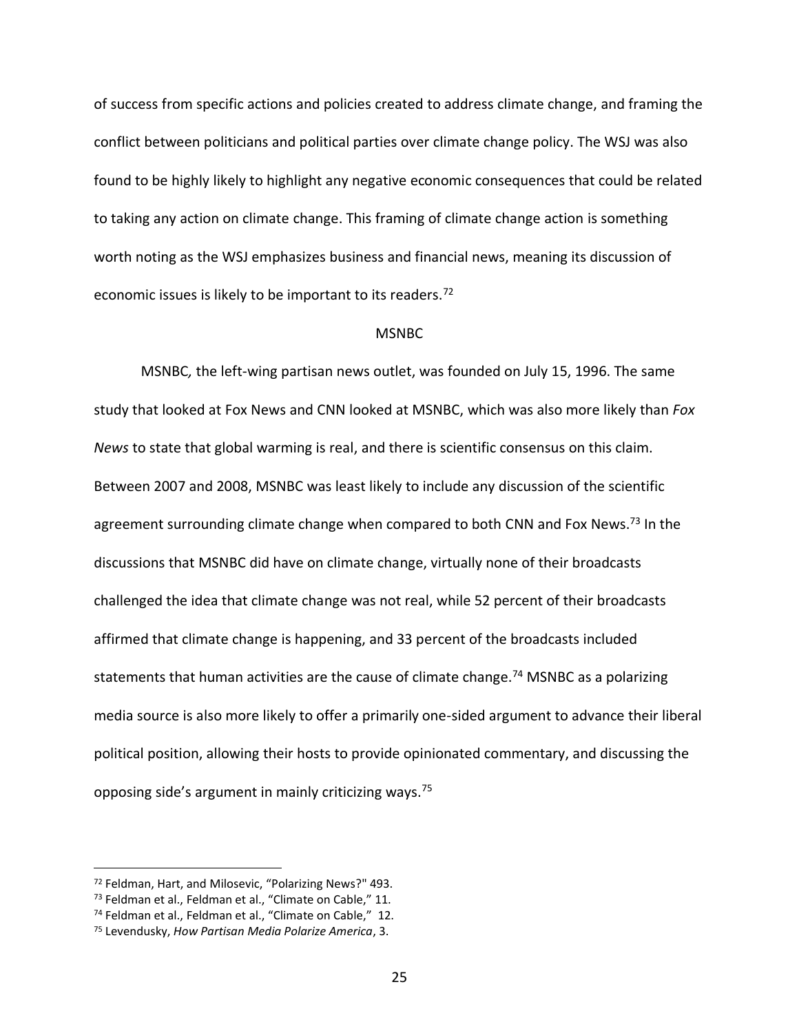of success from specific actions and policies created to address climate change, and framing the conflict between politicians and political parties over climate change policy. The WSJ was also found to be highly likely to highlight any negative economic consequences that could be related to taking any action on climate change. This framing of climate change action is something worth noting as the WSJ emphasizes business and financial news, meaning its discussion of economic issues is likely to be important to its readers.[72]

## MSNBC

MSNBC*,* the left-wing partisan news outlet, was founded on July 15, 1996. The same study that looked at Fox News and CNN looked at MSNBC, which was also more likely than *Fox News* to state that global warming is real, and there is scientific consensus on this claim. Between 2007 and 2008, MSNBC was least likely to include any discussion of the scientific agreement surrounding climate change when compared to both CNN and Fox News.[73] In the discussions that MSNBC did have on climate change, virtually none of their broadcasts challenged the idea that climate change was not real, while 52 percent of their broadcasts affirmed that climate change is happening, and 33 percent of the broadcasts included statements that human activities are the cause of climate change.[74] MSNBC as a polarizing media source is also more likely to offer a primarily one-sided argument to advance their liberal political position, allowing their hosts to provide opinionated commentary, and discussing the opposing side's argument in mainly criticizing ways.[75]

---

[72] Feldman, Hart, and Milosevic, "Polarizing News?" 493.

[73] Feldman et al., Feldman et al., "Climate on Cable," 11.

[74] Feldman et al., Feldman et al., "Climate on Cable," 12.

[75] Levendusky, *How Partisan Media Polarize America*, 3.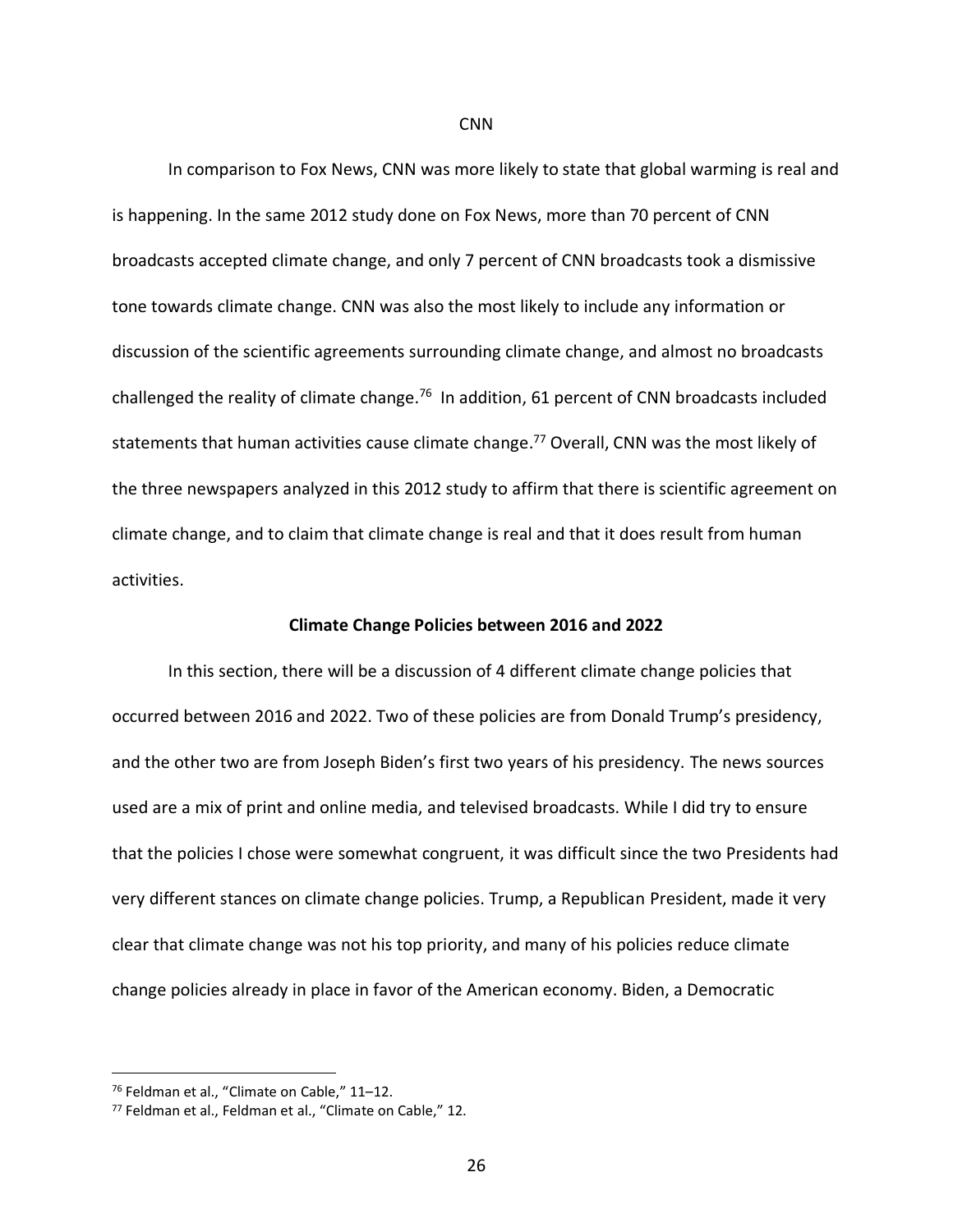### CNN

In comparison to Fox News, CNN was more likely to state that global warming is real and is happening. In the same 2012 study done on Fox News, more than 70 percent of CNN broadcasts accepted climate change, and only 7 percent of CNN broadcasts took a dismissive tone towards climate change. CNN was also the most likely to include any information or discussion of the scientific agreements surrounding climate change, and almost no broadcasts challenged the reality of climate change.[76] In addition, 61 percent of CNN broadcasts included statements that human activities cause climate change.[77] Overall, CNN was the most likely of the three newspapers analyzed in this 2012 study to affirm that there is scientific agreement on climate change, and to claim that climate change is real and that it does result from human activities.

## Climate Change Policies between 2016 and 2022

In this section, there will be a discussion of 4 different climate change policies that occurred between 2016 and 2022. Two of these policies are from Donald Trump's presidency, and the other two are from Joseph Biden's first two years of his presidency. The news sources used are a mix of print and online media, and televised broadcasts. While I did try to ensure that the policies I chose were somewhat congruent, it was difficult since the two Presidents had very different stances on climate change policies. Trump, a Republican President, made it very clear that climate change was not his top priority, and many of his policies reduce climate change policies already in place in favor of the American economy. Biden, a Democratic

---

[76] Feldman et al., "Climate on Cable," 11–12.

[77] Feldman et al., Feldman et al., "Climate on Cable," 12.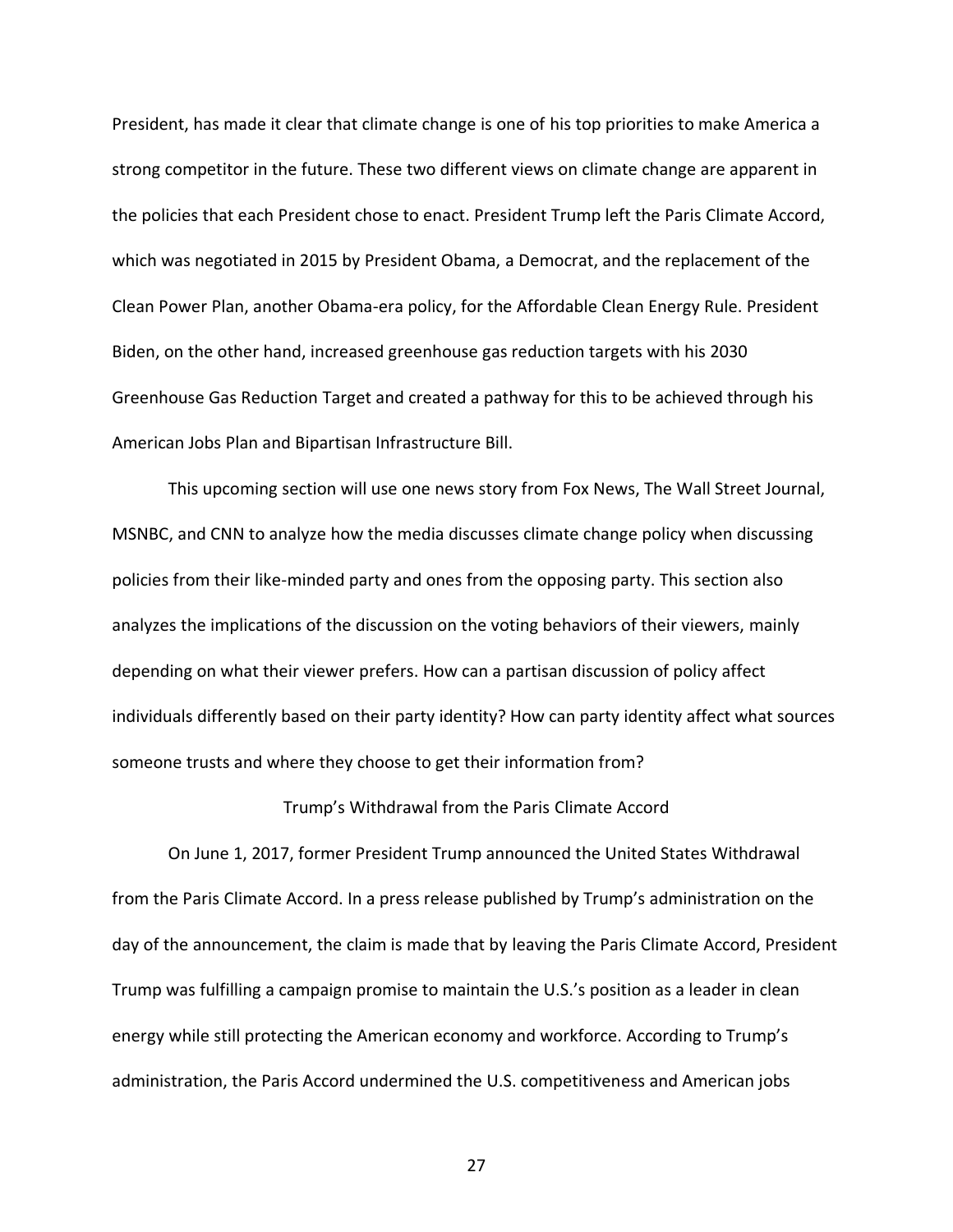President, has made it clear that climate change is one of his top priorities to make America a strong competitor in the future. These two different views on climate change are apparent in the policies that each President chose to enact. President Trump left the Paris Climate Accord, which was negotiated in 2015 by President Obama, a Democrat, and the replacement of the Clean Power Plan, another Obama-era policy, for the Affordable Clean Energy Rule. President Biden, on the other hand, increased greenhouse gas reduction targets with his 2030 Greenhouse Gas Reduction Target and created a pathway for this to be achieved through his American Jobs Plan and Bipartisan Infrastructure Bill.

This upcoming section will use one news story from Fox News, The Wall Street Journal, MSNBC, and CNN to analyze how the media discusses climate change policy when discussing policies from their like-minded party and ones from the opposing party. This section also analyzes the implications of the discussion on the voting behaviors of their viewers, mainly depending on what their viewer prefers. How can a partisan discussion of policy affect individuals differently based on their party identity? How can party identity affect what sources someone trusts and where they choose to get their information from?

## Trump's Withdrawal from the Paris Climate Accord

On June 1, 2017, former President Trump announced the United States Withdrawal from the Paris Climate Accord. In a press release published by Trump's administration on the day of the announcement, the claim is made that by leaving the Paris Climate Accord, President Trump was fulfilling a campaign promise to maintain the U.S.'s position as a leader in clean energy while still protecting the American economy and workforce. According to Trump's administration, the Paris Accord undermined the U.S. competitiveness and American jobs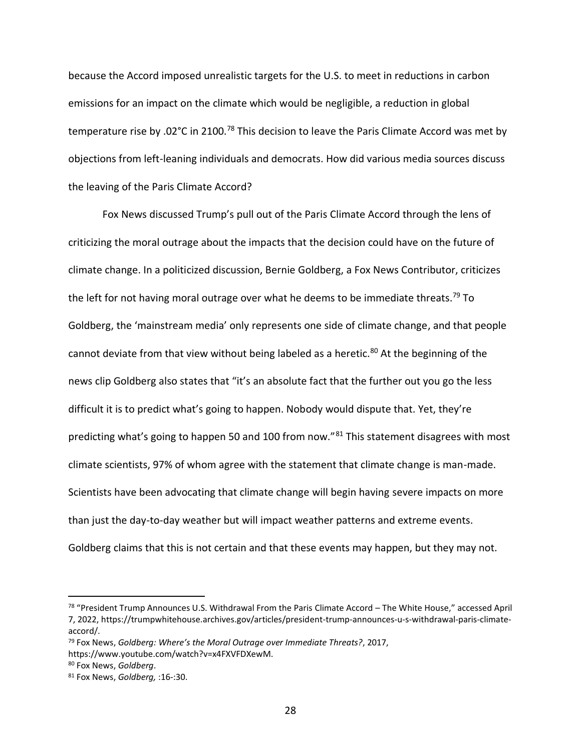because the Accord imposed unrealistic targets for the U.S. to meet in reductions in carbon emissions for an impact on the climate which would be negligible, a reduction in global temperature rise by .02°C in 2100.[78] This decision to leave the Paris Climate Accord was met by objections from left-leaning individuals and democrats. How did various media sources discuss the leaving of the Paris Climate Accord?

Fox News discussed Trump's pull out of the Paris Climate Accord through the lens of criticizing the moral outrage about the impacts that the decision could have on the future of climate change. In a politicized discussion, Bernie Goldberg, a Fox News Contributor, criticizes the left for not having moral outrage over what he deems to be immediate threats.[79] To Goldberg, the 'mainstream media' only represents one side of climate change, and that people cannot deviate from that view without being labeled as a heretic.[80] At the beginning of the news clip Goldberg also states that "it's an absolute fact that the further out you go the less difficult it is to predict what's going to happen. Nobody would dispute that. Yet, they're predicting what's going to happen 50 and 100 from now."[81] This statement disagrees with most climate scientists, 97% of whom agree with the statement that climate change is man-made. Scientists have been advocating that climate change will begin having severe impacts on more than just the day-to-day weather but will impact weather patterns and extreme events. Goldberg claims that this is not certain and that these events may happen, but they may not.

---

[78] "President Trump Announces U.S. Withdrawal From the Paris Climate Accord – The White House," accessed April 7, 2022, https://trumpwhitehouse.archives.gov/articles/president-trump-announces-u-s-withdrawal-paris-climate-accord/.

[79] Fox News, *Goldberg: Where's the Moral Outrage over Immediate Threats?*, 2017, https://www.youtube.com/watch?v=x4FXVFDXewM.

[80] Fox News, *Goldberg*.

[81] Fox News, *Goldberg,* :16-:30.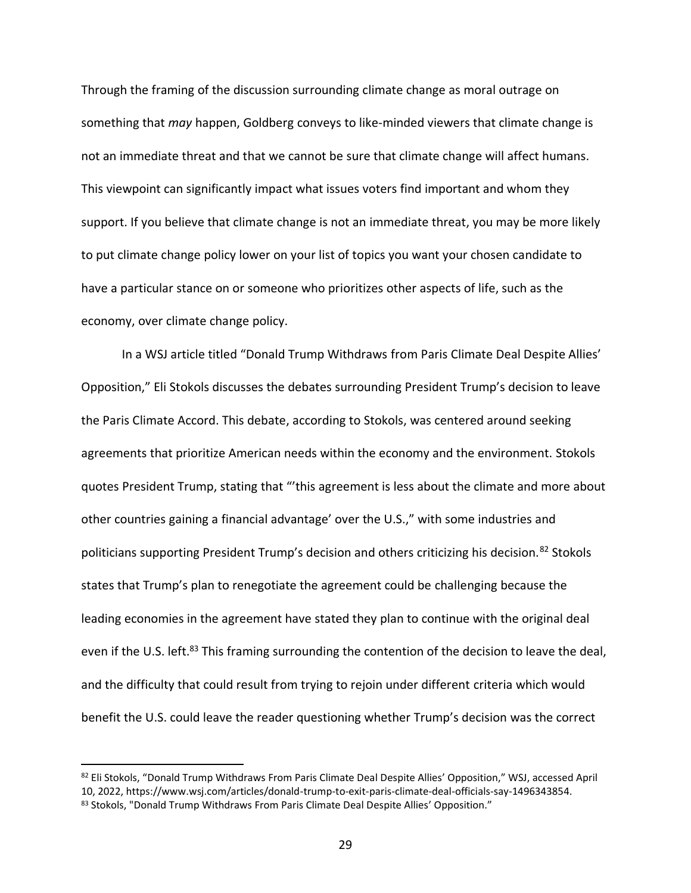Through the framing of the discussion surrounding climate change as moral outrage on something that *may* happen, Goldberg conveys to like-minded viewers that climate change is not an immediate threat and that we cannot be sure that climate change will affect humans. This viewpoint can significantly impact what issues voters find important and whom they support. If you believe that climate change is not an immediate threat, you may be more likely to put climate change policy lower on your list of topics you want your chosen candidate to have a particular stance on or someone who prioritizes other aspects of life, such as the economy, over climate change policy.

In a WSJ article titled "Donald Trump Withdraws from Paris Climate Deal Despite Allies' Opposition," Eli Stokols discusses the debates surrounding President Trump's decision to leave the Paris Climate Accord. This debate, according to Stokols, was centered around seeking agreements that prioritize American needs within the economy and the environment. Stokols quotes President Trump, stating that "'this agreement is less about the climate and more about other countries gaining a financial advantage' over the U.S.," with some industries and politicians supporting President Trump's decision and others criticizing his decision.[82] Stokols states that Trump's plan to renegotiate the agreement could be challenging because the leading economies in the agreement have stated they plan to continue with the original deal even if the U.S. left.[83] This framing surrounding the contention of the decision to leave the deal, and the difficulty that could result from trying to rejoin under different criteria which would benefit the U.S. could leave the reader questioning whether Trump's decision was the correct

---

[82] Eli Stokols, "Donald Trump Withdraws From Paris Climate Deal Despite Allies' Opposition," WSJ, accessed April 10, 2022, https://www.wsj.com/articles/donald-trump-to-exit-paris-climate-deal-officials-say-1496343854.

[83] Stokols, "Donald Trump Withdraws From Paris Climate Deal Despite Allies' Opposition."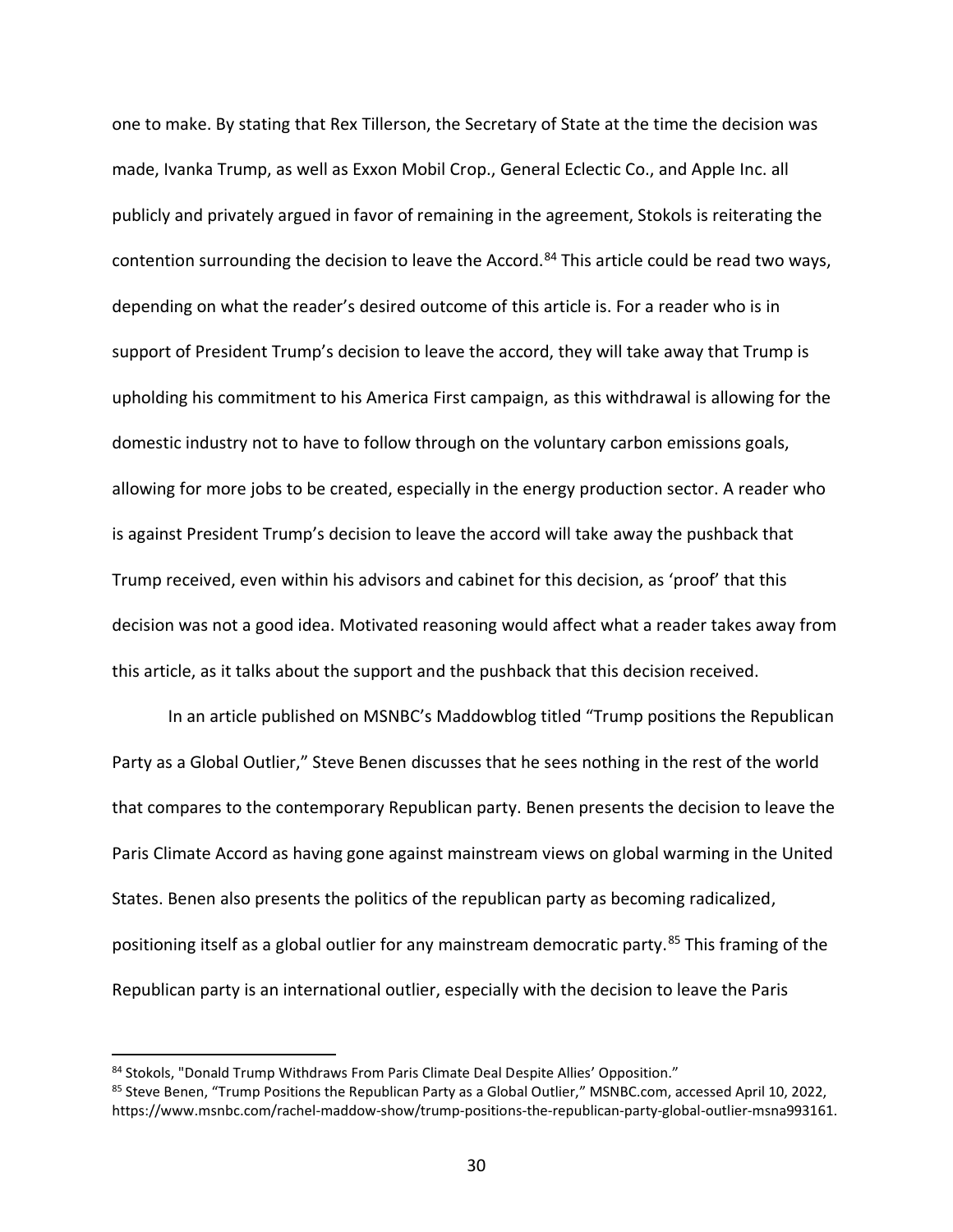one to make. By stating that Rex Tillerson, the Secretary of State at the time the decision was made, Ivanka Trump, as well as Exxon Mobil Crop., General Eclectic Co., and Apple Inc. all publicly and privately argued in favor of remaining in the agreement, Stokols is reiterating the contention surrounding the decision to leave the Accord.[84] This article could be read two ways, depending on what the reader's desired outcome of this article is. For a reader who is in support of President Trump's decision to leave the accord, they will take away that Trump is upholding his commitment to his America First campaign, as this withdrawal is allowing for the domestic industry not to have to follow through on the voluntary carbon emissions goals, allowing for more jobs to be created, especially in the energy production sector. A reader who is against President Trump's decision to leave the accord will take away the pushback that Trump received, even within his advisors and cabinet for this decision, as 'proof' that this decision was not a good idea. Motivated reasoning would affect what a reader takes away from this article, as it talks about the support and the pushback that this decision received.

In an article published on MSNBC's Maddowblog titled "Trump positions the Republican Party as a Global Outlier," Steve Benen discusses that he sees nothing in the rest of the world that compares to the contemporary Republican party. Benen presents the decision to leave the Paris Climate Accord as having gone against mainstream views on global warming in the United States. Benen also presents the politics of the republican party as becoming radicalized, positioning itself as a global outlier for any mainstream democratic party.[85] This framing of the Republican party is an international outlier, especially with the decision to leave the Paris

---

[84] Stokols, "Donald Trump Withdraws From Paris Climate Deal Despite Allies' Opposition."

[85] Steve Benen, "Trump Positions the Republican Party as a Global Outlier," MSNBC.com, accessed April 10, 2022, https://www.msnbc.com/rachel-maddow-show/trump-positions-the-republican-party-global-outlier-msna993161.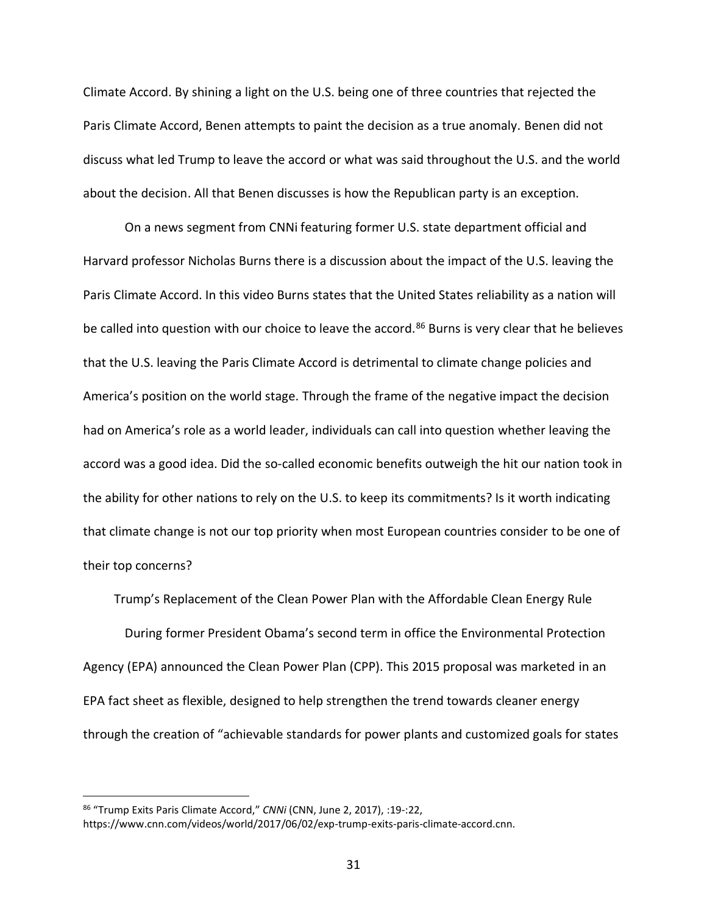Climate Accord. By shining a light on the U.S. being one of three countries that rejected the Paris Climate Accord, Benen attempts to paint the decision as a true anomaly. Benen did not discuss what led Trump to leave the accord or what was said throughout the U.S. and the world about the decision. All that Benen discusses is how the Republican party is an exception.

On a news segment from CNNi featuring former U.S. state department official and Harvard professor Nicholas Burns there is a discussion about the impact of the U.S. leaving the Paris Climate Accord. In this video Burns states that the United States reliability as a nation will be called into question with our choice to leave the accord.[86] Burns is very clear that he believes that the U.S. leaving the Paris Climate Accord is detrimental to climate change policies and America's position on the world stage. Through the frame of the negative impact the decision had on America's role as a world leader, individuals can call into question whether leaving the accord was a good idea. Did the so-called economic benefits outweigh the hit our nation took in the ability for other nations to rely on the U.S. to keep its commitments? Is it worth indicating that climate change is not our top priority when most European countries consider to be one of their top concerns?

## Trump's Replacement of the Clean Power Plan with the Affordable Clean Energy Rule

During former President Obama's second term in office the Environmental Protection Agency (EPA) announced the Clean Power Plan (CPP). This 2015 proposal was marketed in an EPA fact sheet as flexible, designed to help strengthen the trend towards cleaner energy through the creation of "achievable standards for power plants and customized goals for states

---

[86] "Trump Exits Paris Climate Accord," *CNNi* (CNN, June 2, 2017), :19-:22, https://www.cnn.com/videos/world/2017/06/02/exp-trump-exits-paris-climate-accord.cnn.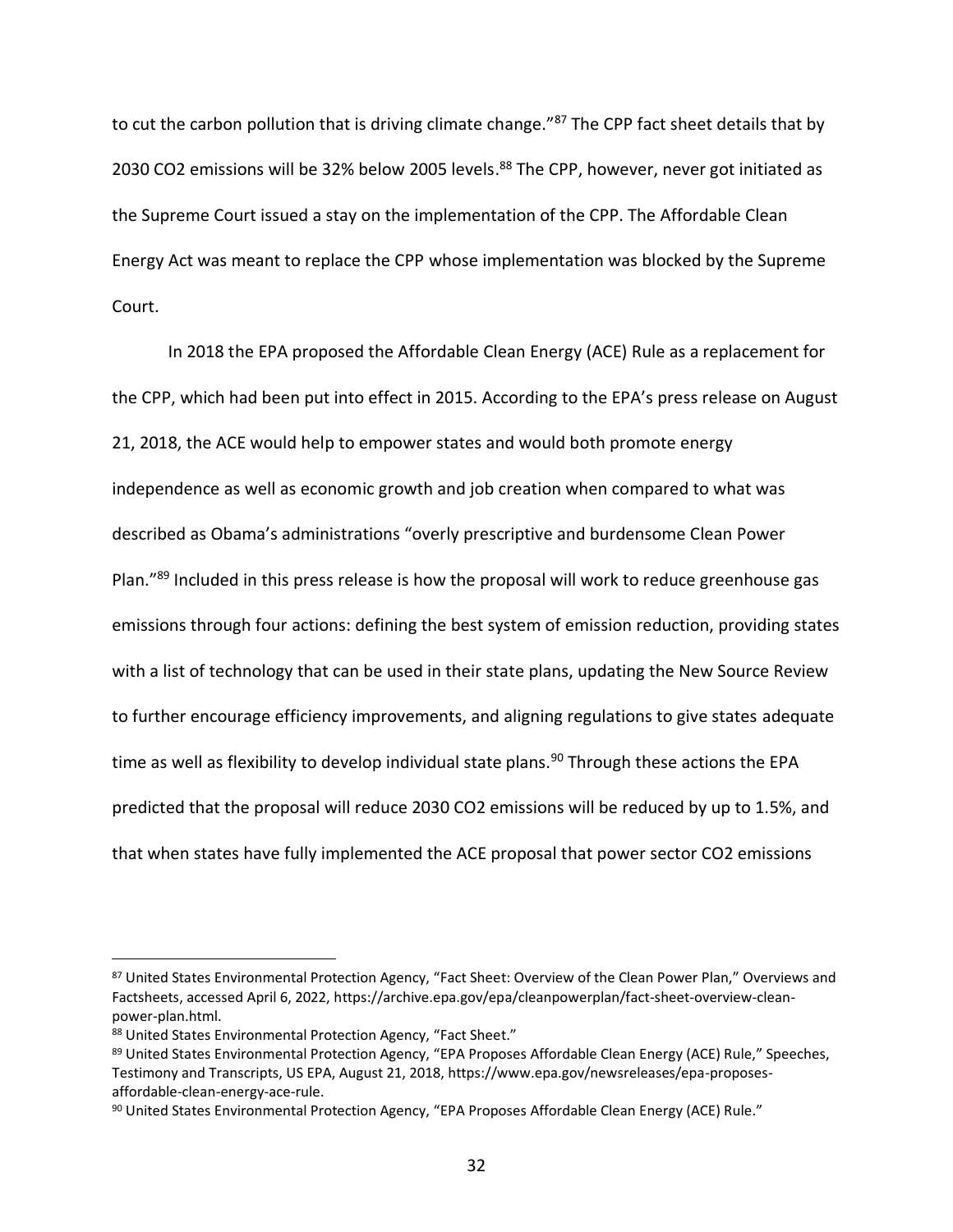to cut the carbon pollution that is driving climate change."[87] The CPP fact sheet details that by 2030 $CO_2$ emissions will be 32% below 2005 levels.[88] The CPP, however, never got initiated as the Supreme Court issued a stay on the implementation of the CPP. The Affordable Clean Energy Act was meant to replace the CPP whose implementation was blocked by the Supreme Court.

In 2018 the EPA proposed the Affordable Clean Energy (ACE) Rule as a replacement for the CPP, which had been put into effect in 2015. According to the EPA's press release on August 21, 2018, the ACE would help to empower states and would both promote energy independence as well as economic growth and job creation when compared to what was described as Obama's administrations "overly prescriptive and burdensome Clean Power Plan."[89] Included in this press release is how the proposal will work to reduce greenhouse gas emissions through four actions: defining the best system of emission reduction, providing states with a list of technology that can be used in their state plans, updating the New Source Review to further encourage efficiency improvements, and aligning regulations to give states adequate time as well as flexibility to develop individual state plans.[90] Through these actions the EPA predicted that the proposal will reduce 2030 $CO_2$ emissions will be reduced by up to 1.5%, and that when states have fully implemented the ACE proposal that power sector $CO_2$ emissions

---

[87] United States Environmental Protection Agency, "Fact Sheet: Overview of the Clean Power Plan," Overviews and Factsheets, accessed April 6, 2022, https://archive.epa.gov/epa/cleanpowerplan/fact-sheet-overview-clean-power-plan.html.

[88] United States Environmental Protection Agency, "Fact Sheet."

[89] United States Environmental Protection Agency, "EPA Proposes Affordable Clean Energy (ACE) Rule," Speeches, Testimony and Transcripts, US EPA, August 21, 2018, https://www.epa.gov/newsreleases/epa-proposes-affordable-clean-energy-ace-rule.

[90] United States Environmental Protection Agency, "EPA Proposes Affordable Clean Energy (ACE) Rule."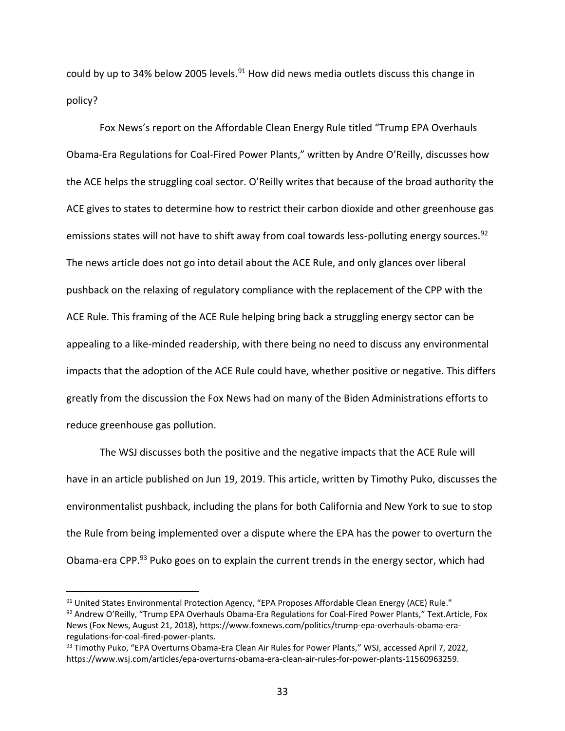could by up to 34% below 2005 levels.[91] How did news media outlets discuss this change in policy?

Fox News's report on the Affordable Clean Energy Rule titled "Trump EPA Overhauls Obama-Era Regulations for Coal-Fired Power Plants," written by Andre O'Reilly, discusses how the ACE helps the struggling coal sector. O'Reilly writes that because of the broad authority the ACE gives to states to determine how to restrict their carbon dioxide and other greenhouse gas emissions states will not have to shift away from coal towards less-polluting energy sources.[92] The news article does not go into detail about the ACE Rule, and only glances over liberal pushback on the relaxing of regulatory compliance with the replacement of the CPP with the ACE Rule. This framing of the ACE Rule helping bring back a struggling energy sector can be appealing to a like-minded readership, with there being no need to discuss any environmental impacts that the adoption of the ACE Rule could have, whether positive or negative. This differs greatly from the discussion the Fox News had on many of the Biden Administrations efforts to reduce greenhouse gas pollution.

The WSJ discusses both the positive and the negative impacts that the ACE Rule will have in an article published on Jun 19, 2019. This article, written by Timothy Puko, discusses the environmentalist pushback, including the plans for both California and New York to sue to stop the Rule from being implemented over a dispute where the EPA has the power to overturn the Obama-era CPP.[93] Puko goes on to explain the current trends in the energy sector, which had

---

[91] United States Environmental Protection Agency, "EPA Proposes Affordable Clean Energy (ACE) Rule."

[92] Andrew O'Reilly, "Trump EPA Overhauls Obama-Era Regulations for Coal-Fired Power Plants," Text.Article, Fox News (Fox News, August 21, 2018), https://www.foxnews.com/politics/trump-epa-overhauls-obama-era-regulations-for-coal-fired-power-plants.

[93] Timothy Puko, "EPA Overturns Obama-Era Clean Air Rules for Power Plants," WSJ, accessed April 7, 2022, https://www.wsj.com/articles/epa-overturns-obama-era-clean-air-rules-for-power-plants-11560963259.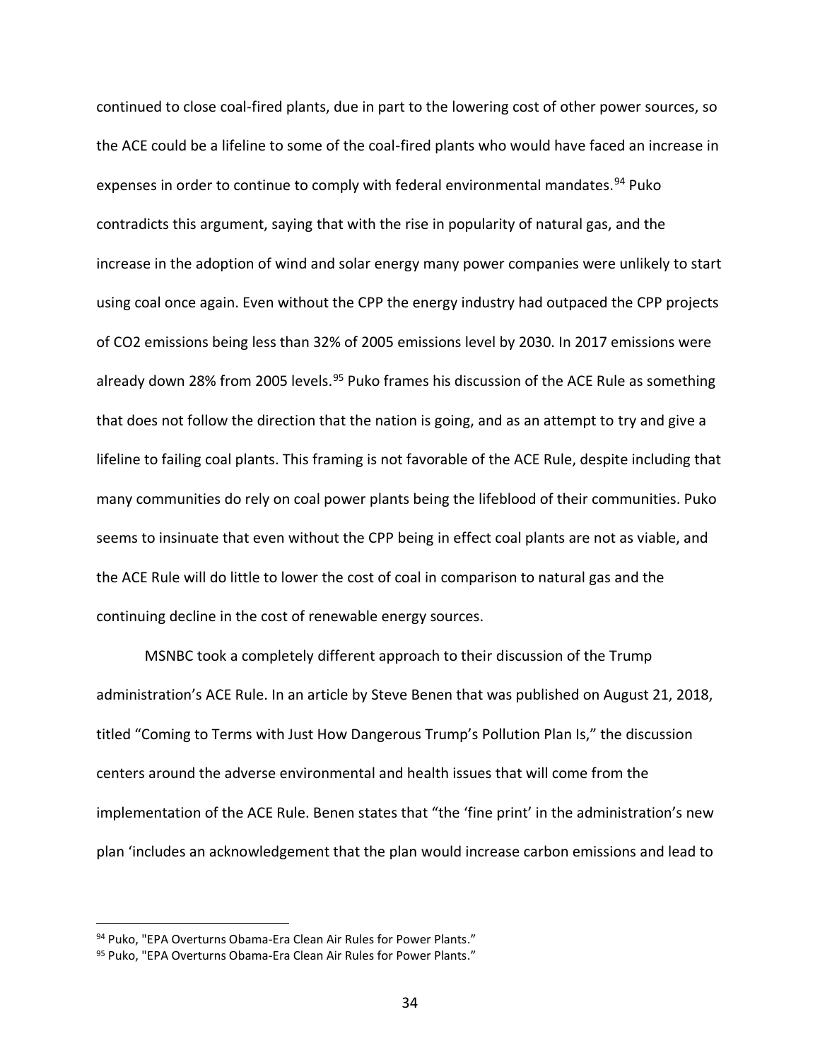continued to close coal-fired plants, due in part to the lowering cost of other power sources, so the ACE could be a lifeline to some of the coal-fired plants who would have faced an increase in expenses in order to continue to comply with federal environmental mandates.[94] Puko contradicts this argument, saying that with the rise in popularity of natural gas, and the increase in the adoption of wind and solar energy many power companies were unlikely to start using coal once again. Even without the CPP the energy industry had outpaced the CPP projects of $CO_2$ emissions being less than 32% of 2005 emissions level by 2030. In 2017 emissions were already down 28% from 2005 levels.[95] Puko frames his discussion of the ACE Rule as something that does not follow the direction that the nation is going, and as an attempt to try and give a lifeline to failing coal plants. This framing is not favorable of the ACE Rule, despite including that many communities do rely on coal power plants being the lifeblood of their communities. Puko seems to insinuate that even without the CPP being in effect coal plants are not as viable, and the ACE Rule will do little to lower the cost of coal in comparison to natural gas and the continuing decline in the cost of renewable energy sources.

MSNBC took a completely different approach to their discussion of the Trump administration's ACE Rule. In an article by Steve Benen that was published on August 21, 2018, titled "Coming to Terms with Just How Dangerous Trump's Pollution Plan Is," the discussion centers around the adverse environmental and health issues that will come from the implementation of the ACE Rule. Benen states that "the 'fine print' in the administration's new plan 'includes an acknowledgement that the plan would increase carbon emissions and lead to

---

[94] Puko, "EPA Overturns Obama-Era Clean Air Rules for Power Plants."

[95] Puko, "EPA Overturns Obama-Era Clean Air Rules for Power Plants."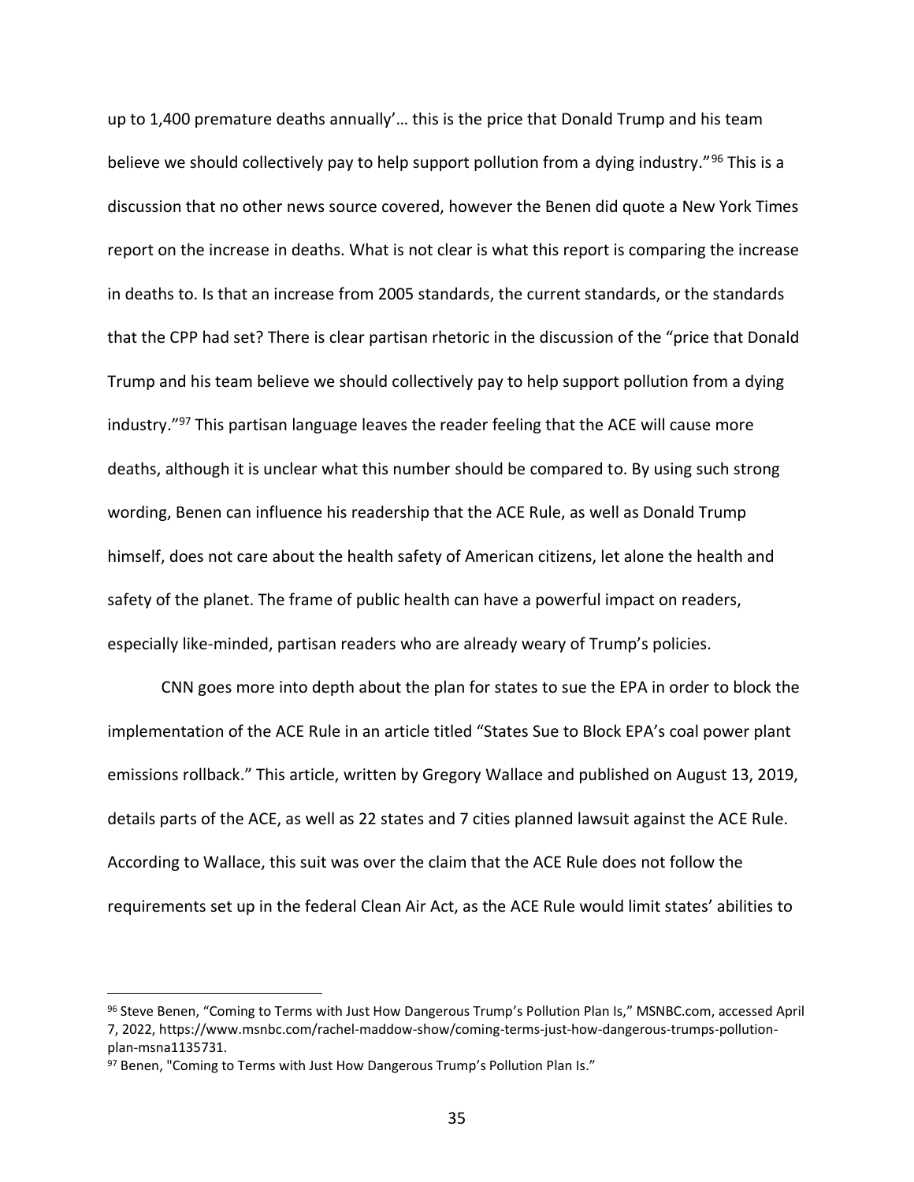up to 1,400 premature deaths annually'… this is the price that Donald Trump and his team believe we should collectively pay to help support pollution from a dying industry."[96] This is a discussion that no other news source covered, however the Benen did quote a New York Times report on the increase in deaths. What is not clear is what this report is comparing the increase in deaths to. Is that an increase from 2005 standards, the current standards, or the standards that the CPP had set? There is clear partisan rhetoric in the discussion of the "price that Donald Trump and his team believe we should collectively pay to help support pollution from a dying industry."[97] This partisan language leaves the reader feeling that the ACE will cause more deaths, although it is unclear what this number should be compared to. By using such strong wording, Benen can influence his readership that the ACE Rule, as well as Donald Trump himself, does not care about the health safety of American citizens, let alone the health and safety of the planet. The frame of public health can have a powerful impact on readers, especially like-minded, partisan readers who are already weary of Trump's policies.

CNN goes more into depth about the plan for states to sue the EPA in order to block the implementation of the ACE Rule in an article titled "States Sue to Block EPA's coal power plant emissions rollback." This article, written by Gregory Wallace and published on August 13, 2019, details parts of the ACE, as well as 22 states and 7 cities planned lawsuit against the ACE Rule. According to Wallace, this suit was over the claim that the ACE Rule does not follow the requirements set up in the federal Clean Air Act, as the ACE Rule would limit states' abilities to

---

[96] Steve Benen, "Coming to Terms with Just How Dangerous Trump's Pollution Plan Is," MSNBC.com, accessed April 7, 2022, https://www.msnbc.com/rachel-maddow-show/coming-terms-just-how-dangerous-trumps-pollution-plan-msna1135731.

[97] Benen, "Coming to Terms with Just How Dangerous Trump's Pollution Plan Is."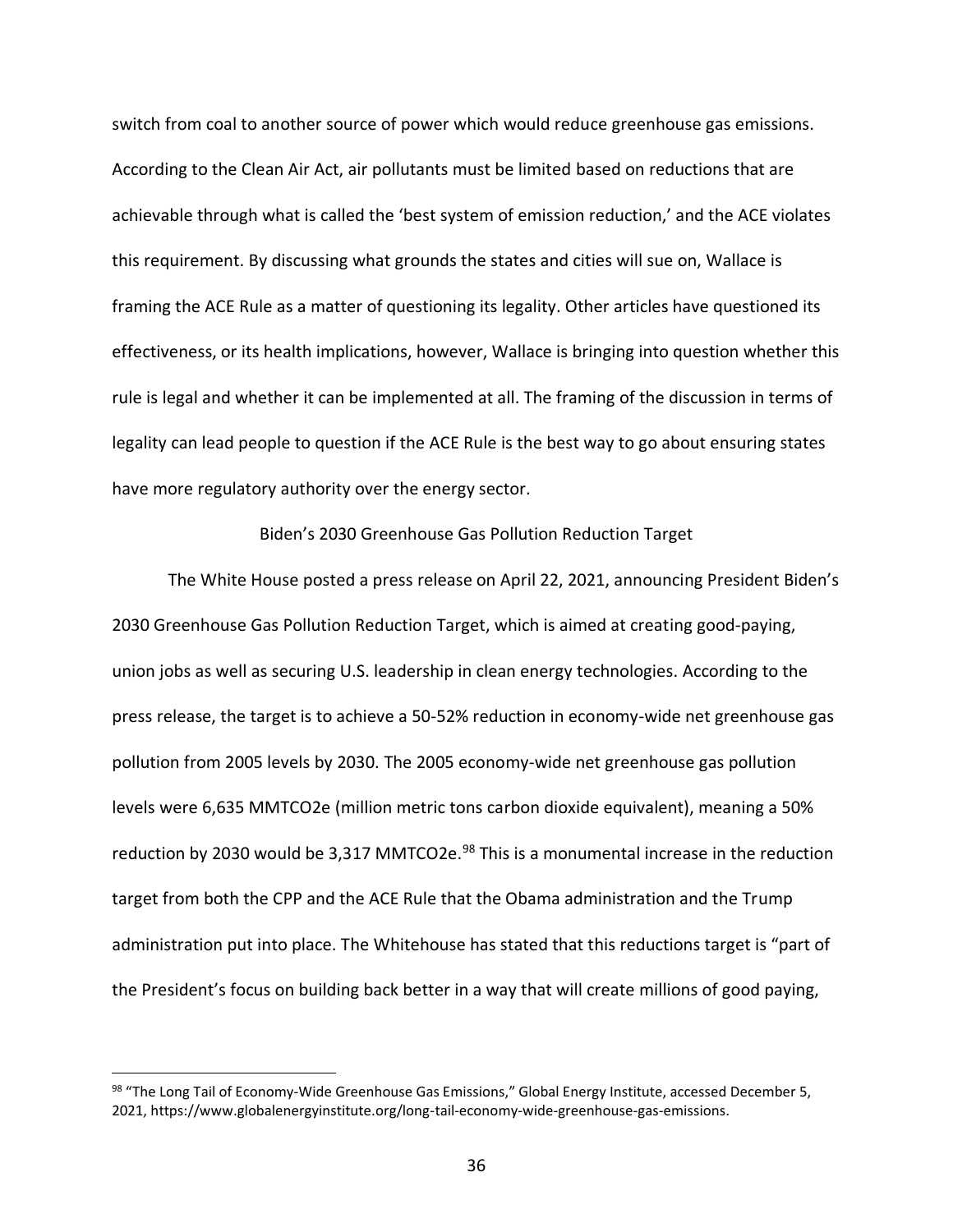switch from coal to another source of power which would reduce greenhouse gas emissions. According to the Clean Air Act, air pollutants must be limited based on reductions that are achievable through what is called the 'best system of emission reduction,' and the ACE violates this requirement. By discussing what grounds the states and cities will sue on, Wallace is framing the ACE Rule as a matter of questioning its legality. Other articles have questioned its effectiveness, or its health implications, however, Wallace is bringing into question whether this rule is legal and whether it can be implemented at all. The framing of the discussion in terms of legality can lead people to question if the ACE Rule is the best way to go about ensuring states have more regulatory authority over the energy sector.

## Biden's 2030 Greenhouse Gas Pollution Reduction Target

The White House posted a press release on April 22, 2021, announcing President Biden's 2030 Greenhouse Gas Pollution Reduction Target, which is aimed at creating good-paying, union jobs as well as securing U.S. leadership in clean energy technologies. According to the press release, the target is to achieve a 50-52% reduction in economy-wide net greenhouse gas pollution from 2005 levels by 2030. The 2005 economy-wide net greenhouse gas pollution levels were 6,635 MMTCO2e (million metric tons carbon dioxide equivalent), meaning a 50% reduction by 2030 would be 3,317 MMTCO2e.[98] This is a monumental increase in the reduction target from both the CPP and the ACE Rule that the Obama administration and the Trump administration put into place. The Whitehouse has stated that this reductions target is "part of the President's focus on building back better in a way that will create millions of good paying,

---

[98] "The Long Tail of Economy-Wide Greenhouse Gas Emissions," Global Energy Institute, accessed December 5, 2021, https://www.globalenergyinstitute.org/long-tail-economy-wide-greenhouse-gas-emissions.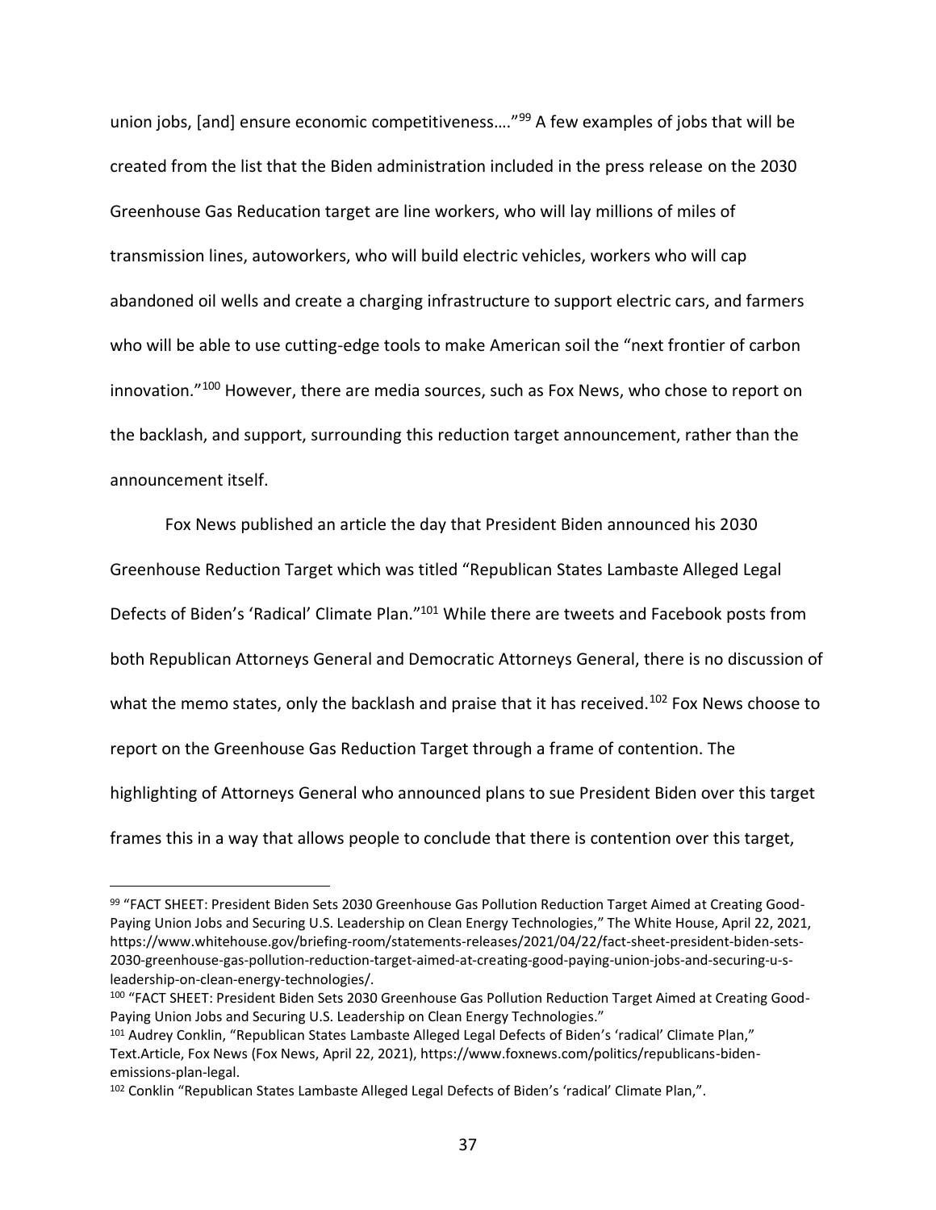union jobs, [and] ensure economic competitiveness…."[99] A few examples of jobs that will be created from the list that the Biden administration included in the press release on the 2030 Greenhouse Gas Reducation target are line workers, who will lay millions of miles of transmission lines, autoworkers, who will build electric vehicles, workers who will cap abandoned oil wells and create a charging infrastructure to support electric cars, and farmers who will be able to use cutting-edge tools to make American soil the "next frontier of carbon innovation."[100] However, there are media sources, such as Fox News, who chose to report on the backlash, and support, surrounding this reduction target announcement, rather than the announcement itself.

Fox News published an article the day that President Biden announced his 2030 Greenhouse Reduction Target which was titled "Republican States Lambaste Alleged Legal Defects of Biden's 'Radical' Climate Plan."[101] While there are tweets and Facebook posts from both Republican Attorneys General and Democratic Attorneys General, there is no discussion of what the memo states, only the backlash and praise that it has received.[102] Fox News choose to report on the Greenhouse Gas Reduction Target through a frame of contention. The highlighting of Attorneys General who announced plans to sue President Biden over this target frames this in a way that allows people to conclude that there is contention over this target,

---

[99] "FACT SHEET: President Biden Sets 2030 Greenhouse Gas Pollution Reduction Target Aimed at Creating Good-Paying Union Jobs and Securing U.S. Leadership on Clean Energy Technologies," The White House, April 22, 2021, https://www.whitehouse.gov/briefing-room/statements-releases/2021/04/22/fact-sheet-president-biden-sets-2030-greenhouse-gas-pollution-reduction-target-aimed-at-creating-good-paying-union-jobs-and-securing-u-s-leadership-on-clean-energy-technologies/.

[100] "FACT SHEET: President Biden Sets 2030 Greenhouse Gas Pollution Reduction Target Aimed at Creating Good-Paying Union Jobs and Securing U.S. Leadership on Clean Energy Technologies."

[101] Audrey Conklin, "Republican States Lambaste Alleged Legal Defects of Biden's 'radical' Climate Plan," Text.Article, Fox News (Fox News, April 22, 2021), https://www.foxnews.com/politics/republicans-biden-emissions-plan-legal.

[102] Conklin "Republican States Lambaste Alleged Legal Defects of Biden's 'radical' Climate Plan,".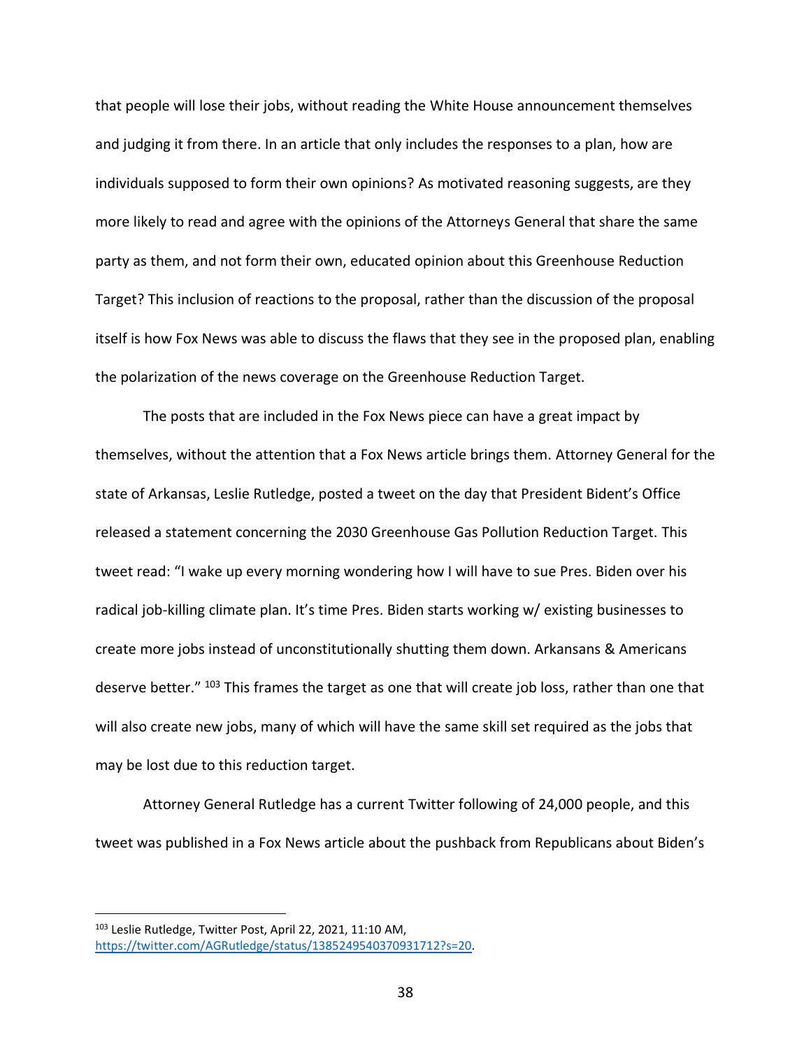that people will lose their jobs, without reading the White House announcement themselves and judging it from there. In an article that only includes the responses to a plan, how are individuals supposed to form their own opinions? As motivated reasoning suggests, are they more likely to read and agree with the opinions of the Attorneys General that share the same party as them, and not form their own, educated opinion about this Greenhouse Reduction Target? This inclusion of reactions to the proposal, rather than the discussion of the proposal itself is how Fox News was able to discuss the flaws that they see in the proposed plan, enabling the polarization of the news coverage on the Greenhouse Reduction Target.

The posts that are included in the Fox News piece can have a great impact by themselves, without the attention that a Fox News article brings them. Attorney General for the state of Arkansas, Leslie Rutledge, posted a tweet on the day that President Bident's Office released a statement concerning the 2030 Greenhouse Gas Pollution Reduction Target. This tweet read: "I wake up every morning wondering how I will have to sue Pres. Biden over his radical job-killing climate plan. It's time Pres. Biden starts working w/ existing businesses to create more jobs instead of unconstitutionally shutting them down. Arkansans & Americans deserve better." [103] This frames the target as one that will create job loss, rather than one that will also create new jobs, many of which will have the same skill set required as the jobs that may be lost due to this reduction target.

Attorney General Rutledge has a current Twitter following of 24,000 people, and this tweet was published in a Fox News article about the pushback from Republicans about Biden's

---

[103] Leslie Rutledge, Twitter Post, April 22, 2021, 11:10 AM, https://twitter.com/AGRutledge/status/1385249540370931712?s=20.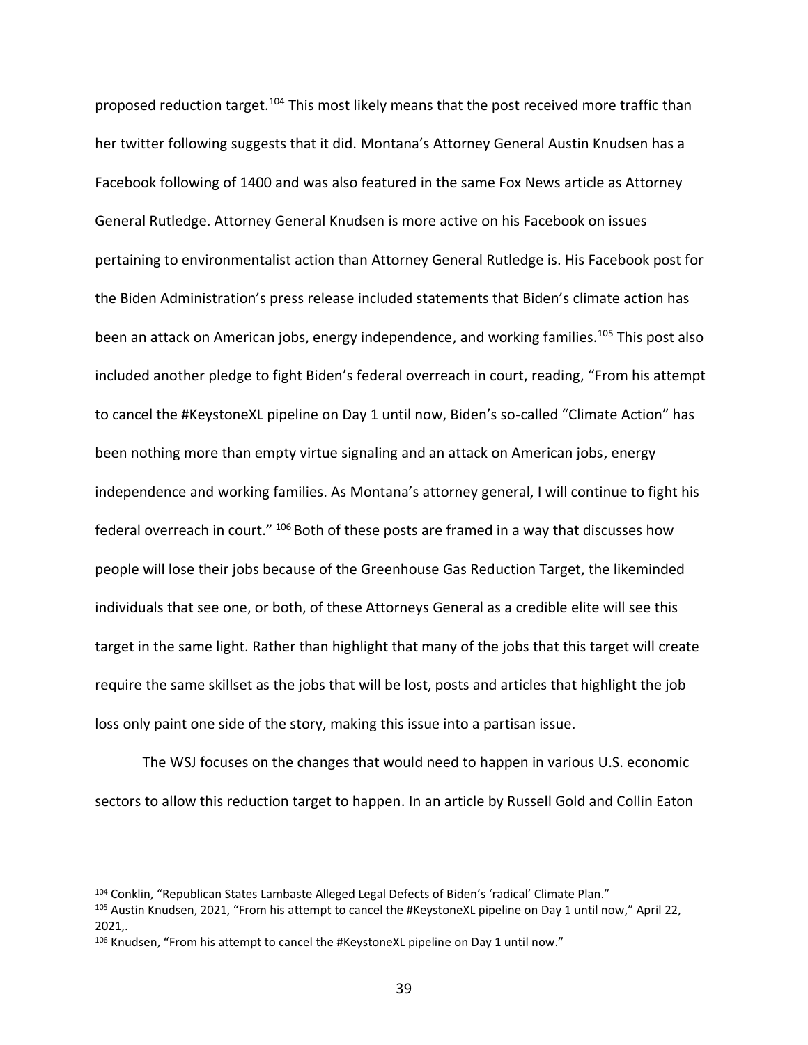proposed reduction target.[104] This most likely means that the post received more traffic than her twitter following suggests that it did. Montana's Attorney General Austin Knudsen has a Facebook following of 1400 and was also featured in the same Fox News article as Attorney General Rutledge. Attorney General Knudsen is more active on his Facebook on issues pertaining to environmentalist action than Attorney General Rutledge is. His Facebook post for the Biden Administration's press release included statements that Biden's climate action has been an attack on American jobs, energy independence, and working families.[105] This post also included another pledge to fight Biden's federal overreach in court, reading, "From his attempt to cancel the #KeystoneXL pipeline on Day 1 until now, Biden's so-called "Climate Action" has been nothing more than empty virtue signaling and an attack on American jobs, energy independence and working families. As Montana's attorney general, I will continue to fight his federal overreach in court." [106] Both of these posts are framed in a way that discusses how people will lose their jobs because of the Greenhouse Gas Reduction Target, the likeminded individuals that see one, or both, of these Attorneys General as a credible elite will see this target in the same light. Rather than highlight that many of the jobs that this target will create require the same skillset as the jobs that will be lost, posts and articles that highlight the job loss only paint one side of the story, making this issue into a partisan issue.

The WSJ focuses on the changes that would need to happen in various U.S. economic sectors to allow this reduction target to happen. In an article by Russell Gold and Collin Eaton

---

[104] Conklin, "Republican States Lambaste Alleged Legal Defects of Biden's 'radical' Climate Plan."

[105] Austin Knudsen, 2021, "From his attempt to cancel the #KeystoneXL pipeline on Day 1 until now," April 22, 2021,.

[106] Knudsen, "From his attempt to cancel the #KeystoneXL pipeline on Day 1 until now."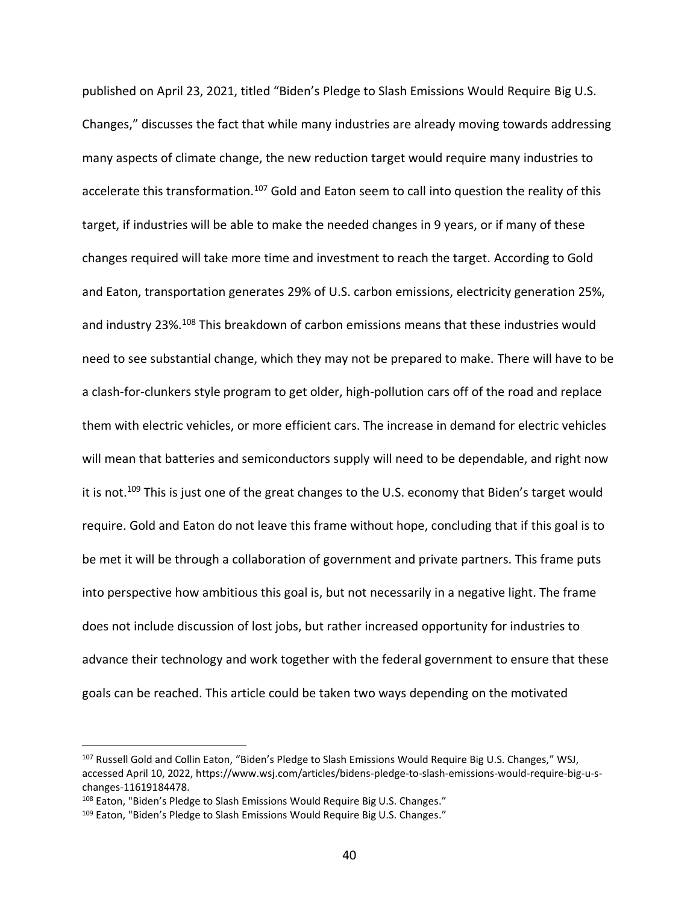published on April 23, 2021, titled "Biden's Pledge to Slash Emissions Would Require Big U.S. Changes," discusses the fact that while many industries are already moving towards addressing many aspects of climate change, the new reduction target would require many industries to accelerate this transformation.[107] Gold and Eaton seem to call into question the reality of this target, if industries will be able to make the needed changes in 9 years, or if many of these changes required will take more time and investment to reach the target. According to Gold and Eaton, transportation generates 29% of U.S. carbon emissions, electricity generation 25%, and industry 23%.[108] This breakdown of carbon emissions means that these industries would need to see substantial change, which they may not be prepared to make. There will have to be a clash-for-clunkers style program to get older, high-pollution cars off of the road and replace them with electric vehicles, or more efficient cars. The increase in demand for electric vehicles will mean that batteries and semiconductors supply will need to be dependable, and right now it is not.[109] This is just one of the great changes to the U.S. economy that Biden's target would require. Gold and Eaton do not leave this frame without hope, concluding that if this goal is to be met it will be through a collaboration of government and private partners. This frame puts into perspective how ambitious this goal is, but not necessarily in a negative light. The frame does not include discussion of lost jobs, but rather increased opportunity for industries to advance their technology and work together with the federal government to ensure that these goals can be reached. This article could be taken two ways depending on the motivated

---

[107] Russell Gold and Collin Eaton, "Biden's Pledge to Slash Emissions Would Require Big U.S. Changes," WSJ, accessed April 10, 2022, https://www.wsj.com/articles/bidens-pledge-to-slash-emissions-would-require-big-u-s-changes-11619184478.

[108] Eaton, "Biden's Pledge to Slash Emissions Would Require Big U.S. Changes."

[109] Eaton, "Biden's Pledge to Slash Emissions Would Require Big U.S. Changes."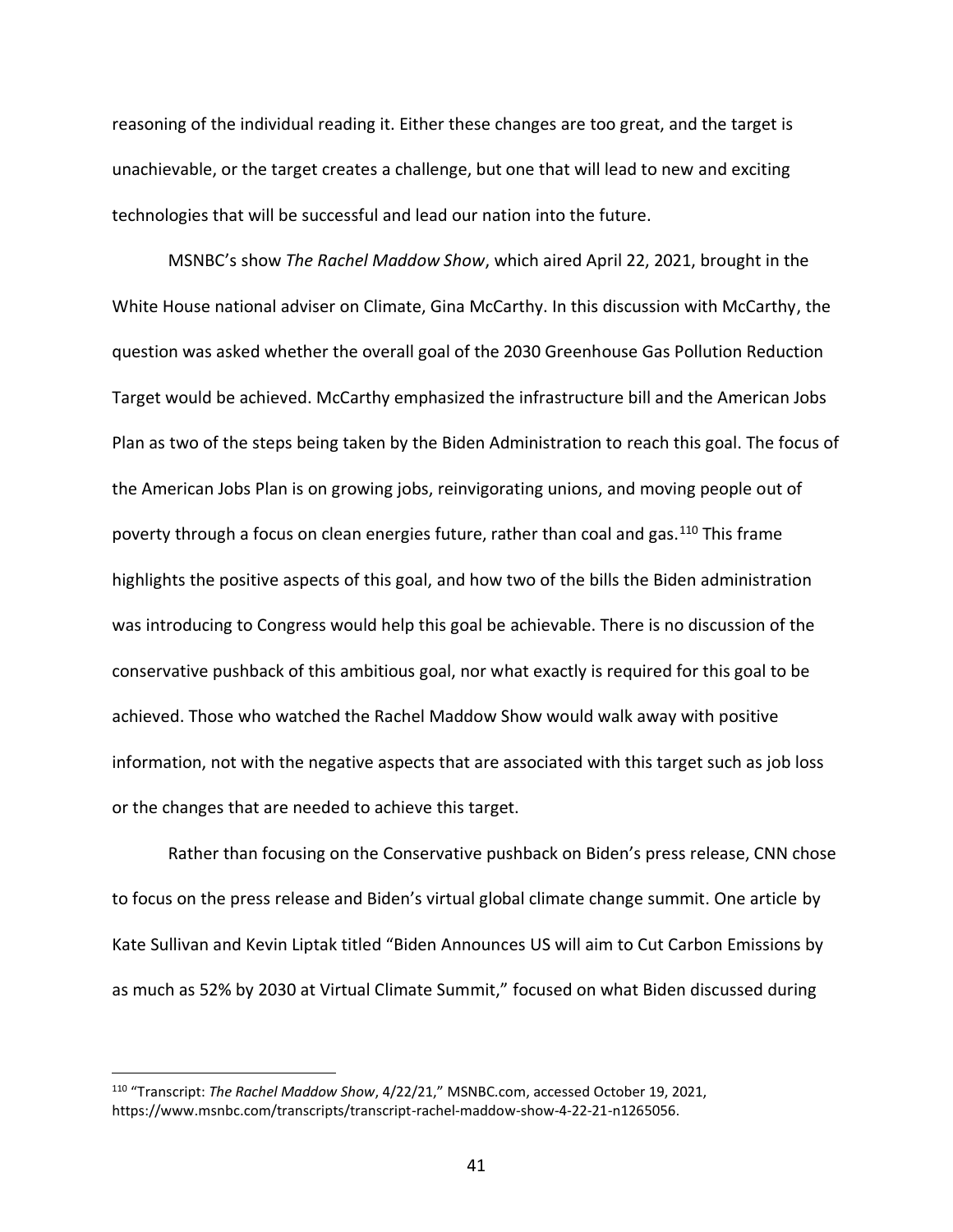reasoning of the individual reading it. Either these changes are too great, and the target is unachievable, or the target creates a challenge, but one that will lead to new and exciting technologies that will be successful and lead our nation into the future.

MSNBC's show *The Rachel Maddow Show*, which aired April 22, 2021, brought in the White House national adviser on Climate, Gina McCarthy. In this discussion with McCarthy, the question was asked whether the overall goal of the 2030 Greenhouse Gas Pollution Reduction Target would be achieved. McCarthy emphasized the infrastructure bill and the American Jobs Plan as two of the steps being taken by the Biden Administration to reach this goal. The focus of the American Jobs Plan is on growing jobs, reinvigorating unions, and moving people out of poverty through a focus on clean energies future, rather than coal and gas.[110] This frame highlights the positive aspects of this goal, and how two of the bills the Biden administration was introducing to Congress would help this goal be achievable. There is no discussion of the conservative pushback of this ambitious goal, nor what exactly is required for this goal to be achieved. Those who watched the Rachel Maddow Show would walk away with positive information, not with the negative aspects that are associated with this target such as job loss or the changes that are needed to achieve this target.

Rather than focusing on the Conservative pushback on Biden's press release, CNN chose to focus on the press release and Biden's virtual global climate change summit. One article by Kate Sullivan and Kevin Liptak titled "Biden Announces US will aim to Cut Carbon Emissions by as much as 52% by 2030 at Virtual Climate Summit," focused on what Biden discussed during

[110] "Transcript: *The Rachel Maddow Show*, 4/22/21," MSNBC.com, accessed October 19, 2021, https://www.msnbc.com/transcripts/transcript-rachel-maddow-show-4-22-21-n1265056.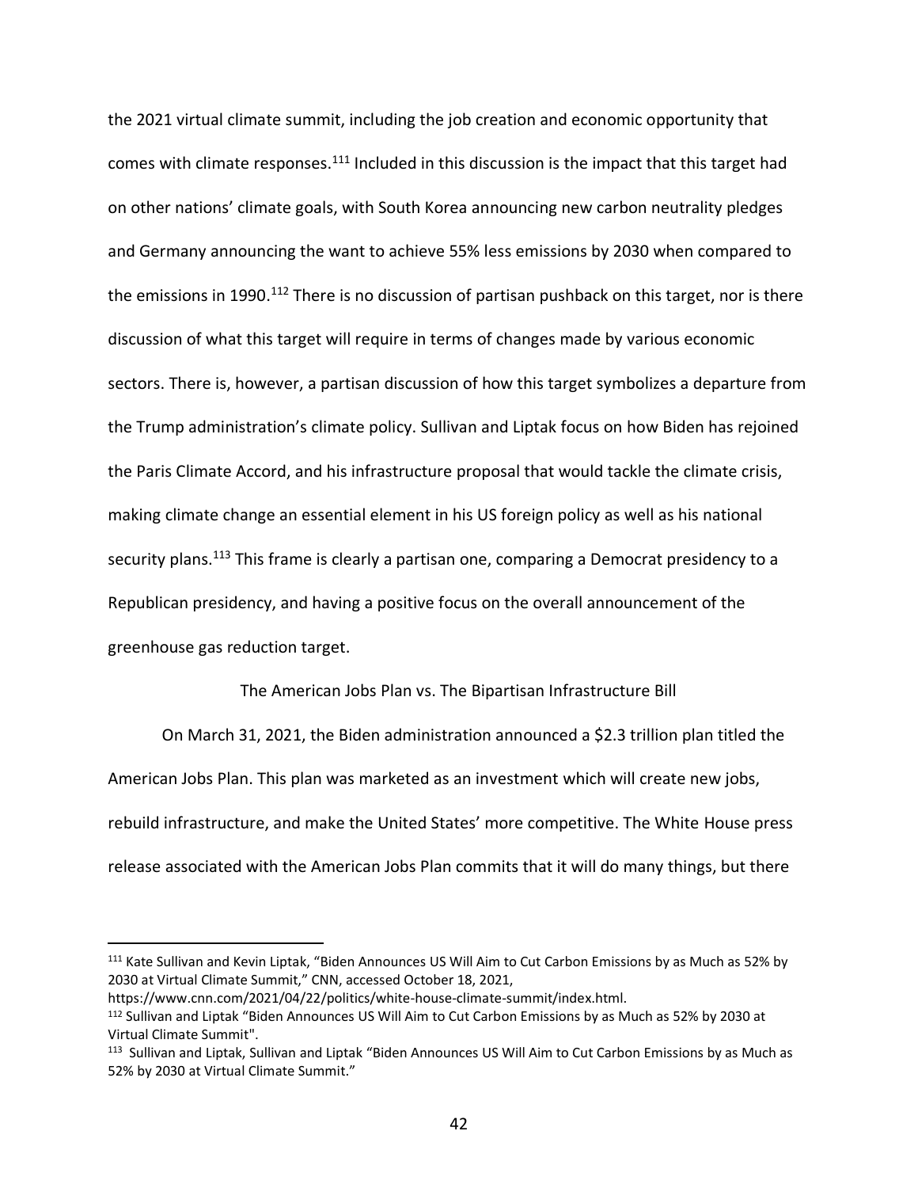the 2021 virtual climate summit, including the job creation and economic opportunity that comes with climate responses.[111] Included in this discussion is the impact that this target had on other nations' climate goals, with South Korea announcing new carbon neutrality pledges and Germany announcing the want to achieve 55% less emissions by 2030 when compared to the emissions in 1990.[112] There is no discussion of partisan pushback on this target, nor is there discussion of what this target will require in terms of changes made by various economic sectors. There is, however, a partisan discussion of how this target symbolizes a departure from the Trump administration's climate policy. Sullivan and Liptak focus on how Biden has rejoined the Paris Climate Accord, and his infrastructure proposal that would tackle the climate crisis, making climate change an essential element in his US foreign policy as well as his national security plans.[113] This frame is clearly a partisan one, comparing a Democrat presidency to a Republican presidency, and having a positive focus on the overall announcement of the greenhouse gas reduction target.

## The American Jobs Plan vs. The Bipartisan Infrastructure Bill

On March 31, 2021, the Biden administration announced a $2.3 trillion plan titled the American Jobs Plan. This plan was marketed as an investment which will create new jobs, rebuild infrastructure, and make the United States' more competitive. The White House press release associated with the American Jobs Plan commits that it will do many things, but there

---

[111] Kate Sullivan and Kevin Liptak, "Biden Announces US Will Aim to Cut Carbon Emissions by as Much as 52% by 2030 at Virtual Climate Summit," CNN, accessed October 18, 2021, https://www.cnn.com/2021/04/22/politics/white-house-climate-summit/index.html.

[112] Sullivan and Liptak "Biden Announces US Will Aim to Cut Carbon Emissions by as Much as 52% by 2030 at Virtual Climate Summit".

[113] Sullivan and Liptak, Sullivan and Liptak "Biden Announces US Will Aim to Cut Carbon Emissions by as Much as 52% by 2030 at Virtual Climate Summit."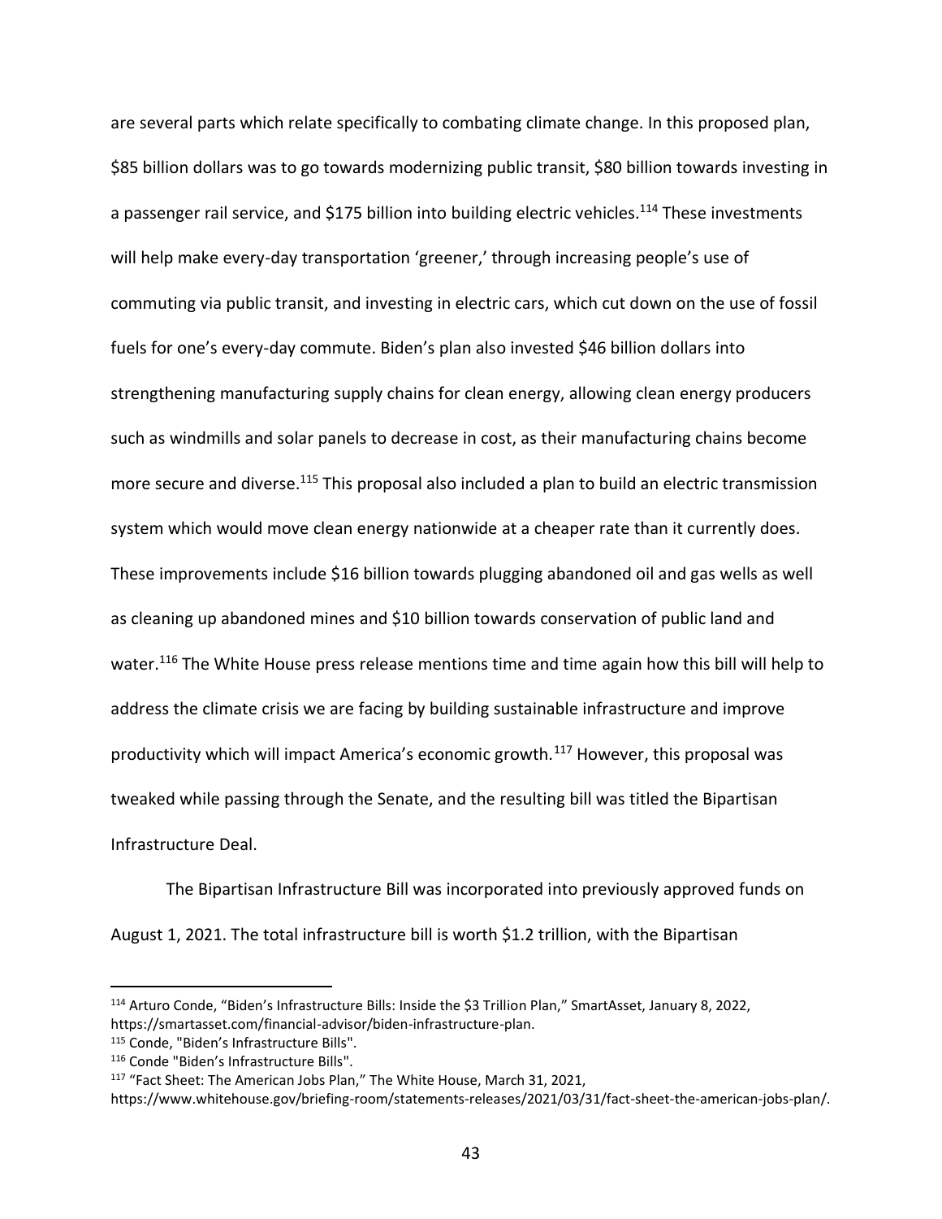are several parts which relate specifically to combating climate change. In this proposed plan, $85 billion dollars was to go towards modernizing public transit, $80 billion towards investing in a passenger rail service, and $175 billion into building electric vehicles.[114] These investments will help make every-day transportation 'greener,' through increasing people's use of commuting via public transit, and investing in electric cars, which cut down on the use of fossil fuels for one's every-day commute. Biden's plan also invested $46 billion dollars into strengthening manufacturing supply chains for clean energy, allowing clean energy producers such as windmills and solar panels to decrease in cost, as their manufacturing chains become more secure and diverse.[115] This proposal also included a plan to build an electric transmission system which would move clean energy nationwide at a cheaper rate than it currently does. These improvements include $16 billion towards plugging abandoned oil and gas wells as well as cleaning up abandoned mines and $10 billion towards conservation of public land and water.[116] The White House press release mentions time and time again how this bill will help to address the climate crisis we are facing by building sustainable infrastructure and improve productivity which will impact America's economic growth.[117] However, this proposal was tweaked while passing through the Senate, and the resulting bill was titled the Bipartisan Infrastructure Deal.

The Bipartisan Infrastructure Bill was incorporated into previously approved funds on August 1, 2021. The total infrastructure bill is worth $1.2 trillion, with the Bipartisan

---

[114] Arturo Conde, "Biden's Infrastructure Bills: Inside the $3 Trillion Plan," SmartAsset, January 8, 2022, https://smartasset.com/financial-advisor/biden-infrastructure-plan.

[115] Conde, "Biden's Infrastructure Bills".

[116] Conde "Biden's Infrastructure Bills".

[117] "Fact Sheet: The American Jobs Plan," The White House, March 31, 2021, https://www.whitehouse.gov/briefing-room/statements-releases/2021/03/31/fact-sheet-the-american-jobs-plan/.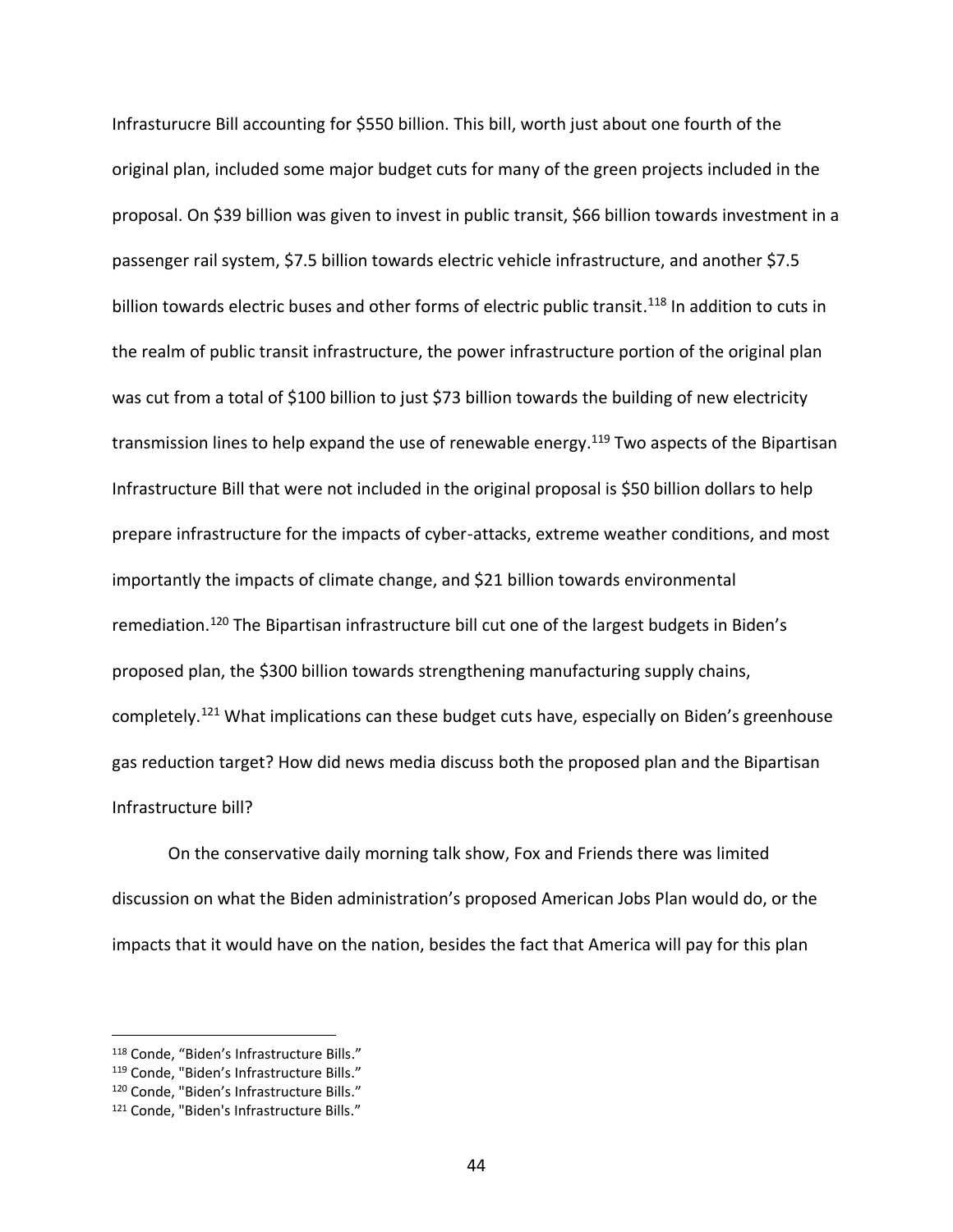Infrasturucre Bill accounting for $550 billion. This bill, worth just about one fourth of the original plan, included some major budget cuts for many of the green projects included in the proposal. On $39 billion was given to invest in public transit, $66 billion towards investment in a passenger rail system, $7.5 billion towards electric vehicle infrastructure, and another $7.5 billion towards electric buses and other forms of electric public transit.[118] In addition to cuts in the realm of public transit infrastructure, the power infrastructure portion of the original plan was cut from a total of $100 billion to just $73 billion towards the building of new electricity transmission lines to help expand the use of renewable energy.[119] Two aspects of the Bipartisan Infrastructure Bill that were not included in the original proposal is $50 billion dollars to help prepare infrastructure for the impacts of cyber-attacks, extreme weather conditions, and most importantly the impacts of climate change, and $21 billion towards environmental remediation.[120] The Bipartisan infrastructure bill cut one of the largest budgets in Biden's proposed plan, the $300 billion towards strengthening manufacturing supply chains, completely.[121] What implications can these budget cuts have, especially on Biden's greenhouse gas reduction target? How did news media discuss both the proposed plan and the Bipartisan Infrastructure bill?

On the conservative daily morning talk show, Fox and Friends there was limited discussion on what the Biden administration's proposed American Jobs Plan would do, or the impacts that it would have on the nation, besides the fact that America will pay for this plan

---

[118] Conde, "Biden's Infrastructure Bills."

[119] Conde, "Biden's Infrastructure Bills."

[120] Conde, "Biden's Infrastructure Bills."

[121] Conde, "Biden's Infrastructure Bills."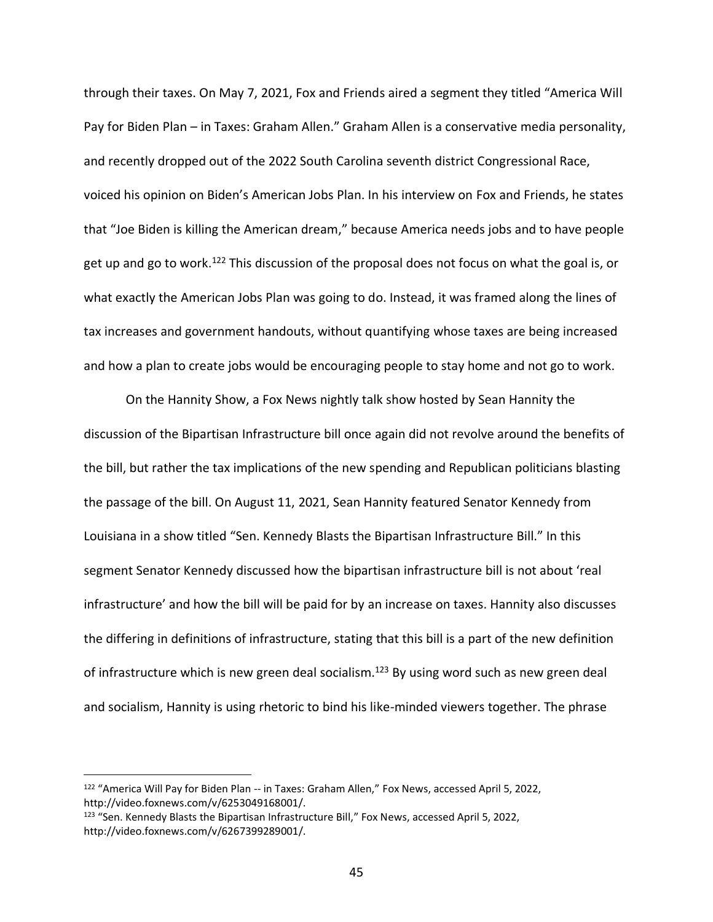through their taxes. On May 7, 2021, Fox and Friends aired a segment they titled "America Will Pay for Biden Plan – in Taxes: Graham Allen." Graham Allen is a conservative media personality, and recently dropped out of the 2022 South Carolina seventh district Congressional Race, voiced his opinion on Biden's American Jobs Plan. In his interview on Fox and Friends, he states that "Joe Biden is killing the American dream," because America needs jobs and to have people get up and go to work.[122] This discussion of the proposal does not focus on what the goal is, or what exactly the American Jobs Plan was going to do. Instead, it was framed along the lines of tax increases and government handouts, without quantifying whose taxes are being increased and how a plan to create jobs would be encouraging people to stay home and not go to work.

On the Hannity Show, a Fox News nightly talk show hosted by Sean Hannity the discussion of the Bipartisan Infrastructure bill once again did not revolve around the benefits of the bill, but rather the tax implications of the new spending and Republican politicians blasting the passage of the bill. On August 11, 2021, Sean Hannity featured Senator Kennedy from Louisiana in a show titled "Sen. Kennedy Blasts the Bipartisan Infrastructure Bill." In this segment Senator Kennedy discussed how the bipartisan infrastructure bill is not about 'real infrastructure' and how the bill will be paid for by an increase on taxes. Hannity also discusses the differing in definitions of infrastructure, stating that this bill is a part of the new definition of infrastructure which is new green deal socialism.[123] By using word such as new green deal and socialism, Hannity is using rhetoric to bind his like-minded viewers together. The phrase

---

[122] "America Will Pay for Biden Plan -- in Taxes: Graham Allen," Fox News, accessed April 5, 2022, http://video.foxnews.com/v/6253049168001/.

[123] "Sen. Kennedy Blasts the Bipartisan Infrastructure Bill," Fox News, accessed April 5, 2022, http://video.foxnews.com/v/6267399289001/.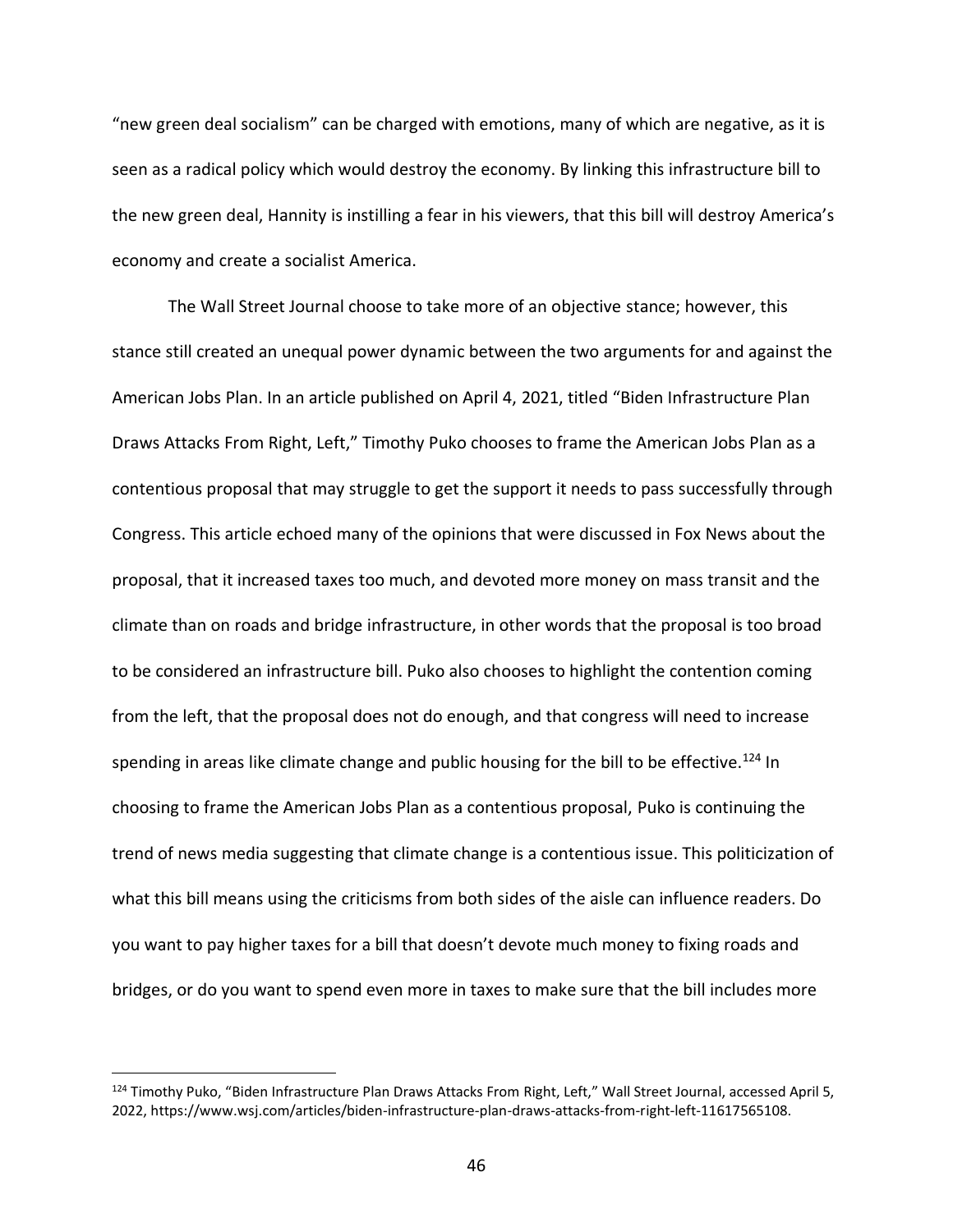"new green deal socialism" can be charged with emotions, many of which are negative, as it is seen as a radical policy which would destroy the economy. By linking this infrastructure bill to the new green deal, Hannity is instilling a fear in his viewers, that this bill will destroy America's economy and create a socialist America.

The Wall Street Journal choose to take more of an objective stance; however, this stance still created an unequal power dynamic between the two arguments for and against the American Jobs Plan. In an article published on April 4, 2021, titled "Biden Infrastructure Plan Draws Attacks From Right, Left," Timothy Puko chooses to frame the American Jobs Plan as a contentious proposal that may struggle to get the support it needs to pass successfully through Congress. This article echoed many of the opinions that were discussed in Fox News about the proposal, that it increased taxes too much, and devoted more money on mass transit and the climate than on roads and bridge infrastructure, in other words that the proposal is too broad to be considered an infrastructure bill. Puko also chooses to highlight the contention coming from the left, that the proposal does not do enough, and that congress will need to increase spending in areas like climate change and public housing for the bill to be effective.[124] In choosing to frame the American Jobs Plan as a contentious proposal, Puko is continuing the trend of news media suggesting that climate change is a contentious issue. This politicization of what this bill means using the criticisms from both sides of the aisle can influence readers. Do you want to pay higher taxes for a bill that doesn't devote much money to fixing roads and bridges, or do you want to spend even more in taxes to make sure that the bill includes more

---

[124] Timothy Puko, "Biden Infrastructure Plan Draws Attacks From Right, Left," Wall Street Journal, accessed April 5, 2022, https://www.wsj.com/articles/biden-infrastructure-plan-draws-attacks-from-right-left-11617565108.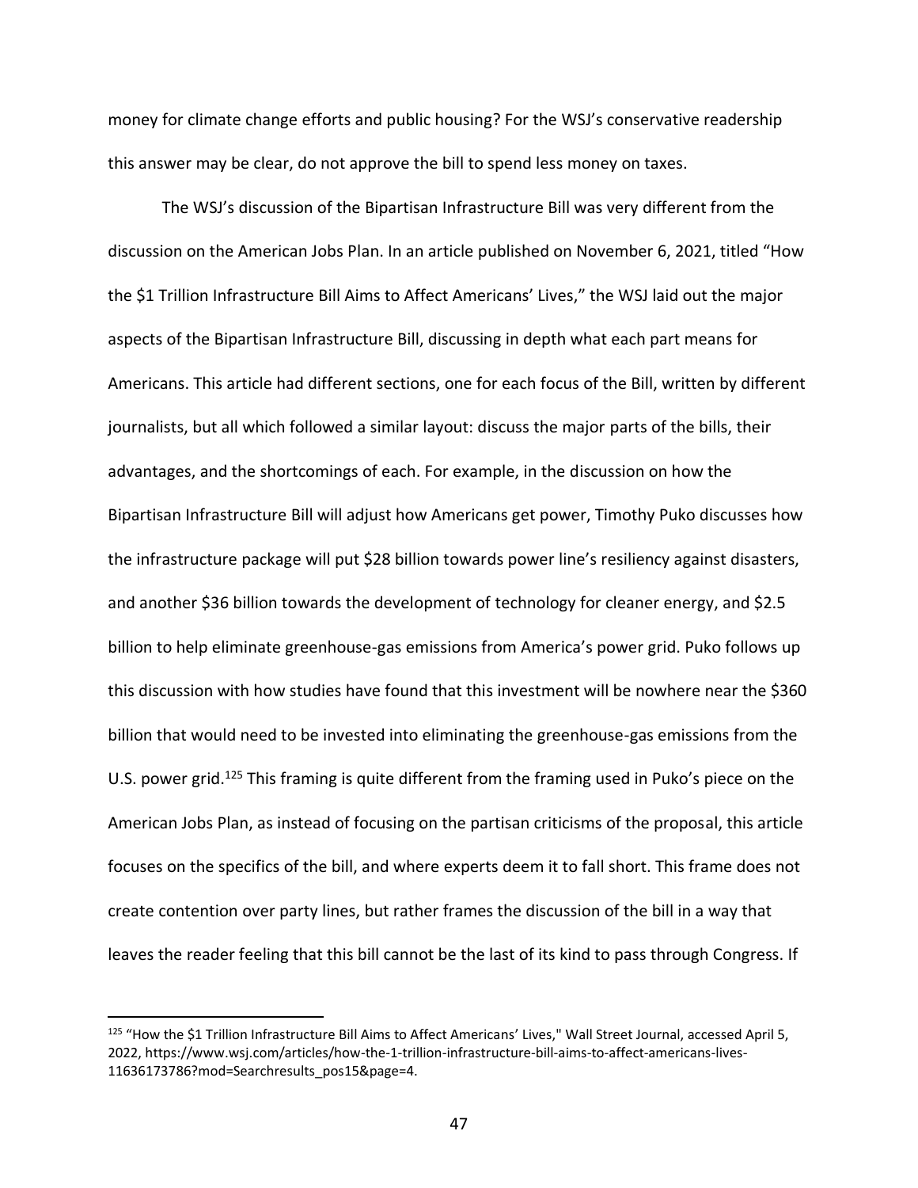money for climate change efforts and public housing? For the WSJ's conservative readership this answer may be clear, do not approve the bill to spend less money on taxes.

The WSJ's discussion of the Bipartisan Infrastructure Bill was very different from the discussion on the American Jobs Plan. In an article published on November 6, 2021, titled "How the $1 Trillion Infrastructure Bill Aims to Affect Americans' Lives," the WSJ laid out the major aspects of the Bipartisan Infrastructure Bill, discussing in depth what each part means for Americans. This article had different sections, one for each focus of the Bill, written by different journalists, but all which followed a similar layout: discuss the major parts of the bills, their advantages, and the shortcomings of each. For example, in the discussion on how the Bipartisan Infrastructure Bill will adjust how Americans get power, Timothy Puko discusses how the infrastructure package will put $28 billion towards power line's resiliency against disasters, and another $36 billion towards the development of technology for cleaner energy, and $2.5 billion to help eliminate greenhouse-gas emissions from America's power grid. Puko follows up this discussion with how studies have found that this investment will be nowhere near the $360 billion that would need to be invested into eliminating the greenhouse-gas emissions from the U.S. power grid.[125] This framing is quite different from the framing used in Puko's piece on the American Jobs Plan, as instead of focusing on the partisan criticisms of the proposal, this article focuses on the specifics of the bill, and where experts deem it to fall short. This frame does not create contention over party lines, but rather frames the discussion of the bill in a way that leaves the reader feeling that this bill cannot be the last of its kind to pass through Congress. If

[125] "How the $1 Trillion Infrastructure Bill Aims to Affect Americans' Lives," Wall Street Journal, accessed April 5, 2022, https://www.wsj.com/articles/how-the-1-trillion-infrastructure-bill-aims-to-affect-americans-lives-11636173786?mod=Searchresults_pos15&page=4.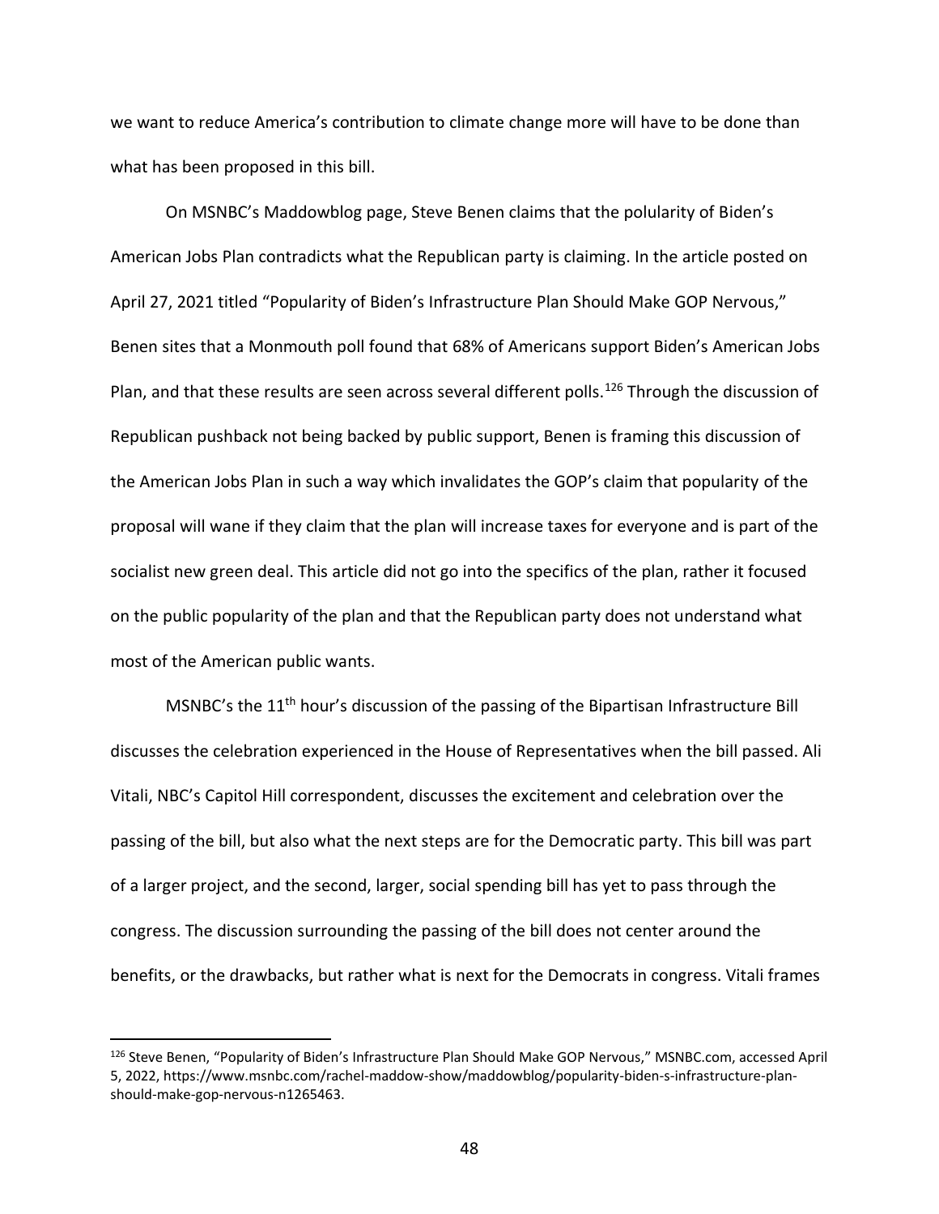we want to reduce America's contribution to climate change more will have to be done than what has been proposed in this bill.

On MSNBC's Maddowblog page, Steve Benen claims that the polularity of Biden's American Jobs Plan contradicts what the Republican party is claiming. In the article posted on April 27, 2021 titled "Popularity of Biden's Infrastructure Plan Should Make GOP Nervous," Benen sites that a Monmouth poll found that 68% of Americans support Biden's American Jobs Plan, and that these results are seen across several different polls.[126] Through the discussion of Republican pushback not being backed by public support, Benen is framing this discussion of the American Jobs Plan in such a way which invalidates the GOP's claim that popularity of the proposal will wane if they claim that the plan will increase taxes for everyone and is part of the socialist new green deal. This article did not go into the specifics of the plan, rather it focused on the public popularity of the plan and that the Republican party does not understand what most of the American public wants.

MSNBC's the 11th hour's discussion of the passing of the Bipartisan Infrastructure Bill discusses the celebration experienced in the House of Representatives when the bill passed. Ali Vitali, NBC's Capitol Hill correspondent, discusses the excitement and celebration over the passing of the bill, but also what the next steps are for the Democratic party. This bill was part of a larger project, and the second, larger, social spending bill has yet to pass through the congress. The discussion surrounding the passing of the bill does not center around the benefits, or the drawbacks, but rather what is next for the Democrats in congress. Vitali frames

---

[126] Steve Benen, "Popularity of Biden's Infrastructure Plan Should Make GOP Nervous," MSNBC.com, accessed April 5, 2022, https://www.msnbc.com/rachel-maddow-show/maddowblog/popularity-biden-s-infrastructure-plan-should-make-gop-nervous-n1265463.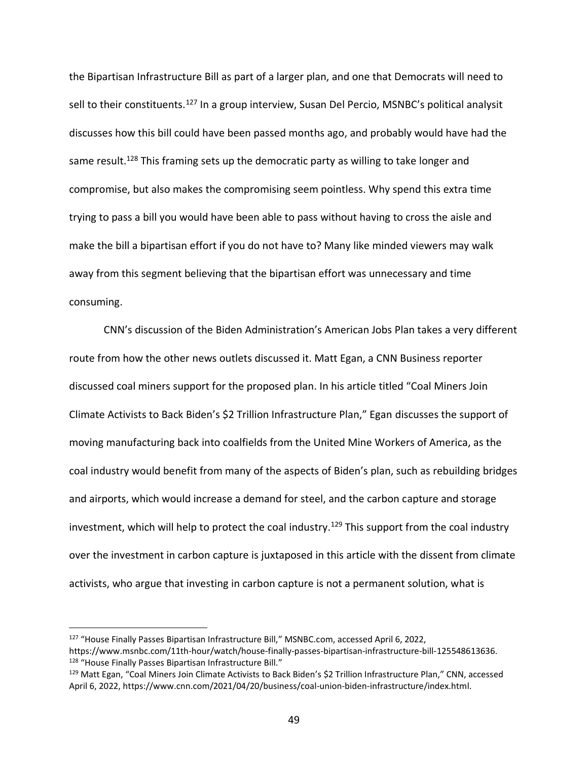the Bipartisan Infrastructure Bill as part of a larger plan, and one that Democrats will need to sell to their constituents.[127] In a group interview, Susan Del Percio, MSNBC's political analysit discusses how this bill could have been passed months ago, and probably would have had the same result.[128] This framing sets up the democratic party as willing to take longer and compromise, but also makes the compromising seem pointless. Why spend this extra time trying to pass a bill you would have been able to pass without having to cross the aisle and make the bill a bipartisan effort if you do not have to? Many like minded viewers may walk away from this segment believing that the bipartisan effort was unnecessary and time consuming.

CNN's discussion of the Biden Administration's American Jobs Plan takes a very different route from how the other news outlets discussed it. Matt Egan, a CNN Business reporter discussed coal miners support for the proposed plan. In his article titled "Coal Miners Join Climate Activists to Back Biden's $2 Trillion Infrastructure Plan," Egan discusses the support of moving manufacturing back into coalfields from the United Mine Workers of America, as the coal industry would benefit from many of the aspects of Biden's plan, such as rebuilding bridges and airports, which would increase a demand for steel, and the carbon capture and storage investment, which will help to protect the coal industry.[129] This support from the coal industry over the investment in carbon capture is juxtaposed in this article with the dissent from climate activists, who argue that investing in carbon capture is not a permanent solution, what is

---

[127] "House Finally Passes Bipartisan Infrastructure Bill," MSNBC.com, accessed April 6, 2022, https://www.msnbc.com/11th-hour/watch/house-finally-passes-bipartisan-infrastructure-bill-125548613636.

[128] "House Finally Passes Bipartisan Infrastructure Bill."

[129] Matt Egan, "Coal Miners Join Climate Activists to Back Biden's $2 Trillion Infrastructure Plan," CNN, accessed April 6, 2022, https://www.cnn.com/2021/04/20/business/coal-union-biden-infrastructure/index.html.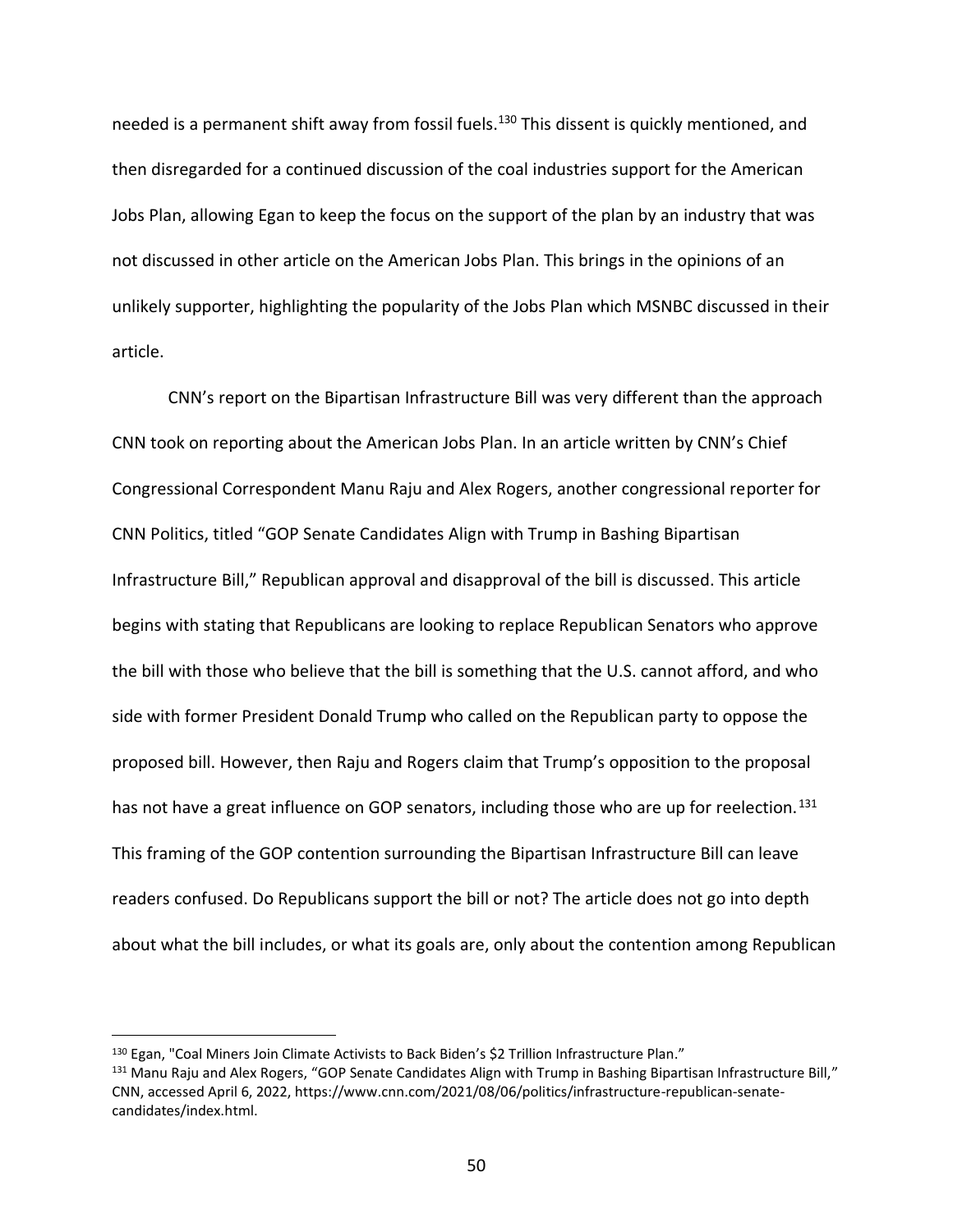needed is a permanent shift away from fossil fuels.[130] This dissent is quickly mentioned, and then disregarded for a continued discussion of the coal industries support for the American Jobs Plan, allowing Egan to keep the focus on the support of the plan by an industry that was not discussed in other article on the American Jobs Plan. This brings in the opinions of an unlikely supporter, highlighting the popularity of the Jobs Plan which MSNBC discussed in their article.

CNN's report on the Bipartisan Infrastructure Bill was very different than the approach CNN took on reporting about the American Jobs Plan. In an article written by CNN's Chief Congressional Correspondent Manu Raju and Alex Rogers, another congressional reporter for CNN Politics, titled "GOP Senate Candidates Align with Trump in Bashing Bipartisan Infrastructure Bill," Republican approval and disapproval of the bill is discussed. This article begins with stating that Republicans are looking to replace Republican Senators who approve the bill with those who believe that the bill is something that the U.S. cannot afford, and who side with former President Donald Trump who called on the Republican party to oppose the proposed bill. However, then Raju and Rogers claim that Trump's opposition to the proposal has not have a great influence on GOP senators, including those who are up for reelection.[131] This framing of the GOP contention surrounding the Bipartisan Infrastructure Bill can leave readers confused. Do Republicans support the bill or not? The article does not go into depth about what the bill includes, or what its goals are, only about the contention among Republican

---

[130] Egan, "Coal Miners Join Climate Activists to Back Biden's $2 Trillion Infrastructure Plan."

[131] Manu Raju and Alex Rogers, "GOP Senate Candidates Align with Trump in Bashing Bipartisan Infrastructure Bill," CNN, accessed April 6, 2022, https://www.cnn.com/2021/08/06/politics/infrastructure-republican-senate-candidates/index.html.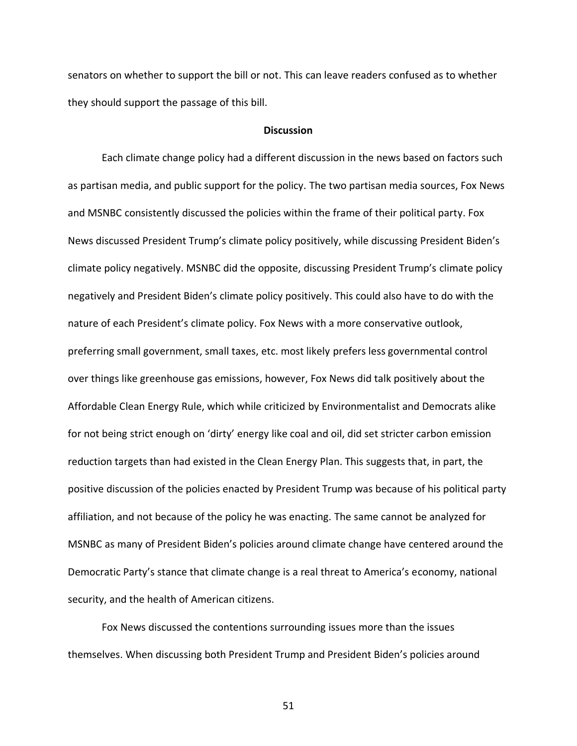senators on whether to support the bill or not. This can leave readers confused as to whether they should support the passage of this bill.

## Discussion

Each climate change policy had a different discussion in the news based on factors such as partisan media, and public support for the policy. The two partisan media sources, Fox News and MSNBC consistently discussed the policies within the frame of their political party. Fox News discussed President Trump's climate policy positively, while discussing President Biden's climate policy negatively. MSNBC did the opposite, discussing President Trump's climate policy negatively and President Biden's climate policy positively. This could also have to do with the nature of each President's climate policy. Fox News with a more conservative outlook, preferring small government, small taxes, etc. most likely prefers less governmental control over things like greenhouse gas emissions, however, Fox News did talk positively about the Affordable Clean Energy Rule, which while criticized by Environmentalist and Democrats alike for not being strict enough on 'dirty' energy like coal and oil, did set stricter carbon emission reduction targets than had existed in the Clean Energy Plan. This suggests that, in part, the positive discussion of the policies enacted by President Trump was because of his political party affiliation, and not because of the policy he was enacting. The same cannot be analyzed for MSNBC as many of President Biden's policies around climate change have centered around the Democratic Party's stance that climate change is a real threat to America's economy, national security, and the health of American citizens.

Fox News discussed the contentions surrounding issues more than the issues themselves. When discussing both President Trump and President Biden's policies around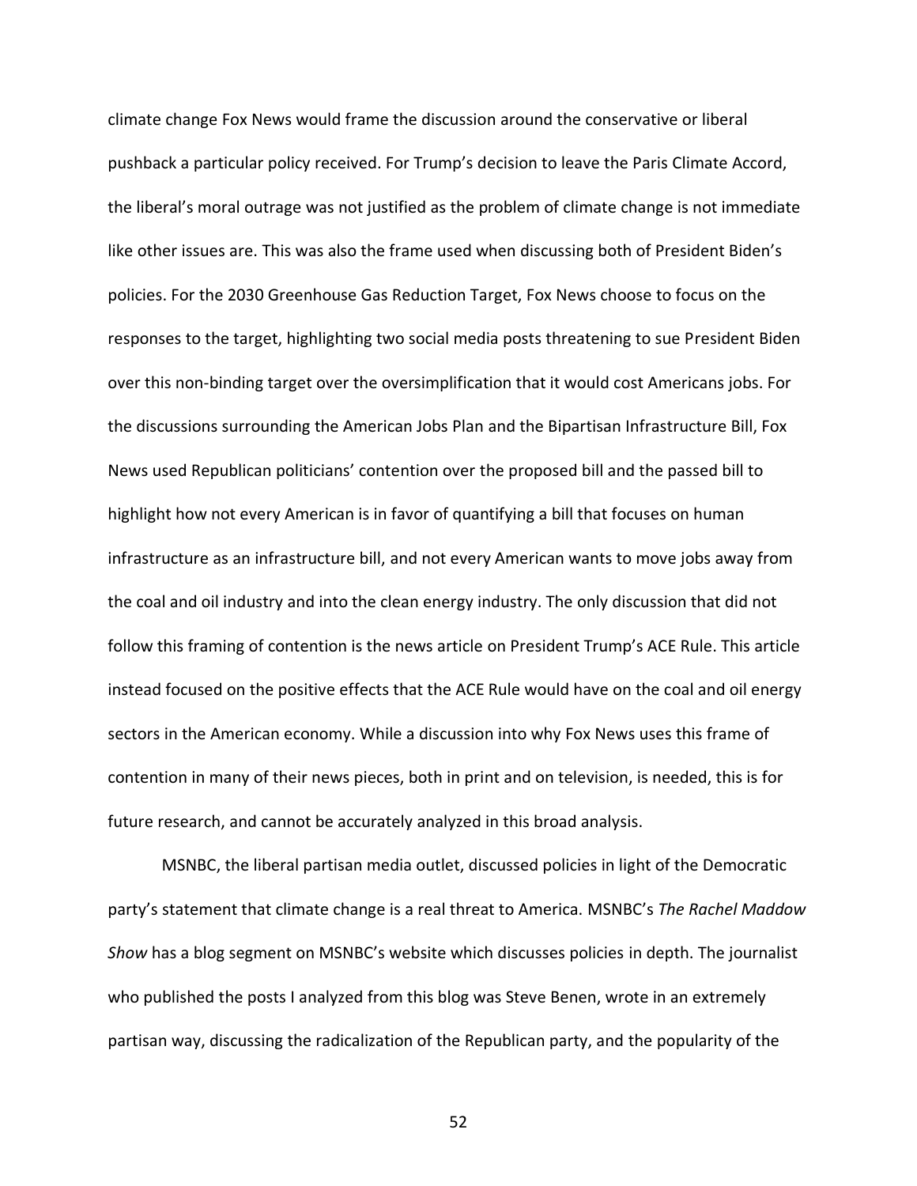climate change Fox News would frame the discussion around the conservative or liberal pushback a particular policy received. For Trump's decision to leave the Paris Climate Accord, the liberal's moral outrage was not justified as the problem of climate change is not immediate like other issues are. This was also the frame used when discussing both of President Biden's policies. For the 2030 Greenhouse Gas Reduction Target, Fox News choose to focus on the responses to the target, highlighting two social media posts threatening to sue President Biden over this non-binding target over the oversimplification that it would cost Americans jobs. For the discussions surrounding the American Jobs Plan and the Bipartisan Infrastructure Bill, Fox News used Republican politicians' contention over the proposed bill and the passed bill to highlight how not every American is in favor of quantifying a bill that focuses on human infrastructure as an infrastructure bill, and not every American wants to move jobs away from the coal and oil industry and into the clean energy industry. The only discussion that did not follow this framing of contention is the news article on President Trump's ACE Rule. This article instead focused on the positive effects that the ACE Rule would have on the coal and oil energy sectors in the American economy. While a discussion into why Fox News uses this frame of contention in many of their news pieces, both in print and on television, is needed, this is for future research, and cannot be accurately analyzed in this broad analysis.

MSNBC, the liberal partisan media outlet, discussed policies in light of the Democratic party's statement that climate change is a real threat to America. MSNBC's *The Rachel Maddow Show* has a blog segment on MSNBC's website which discusses policies in depth. The journalist who published the posts I analyzed from this blog was Steve Benen, wrote in an extremely partisan way, discussing the radicalization of the Republican party, and the popularity of the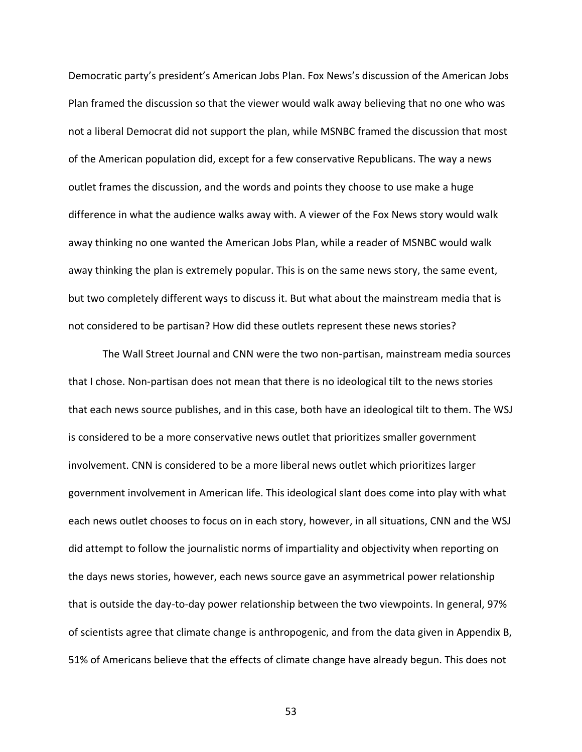Democratic party's president's American Jobs Plan. Fox News's discussion of the American Jobs Plan framed the discussion so that the viewer would walk away believing that no one who was not a liberal Democrat did not support the plan, while MSNBC framed the discussion that most of the American population did, except for a few conservative Republicans. The way a news outlet frames the discussion, and the words and points they choose to use make a huge difference in what the audience walks away with. A viewer of the Fox News story would walk away thinking no one wanted the American Jobs Plan, while a reader of MSNBC would walk away thinking the plan is extremely popular. This is on the same news story, the same event, but two completely different ways to discuss it. But what about the mainstream media that is not considered to be partisan? How did these outlets represent these news stories?

The Wall Street Journal and CNN were the two non-partisan, mainstream media sources that I chose. Non-partisan does not mean that there is no ideological tilt to the news stories that each news source publishes, and in this case, both have an ideological tilt to them. The WSJ is considered to be a more conservative news outlet that prioritizes smaller government involvement. CNN is considered to be a more liberal news outlet which prioritizes larger government involvement in American life. This ideological slant does come into play with what each news outlet chooses to focus on in each story, however, in all situations, CNN and the WSJ did attempt to follow the journalistic norms of impartiality and objectivity when reporting on the days news stories, however, each news source gave an asymmetrical power relationship that is outside the day-to-day power relationship between the two viewpoints. In general, 97% of scientists agree that climate change is anthropogenic, and from the data given in Appendix B, 51% of Americans believe that the effects of climate change have already begun. This does not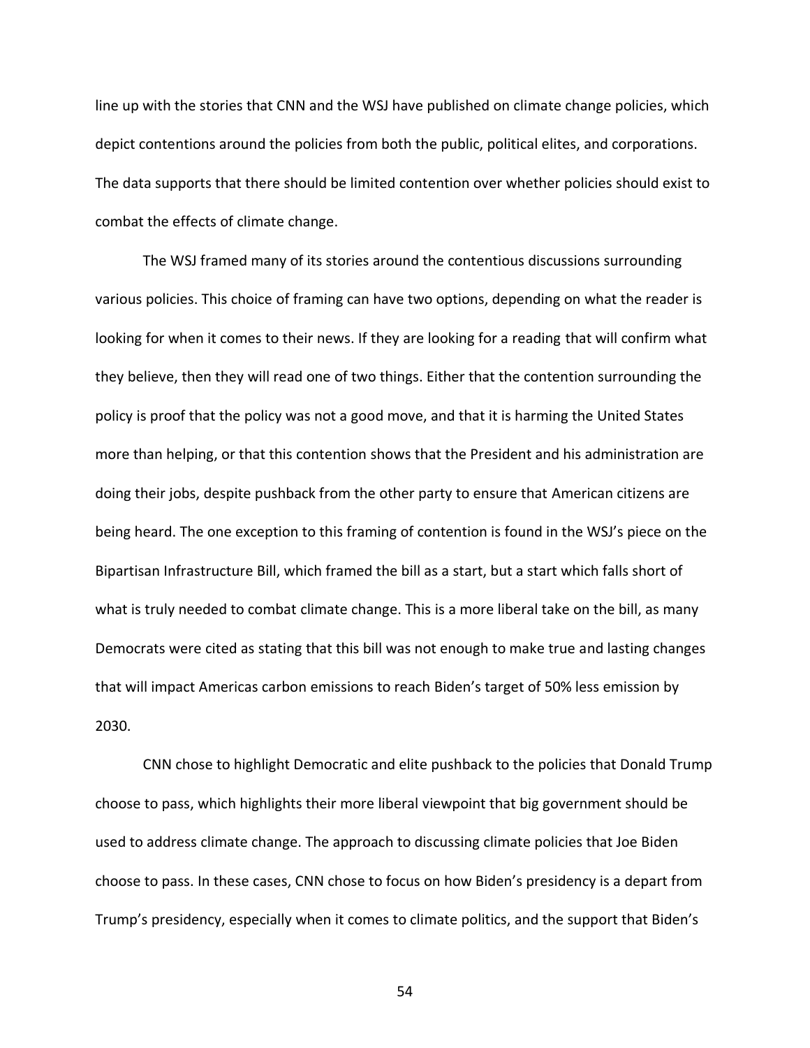line up with the stories that CNN and the WSJ have published on climate change policies, which depict contentions around the policies from both the public, political elites, and corporations. The data supports that there should be limited contention over whether policies should exist to combat the effects of climate change.

The WSJ framed many of its stories around the contentious discussions surrounding various policies. This choice of framing can have two options, depending on what the reader is looking for when it comes to their news. If they are looking for a reading that will confirm what they believe, then they will read one of two things. Either that the contention surrounding the policy is proof that the policy was not a good move, and that it is harming the United States more than helping, or that this contention shows that the President and his administration are doing their jobs, despite pushback from the other party to ensure that American citizens are being heard. The one exception to this framing of contention is found in the WSJ's piece on the Bipartisan Infrastructure Bill, which framed the bill as a start, but a start which falls short of what is truly needed to combat climate change. This is a more liberal take on the bill, as many Democrats were cited as stating that this bill was not enough to make true and lasting changes that will impact Americas carbon emissions to reach Biden's target of 50% less emission by 2030.

CNN chose to highlight Democratic and elite pushback to the policies that Donald Trump choose to pass, which highlights their more liberal viewpoint that big government should be used to address climate change. The approach to discussing climate policies that Joe Biden choose to pass. In these cases, CNN chose to focus on how Biden's presidency is a depart from Trump's presidency, especially when it comes to climate politics, and the support that Biden's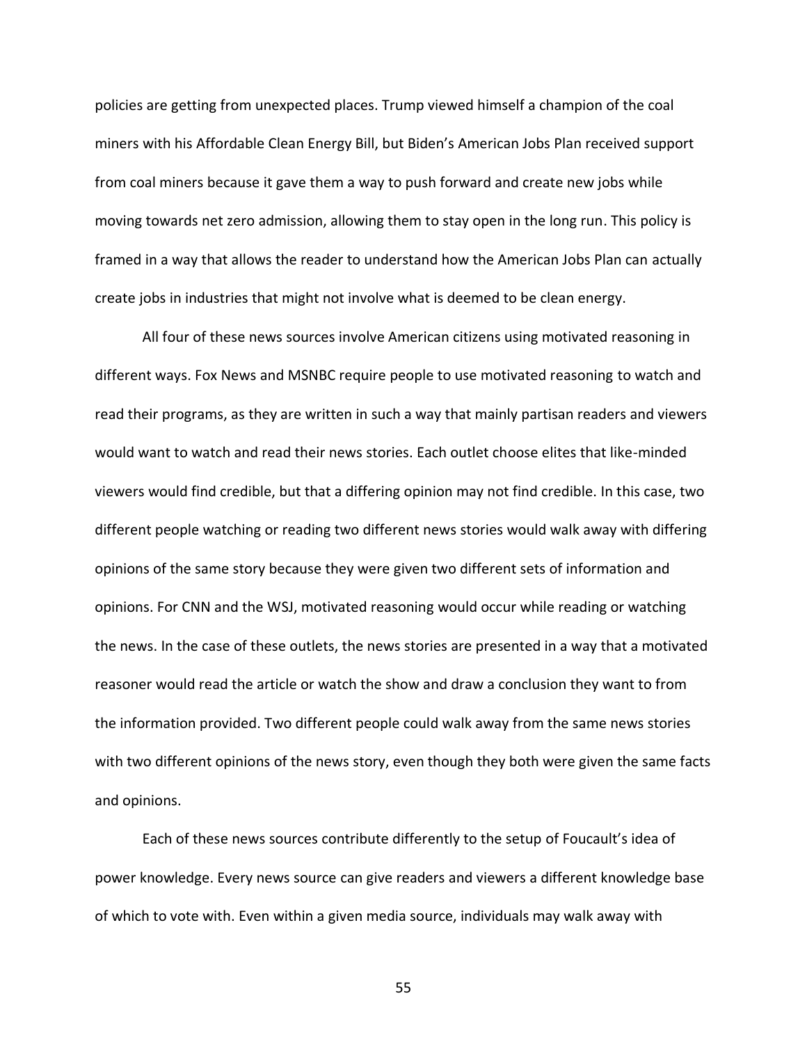policies are getting from unexpected places. Trump viewed himself a champion of the coal miners with his Affordable Clean Energy Bill, but Biden's American Jobs Plan received support from coal miners because it gave them a way to push forward and create new jobs while moving towards net zero admission, allowing them to stay open in the long run. This policy is framed in a way that allows the reader to understand how the American Jobs Plan can actually create jobs in industries that might not involve what is deemed to be clean energy.

All four of these news sources involve American citizens using motivated reasoning in different ways. Fox News and MSNBC require people to use motivated reasoning to watch and read their programs, as they are written in such a way that mainly partisan readers and viewers would want to watch and read their news stories. Each outlet choose elites that like-minded viewers would find credible, but that a differing opinion may not find credible. In this case, two different people watching or reading two different news stories would walk away with differing opinions of the same story because they were given two different sets of information and opinions. For CNN and the WSJ, motivated reasoning would occur while reading or watching the news. In the case of these outlets, the news stories are presented in a way that a motivated reasoner would read the article or watch the show and draw a conclusion they want to from the information provided. Two different people could walk away from the same news stories with two different opinions of the news story, even though they both were given the same facts and opinions.

Each of these news sources contribute differently to the setup of Foucault's idea of power knowledge. Every news source can give readers and viewers a different knowledge base of which to vote with. Even within a given media source, individuals may walk away with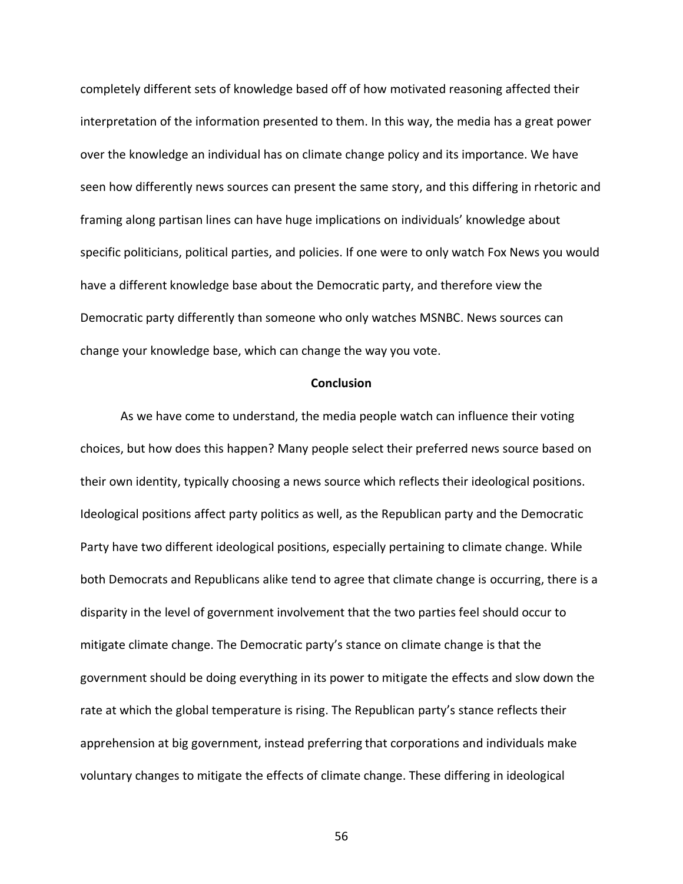completely different sets of knowledge based off of how motivated reasoning affected their interpretation of the information presented to them. In this way, the media has a great power over the knowledge an individual has on climate change policy and its importance. We have seen how differently news sources can present the same story, and this differing in rhetoric and framing along partisan lines can have huge implications on individuals' knowledge about specific politicians, political parties, and policies. If one were to only watch Fox News you would have a different knowledge base about the Democratic party, and therefore view the Democratic party differently than someone who only watches MSNBC. News sources can change your knowledge base, which can change the way you vote.

## Conclusion

As we have come to understand, the media people watch can influence their voting choices, but how does this happen? Many people select their preferred news source based on their own identity, typically choosing a news source which reflects their ideological positions. Ideological positions affect party politics as well, as the Republican party and the Democratic Party have two different ideological positions, especially pertaining to climate change. While both Democrats and Republicans alike tend to agree that climate change is occurring, there is a disparity in the level of government involvement that the two parties feel should occur to mitigate climate change. The Democratic party's stance on climate change is that the government should be doing everything in its power to mitigate the effects and slow down the rate at which the global temperature is rising. The Republican party's stance reflects their apprehension at big government, instead preferring that corporations and individuals make voluntary changes to mitigate the effects of climate change. These differing in ideological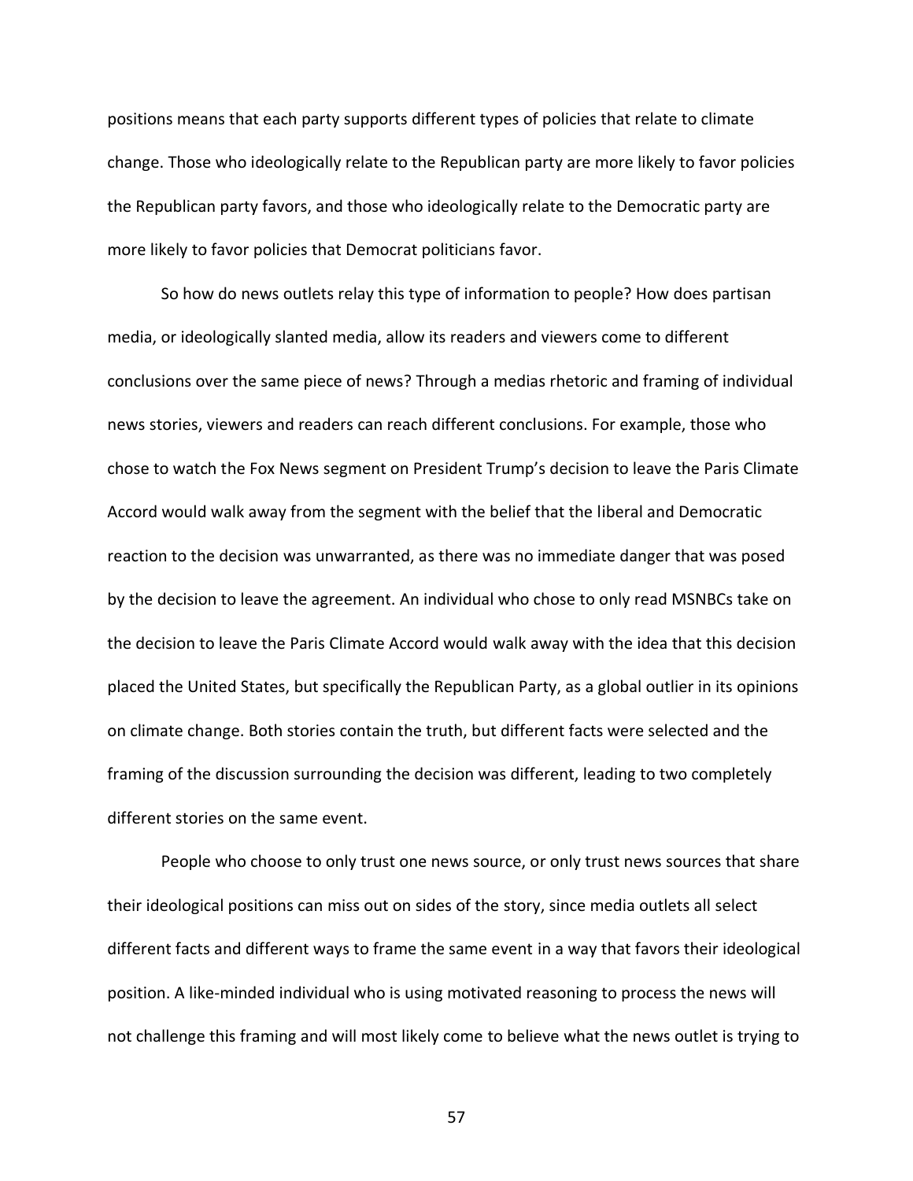positions means that each party supports different types of policies that relate to climate change. Those who ideologically relate to the Republican party are more likely to favor policies the Republican party favors, and those who ideologically relate to the Democratic party are more likely to favor policies that Democrat politicians favor.

So how do news outlets relay this type of information to people? How does partisan media, or ideologically slanted media, allow its readers and viewers come to different conclusions over the same piece of news? Through a medias rhetoric and framing of individual news stories, viewers and readers can reach different conclusions. For example, those who chose to watch the Fox News segment on President Trump's decision to leave the Paris Climate Accord would walk away from the segment with the belief that the liberal and Democratic reaction to the decision was unwarranted, as there was no immediate danger that was posed by the decision to leave the agreement. An individual who chose to only read MSNBCs take on the decision to leave the Paris Climate Accord would walk away with the idea that this decision placed the United States, but specifically the Republican Party, as a global outlier in its opinions on climate change. Both stories contain the truth, but different facts were selected and the framing of the discussion surrounding the decision was different, leading to two completely different stories on the same event.

People who choose to only trust one news source, or only trust news sources that share their ideological positions can miss out on sides of the story, since media outlets all select different facts and different ways to frame the same event in a way that favors their ideological position. A like-minded individual who is using motivated reasoning to process the news will not challenge this framing and will most likely come to believe what the news outlet is trying to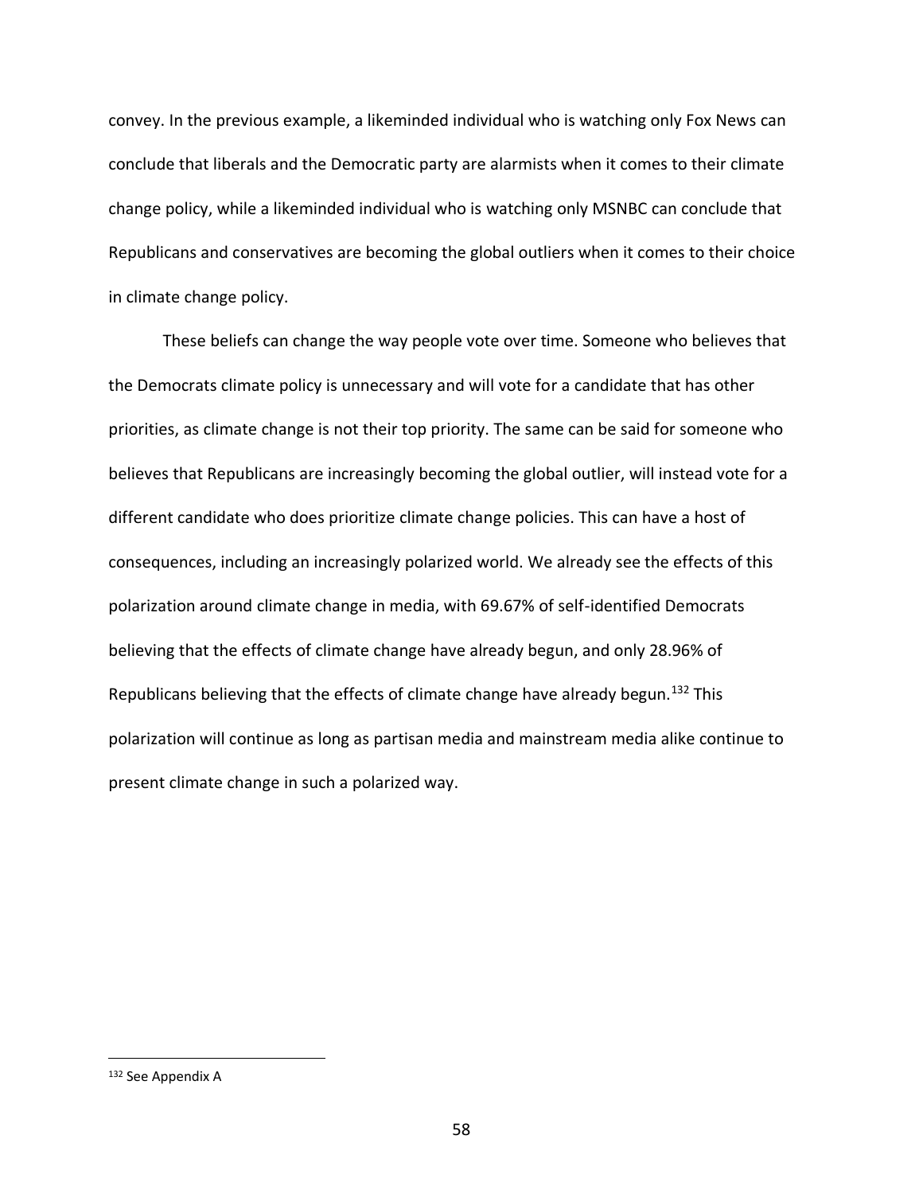convey. In the previous example, a likeminded individual who is watching only Fox News can conclude that liberals and the Democratic party are alarmists when it comes to their climate change policy, while a likeminded individual who is watching only MSNBC can conclude that Republicans and conservatives are becoming the global outliers when it comes to their choice in climate change policy.

These beliefs can change the way people vote over time. Someone who believes that the Democrats climate policy is unnecessary and will vote for a candidate that has other priorities, as climate change is not their top priority. The same can be said for someone who believes that Republicans are increasingly becoming the global outlier, will instead vote for a different candidate who does prioritize climate change policies. This can have a host of consequences, including an increasingly polarized world. We already see the effects of this polarization around climate change in media, with 69.67% of self-identified Democrats believing that the effects of climate change have already begun, and only 28.96% of Republicans believing that the effects of climate change have already begun.[132] This polarization will continue as long as partisan media and mainstream media alike continue to present climate change in such a polarized way.

---

[132] See Appendix A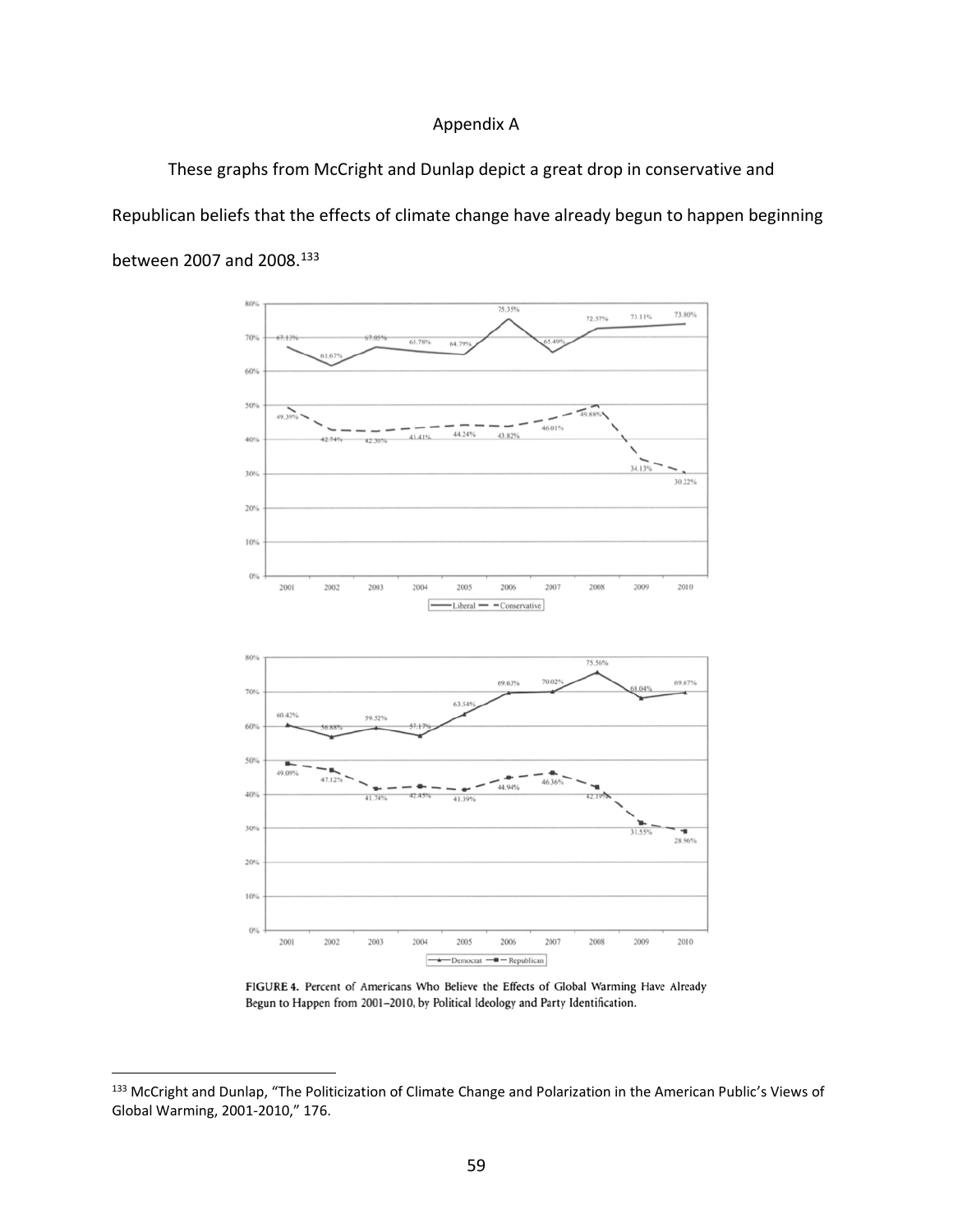# Appendix A

These graphs from McCright and Dunlap depict a great drop in conservative and Republican beliefs that the effects of climate change have already begun to happen beginning between 2007 and 2008.[133]

FIGURE 4. Percent of Americans Who Believe the Effects of Global Warming Have Already Begun to Happen from 2001–2010, by Political Ideology and Party Identification.

[133] McCright and Dunlap, "The Politicization of Climate Change and Polarization in the American Public's Views of Global Warming, 2001-2010," 176.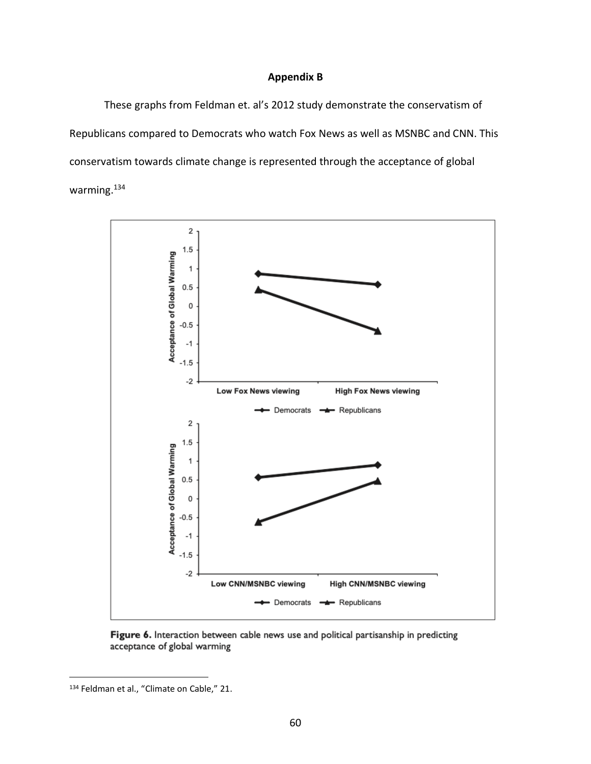## Appendix B

These graphs from Feldman et. al's 2012 study demonstrate the conservatism of Republicans compared to Democrats who watch Fox News as well as MSNBC and CNN. This conservatism towards climate change is represented through the acceptance of global warming.[134]

**Figure 6.** Interaction between cable news use and political partisanship in predicting acceptance of global warming

[134] Feldman et al., "Climate on Cable," 21.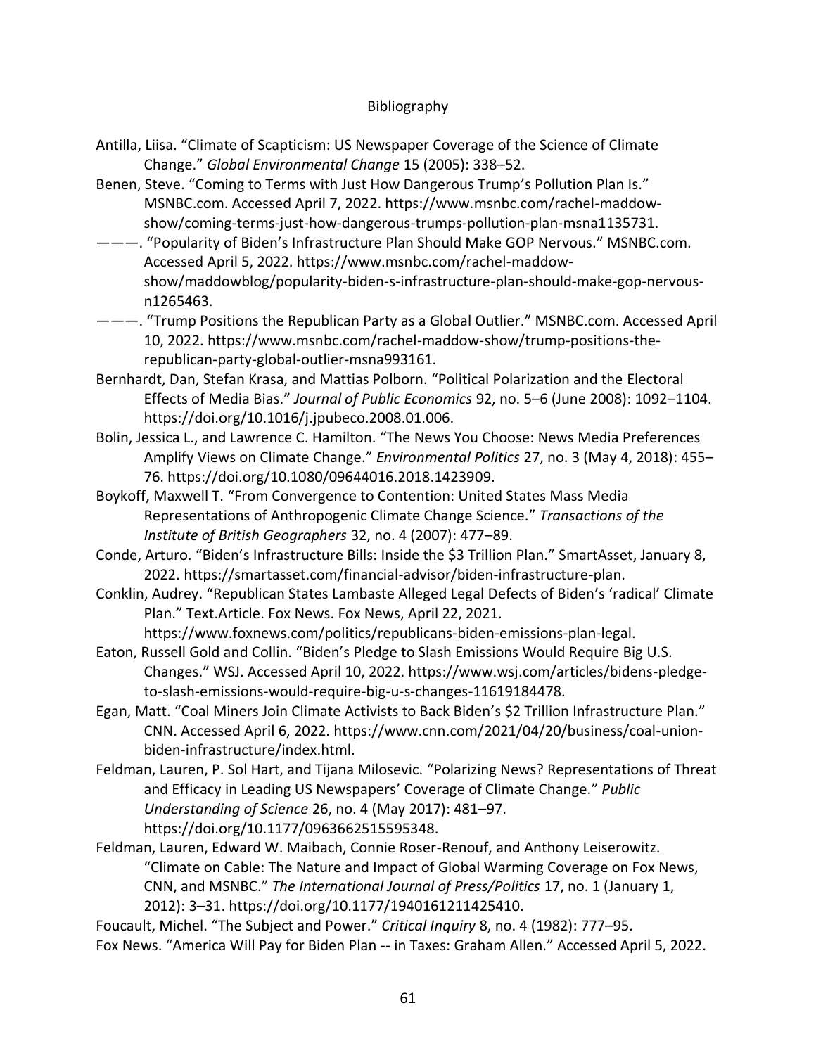# Bibliography

Antilla, Liisa. "Climate of Scapticism: US Newspaper Coverage of the Science of Climate Change." *Global Environmental Change* 15 (2005): 338–52.

Benen, Steve. "Coming to Terms with Just How Dangerous Trump's Pollution Plan Is." MSNBC.com. Accessed April 7, 2022. https://www.msnbc.com/rachel-maddow-show/coming-terms-just-how-dangerous-trumps-pollution-plan-msna1135731.

———. "Popularity of Biden's Infrastructure Plan Should Make GOP Nervous." MSNBC.com. Accessed April 5, 2022. https://www.msnbc.com/rachel-maddow-show/maddowblog/popularity-biden-s-infrastructure-plan-should-make-gop-nervous-n1265463.

———. "Trump Positions the Republican Party as a Global Outlier." MSNBC.com. Accessed April 10, 2022. https://www.msnbc.com/rachel-maddow-show/trump-positions-the-republican-party-global-outlier-msna993161.

Bernhardt, Dan, Stefan Krasa, and Mattias Polborn. "Political Polarization and the Electoral Effects of Media Bias." *Journal of Public Economics* 92, no. 5–6 (June 2008): 1092–1104. https://doi.org/10.1016/j.jpubeco.2008.01.006.

Bolin, Jessica L., and Lawrence C. Hamilton. "The News You Choose: News Media Preferences Amplify Views on Climate Change." *Environmental Politics* 27, no. 3 (May 4, 2018): 455–76. https://doi.org/10.1080/09644016.2018.1423909.

Boykoff, Maxwell T. "From Convergence to Contention: United States Mass Media Representations of Anthropogenic Climate Change Science." *Transactions of the Institute of British Geographers* 32, no. 4 (2007): 477–89.

Conde, Arturo. "Biden's Infrastructure Bills: Inside the $3 Trillion Plan." SmartAsset, January 8, 2022. https://smartasset.com/financial-advisor/biden-infrastructure-plan.

Conklin, Audrey. "Republican States Lambaste Alleged Legal Defects of Biden's 'radical' Climate Plan." Text.Article. Fox News. Fox News, April 22, 2021. https://www.foxnews.com/politics/republicans-biden-emissions-plan-legal.

Eaton, Russell Gold and Collin. "Biden's Pledge to Slash Emissions Would Require Big U.S. Changes." WSJ. Accessed April 10, 2022. https://www.wsj.com/articles/bidens-pledge-to-slash-emissions-would-require-big-u-s-changes-11619184478.

Egan, Matt. "Coal Miners Join Climate Activists to Back Biden's $2 Trillion Infrastructure Plan." CNN. Accessed April 6, 2022. https://www.cnn.com/2021/04/20/business/coal-union-biden-infrastructure/index.html.

Feldman, Lauren, P. Sol Hart, and Tijana Milosevic. "Polarizing News? Representations of Threat and Efficacy in Leading US Newspapers' Coverage of Climate Change." *Public Understanding of Science* 26, no. 4 (May 2017): 481–97. https://doi.org/10.1177/0963662515595348.

Feldman, Lauren, Edward W. Maibach, Connie Roser-Renouf, and Anthony Leiserowitz. "Climate on Cable: The Nature and Impact of Global Warming Coverage on Fox News, CNN, and MSNBC." *The International Journal of Press/Politics* 17, no. 1 (January 1, 2012): 3–31. https://doi.org/10.1177/1940161211425410.

Foucault, Michel. "The Subject and Power." *Critical Inquiry* 8, no. 4 (1982): 777–95.

Fox News. "America Will Pay for Biden Plan -- in Taxes: Graham Allen." Accessed April 5, 2022.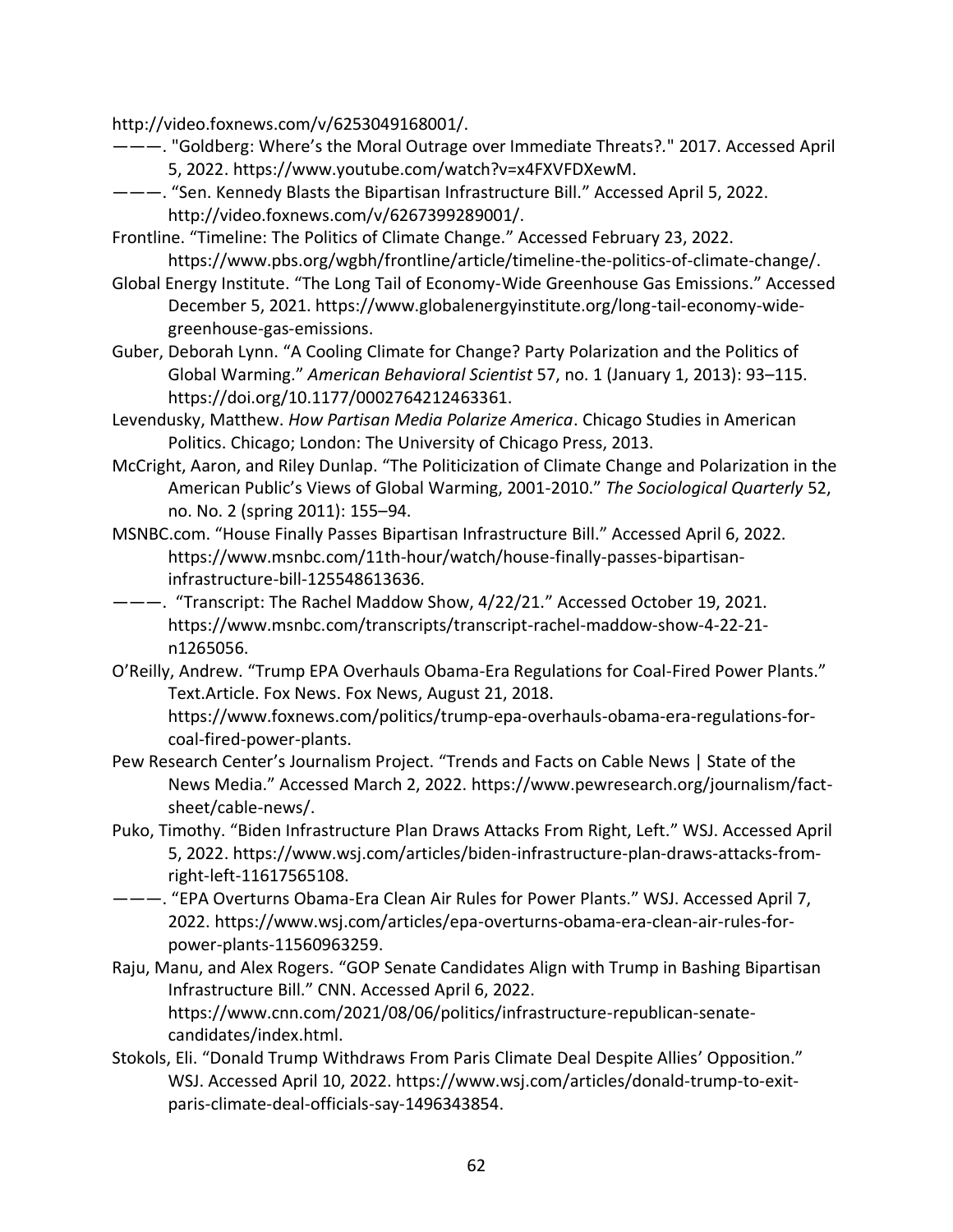http://video.foxnews.com/v/6253049168001/.

———. "Goldberg: Where's the Moral Outrage over Immediate Threats?." 2017. Accessed April 5, 2022. https://www.youtube.com/watch?v=x4FXVFDXewM.

———. "Sen. Kennedy Blasts the Bipartisan Infrastructure Bill." Accessed April 5, 2022. http://video.foxnews.com/v/6267399289001/.

Frontline. "Timeline: The Politics of Climate Change." Accessed February 23, 2022. https://www.pbs.org/wgbh/frontline/article/timeline-the-politics-of-climate-change/.

Global Energy Institute. "The Long Tail of Economy-Wide Greenhouse Gas Emissions." Accessed December 5, 2021. https://www.globalenergyinstitute.org/long-tail-economy-wide-greenhouse-gas-emissions.

Guber, Deborah Lynn. "A Cooling Climate for Change? Party Polarization and the Politics of Global Warming." *American Behavioral Scientist* 57, no. 1 (January 1, 2013): 93–115. https://doi.org/10.1177/0002764212463361.

Levendusky, Matthew. *How Partisan Media Polarize America*. Chicago Studies in American Politics. Chicago; London: The University of Chicago Press, 2013.

McCright, Aaron, and Riley Dunlap. "The Politicization of Climate Change and Polarization in the American Public's Views of Global Warming, 2001-2010." *The Sociological Quarterly* 52, no. No. 2 (spring 2011): 155–94.

MSNBC.com. "House Finally Passes Bipartisan Infrastructure Bill." Accessed April 6, 2022. https://www.msnbc.com/11th-hour/watch/house-finally-passes-bipartisan-infrastructure-bill-125548613636.

———. "Transcript: The Rachel Maddow Show, 4/22/21." Accessed October 19, 2021. https://www.msnbc.com/transcripts/transcript-rachel-maddow-show-4-22-21-n1265056.

O'Reilly, Andrew. "Trump EPA Overhauls Obama-Era Regulations for Coal-Fired Power Plants." Text.Article. Fox News. Fox News, August 21, 2018. https://www.foxnews.com/politics/trump-epa-overhauls-obama-era-regulations-for-coal-fired-power-plants.

Pew Research Center's Journalism Project. "Trends and Facts on Cable News | State of the News Media." Accessed March 2, 2022. https://www.pewresearch.org/journalism/fact-sheet/cable-news/.

Puko, Timothy. "Biden Infrastructure Plan Draws Attacks From Right, Left." WSJ. Accessed April 5, 2022. https://www.wsj.com/articles/biden-infrastructure-plan-draws-attacks-from-right-left-11617565108.

———. "EPA Overturns Obama-Era Clean Air Rules for Power Plants." WSJ. Accessed April 7, 2022. https://www.wsj.com/articles/epa-overturns-obama-era-clean-air-rules-for-power-plants-11560963259.

Raju, Manu, and Alex Rogers. "GOP Senate Candidates Align with Trump in Bashing Bipartisan Infrastructure Bill." CNN. Accessed April 6, 2022. https://www.cnn.com/2021/08/06/politics/infrastructure-republican-senate-candidates/index.html.

Stokols, Eli. "Donald Trump Withdraws From Paris Climate Deal Despite Allies' Opposition." WSJ. Accessed April 10, 2022. https://www.wsj.com/articles/donald-trump-to-exit-paris-climate-deal-officials-say-1496343854.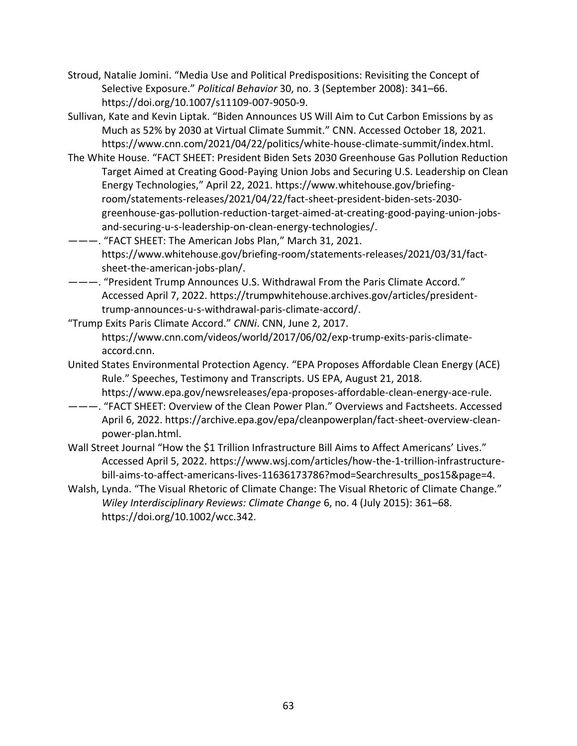Stroud, Natalie Jomini. “Media Use and Political Predispositions: Revisiting the Concept of Selective Exposure.” *Political Behavior* 30, no. 3 (September 2008): 341–66. https://doi.org/10.1007/s11109-007-9050-9.

Sullivan, Kate and Kevin Liptak. “Biden Announces US Will Aim to Cut Carbon Emissions by as Much as 52% by 2030 at Virtual Climate Summit.” CNN. Accessed October 18, 2021. https://www.cnn.com/2021/04/22/politics/white-house-climate-summit/index.html.

The White House. “FACT SHEET: President Biden Sets 2030 Greenhouse Gas Pollution Reduction Target Aimed at Creating Good-Paying Union Jobs and Securing U.S. Leadership on Clean Energy Technologies,” April 22, 2021. https://www.whitehouse.gov/briefing-room/statements-releases/2021/04/22/fact-sheet-president-biden-sets-2030-greenhouse-gas-pollution-reduction-target-aimed-at-creating-good-paying-union-jobs-and-securing-u-s-leadership-on-clean-energy-technologies/.

———. “FACT SHEET: The American Jobs Plan,” March 31, 2021. https://www.whitehouse.gov/briefing-room/statements-releases/2021/03/31/fact-sheet-the-american-jobs-plan/.

———. “President Trump Announces U.S. Withdrawal From the Paris Climate Accord.” Accessed April 7, 2022. https://trumpwhitehouse.archives.gov/articles/president-trump-announces-u-s-withdrawal-paris-climate-accord/.

“Trump Exits Paris Climate Accord.” *CNNi*. CNN, June 2, 2017. https://www.cnn.com/videos/world/2017/06/02/exp-trump-exits-paris-climate-accord.cnn.

United States Environmental Protection Agency. “EPA Proposes Affordable Clean Energy (ACE) Rule.” Speeches, Testimony and Transcripts. US EPA, August 21, 2018. https://www.epa.gov/newsreleases/epa-proposes-affordable-clean-energy-ace-rule.

———. “FACT SHEET: Overview of the Clean Power Plan.” Overviews and Factsheets. Accessed April 6, 2022. https://archive.epa.gov/epa/cleanpowerplan/fact-sheet-overview-clean-power-plan.html.

Wall Street Journal “How the $1 Trillion Infrastructure Bill Aims to Affect Americans’ Lives.” Accessed April 5, 2022. https://www.wsj.com/articles/how-the-1-trillion-infrastructure-bill-aims-to-affect-americans-lives-11636173786?mod=Searchresults_pos15&page=4.

Walsh, Lynda. “The Visual Rhetoric of Climate Change: The Visual Rhetoric of Climate Change.” *Wiley Interdisciplinary Reviews: Climate Change* 6, no. 4 (July 2015): 361–68. https://doi.org/10.1002/wcc.342.